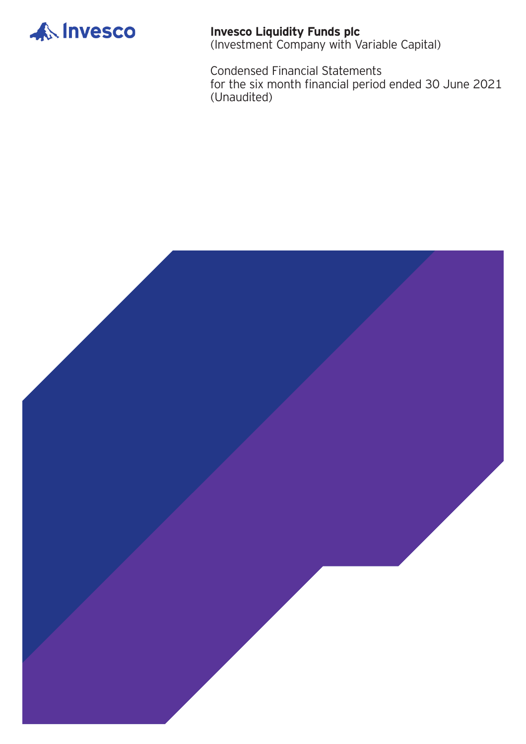Invesco

**Invesco Liquidity Funds plc**
(Investment Company with Variable Capital)

Condensed Financial Statements
for the six month financial period ended 30 June 2021
(Unaudited)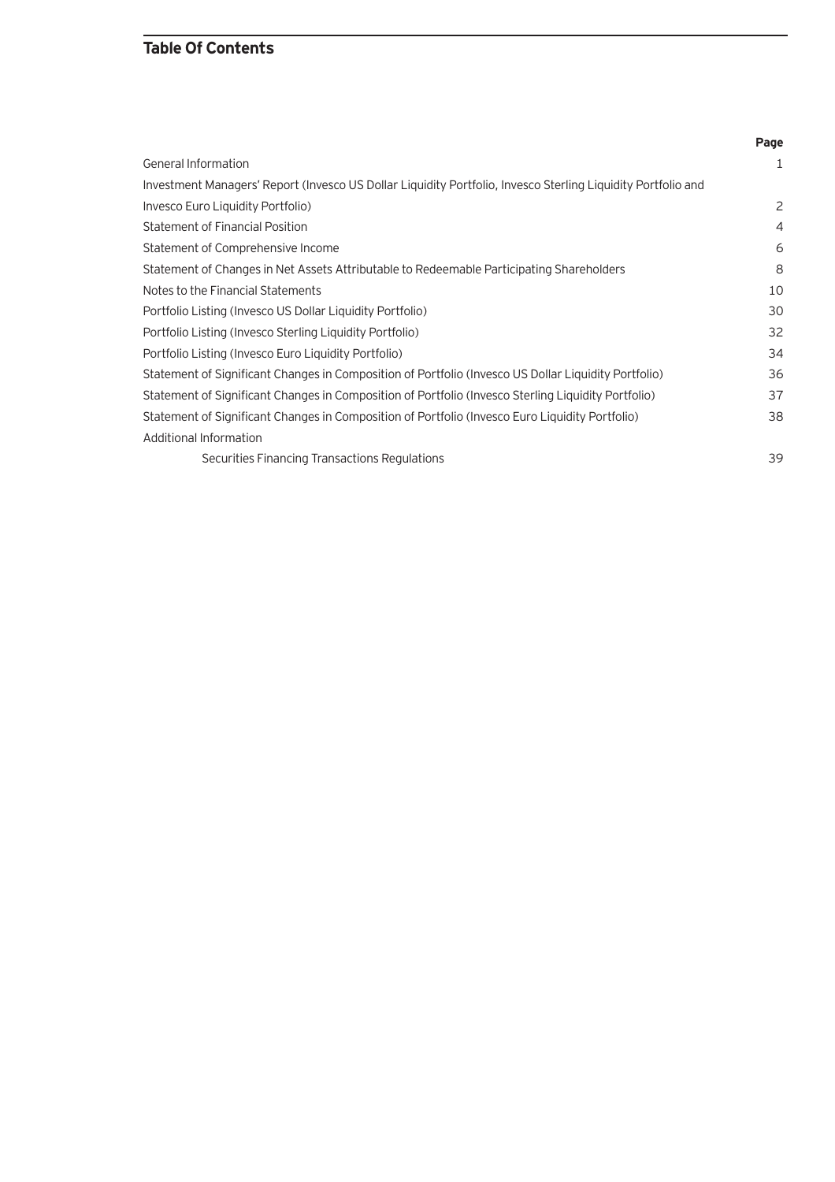## Table Of Contents

| | Page |
|---|---|
| General Information | 1 |
| Investment Managers' Report (Invesco US Dollar Liquidity Portfolio, Invesco Sterling Liquidity Portfolio and Invesco Euro Liquidity Portfolio) | 2 |
| Statement of Financial Position | 4 |
| Statement of Comprehensive Income | 6 |
| Statement of Changes in Net Assets Attributable to Redeemable Participating Shareholders | 8 |
| Notes to the Financial Statements | 10 |
| Portfolio Listing (Invesco US Dollar Liquidity Portfolio) | 30 |
| Portfolio Listing (Invesco Sterling Liquidity Portfolio) | 32 |
| Portfolio Listing (Invesco Euro Liquidity Portfolio) | 34 |
| Statement of Significant Changes in Composition of Portfolio (Invesco US Dollar Liquidity Portfolio) | 36 |
| Statement of Significant Changes in Composition of Portfolio (Invesco Sterling Liquidity Portfolio) | 37 |
| Statement of Significant Changes in Composition of Portfolio (Invesco Euro Liquidity Portfolio) | 38 |
| Additional Information | |
| Securities Financing Transactions Regulations | 39 |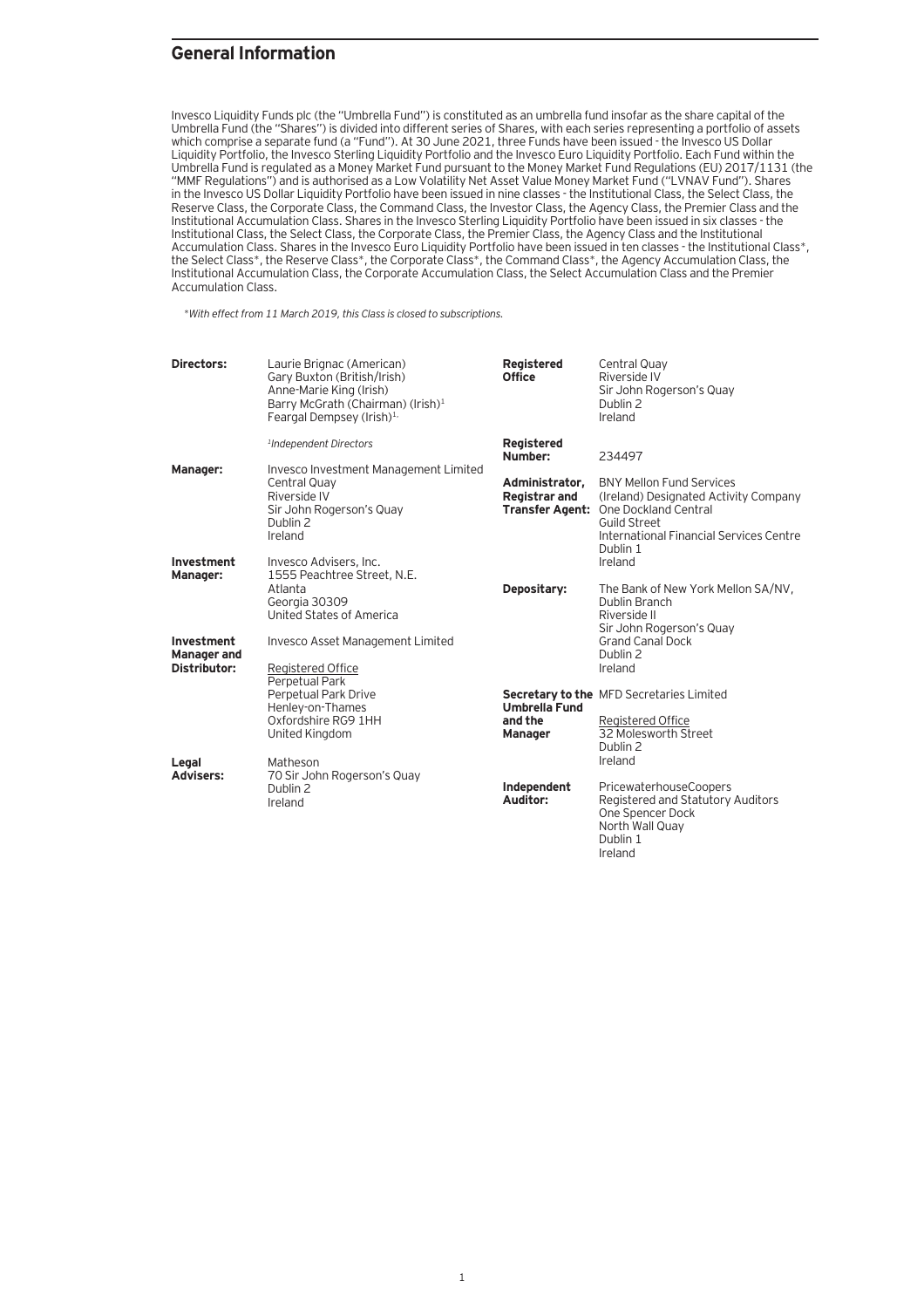## General Information

Invesco Liquidity Funds plc (the "Umbrella Fund") is constituted as an umbrella fund insofar as the share capital of the Umbrella Fund (the "Shares") is divided into different series of Shares, with each series representing a portfolio of assets which comprise a separate fund (a "Fund"). At 30 June 2021, three Funds have been issued - the Invesco US Dollar Liquidity Portfolio, the Invesco Sterling Liquidity Portfolio and the Invesco Euro Liquidity Portfolio. Each Fund within the Umbrella Fund is regulated as a Money Market Fund pursuant to the Money Market Fund Regulations (EU) 2017/1131 (the "MMF Regulations") and is authorised as a Low Volatility Net Asset Value Money Market Fund ("LVNAV Fund"). Shares in the Invesco US Dollar Liquidity Portfolio have been issued in nine classes - the Institutional Class, the Select Class, the Reserve Class, the Corporate Class, the Command Class, the Investor Class, the Agency Class, the Premier Class and the Institutional Accumulation Class. Shares in the Invesco Sterling Liquidity Portfolio have been issued in six classes - the Institutional Class, the Select Class, the Corporate Class, the Premier Class, the Agency Class and the Institutional Accumulation Class. Shares in the Invesco Euro Liquidity Portfolio have been issued in ten classes - the Institutional Class*, the Select Class*, the Reserve Class*, the Corporate Class*, the Command Class*, the Agency Accumulation Class, the Institutional Accumulation Class, the Corporate Accumulation Class, the Select Accumulation Class and the Premier Accumulation Class.

*With effect from 11 March 2019, this Class is closed to subscriptions.*

**Directors:**
Laurie Brignac (American)
Gary Buxton (British/Irish)
Anne-Marie King (Irish)
Barry McGrath (Chairman) (Irish)[1]
Feargal Dempsey (Irish)[1]

*[1]Independent Directors*

**Manager:**
Invesco Investment Management Limited
Central Quay
Riverside IV
Sir John Rogerson's Quay
Dublin 2
Ireland

**Investment Manager:**
Invesco Advisers, Inc.
1555 Peachtree Street, N.E.
Atlanta
Georgia 30309
United States of America

**Investment Manager and Distributor:**
Invesco Asset Management Limited

Registered Office
Perpetual Park
Perpetual Park Drive
Henley-on-Thames
Oxfordshire RG9 1HH
United Kingdom

**Legal Advisers:**
Matheson
70 Sir John Rogerson's Quay
Dublin 2
Ireland

**Registered Office**
Central Quay
Riverside IV
Sir John Rogerson's Quay
Dublin 2
Ireland

**Registered Number:**
234497

**Administrator, Registrar and Transfer Agent:**
BNY Mellon Fund Services (Ireland) Designated Activity Company
One Dockland Central
Guild Street
International Financial Services Centre
Dublin 1
Ireland

**Depositary:**
The Bank of New York Mellon SA/NV, Dublin Branch
Riverside II
Sir John Rogerson's Quay
Grand Canal Dock
Dublin 2
Ireland

**Secretary to the Umbrella Fund and the Manager**
MFD Secretaries Limited

Registered Office
32 Molesworth Street
Dublin 2
Ireland

**Independent Auditor:**
PricewaterhouseCoopers
Registered and Statutory Auditors
One Spencer Dock
North Wall Quay
Dublin 1
Ireland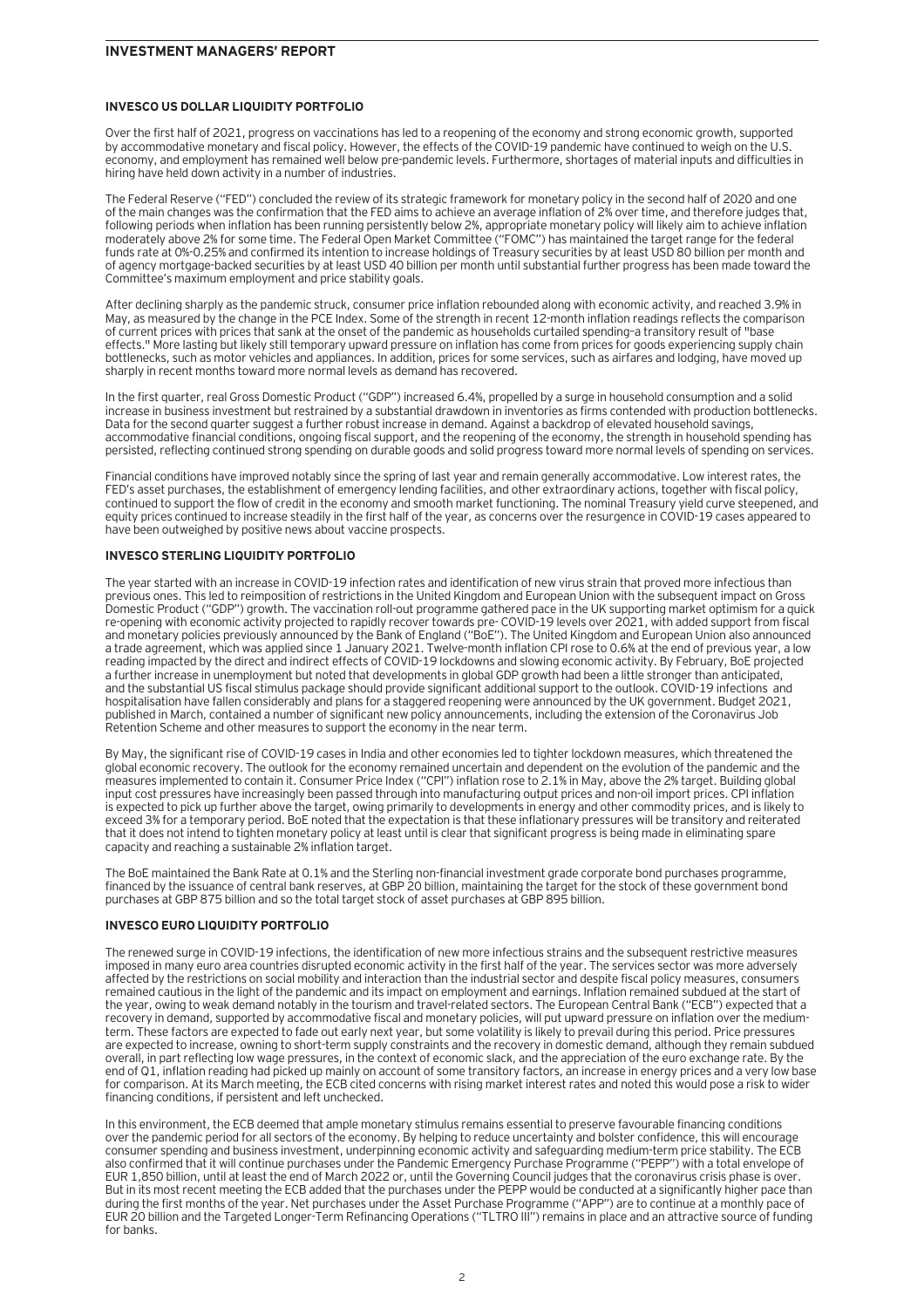## INVESTMENT MANAGERS' REPORT

### INVESCO US DOLLAR LIQUIDITY PORTFOLIO

Over the first half of 2021, progress on vaccinations has led to a reopening of the economy and strong economic growth, supported by accommodative monetary and fiscal policy. However, the effects of the COVID-19 pandemic have continued to weigh on the U.S. economy, and employment has remained well below pre-pandemic levels. Furthermore, shortages of material inputs and difficulties in hiring have held down activity in a number of industries.

The Federal Reserve ("FED") concluded the review of its strategic framework for monetary policy in the second half of 2020 and one of the main changes was the confirmation that the FED aims to achieve an average inflation of 2% over time, and therefore judges that, following periods when inflation has been running persistently below 2%, appropriate monetary policy will likely aim to achieve inflation moderately above 2% for some time. The Federal Open Market Committee ("FOMC") has maintained the target range for the federal funds rate at 0%-0.25% and confirmed its intention to increase holdings of Treasury securities by at least USD 80 billion per month and of agency mortgage-backed securities by at least USD 40 billion per month until substantial further progress has been made toward the Committee's maximum employment and price stability goals.

After declining sharply as the pandemic struck, consumer price inflation rebounded along with economic activity, and reached 3.9% in May, as measured by the change in the PCE Index. Some of the strength in recent 12-month inflation readings reflects the comparison of current prices with prices that sank at the onset of the pandemic as households curtailed spending–a transitory result of "base effects." More lasting but likely still temporary upward pressure on inflation has come from prices for goods experiencing supply chain bottlenecks, such as motor vehicles and appliances. In addition, prices for some services, such as airfares and lodging, have moved up sharply in recent months toward more normal levels as demand has recovered.

In the first quarter, real Gross Domestic Product ("GDP") increased 6.4%, propelled by a surge in household consumption and a solid increase in business investment but restrained by a substantial drawdown in inventories as firms contended with production bottlenecks. Data for the second quarter suggest a further robust increase in demand. Against a backdrop of elevated household savings, accommodative financial conditions, ongoing fiscal support, and the reopening of the economy, the strength in household spending has persisted, reflecting continued strong spending on durable goods and solid progress toward more normal levels of spending on services.

Financial conditions have improved notably since the spring of last year and remain generally accommodative. Low interest rates, the FED's asset purchases, the establishment of emergency lending facilities, and other extraordinary actions, together with fiscal policy, continued to support the flow of credit in the economy and smooth market functioning. The nominal Treasury yield curve steepened, and equity prices continued to increase steadily in the first half of the year, as concerns over the resurgence in COVID-19 cases appeared to have been outweighed by positive news about vaccine prospects.

### INVESCO STERLING LIQUIDITY PORTFOLIO

The year started with an increase in COVID-19 infection rates and identification of new virus strain that proved more infectious than previous ones. This led to reimposition of restrictions in the United Kingdom and European Union with the subsequent impact on Gross Domestic Product ("GDP") growth. The vaccination roll-out programme gathered pace in the UK supporting market optimism for a quick re-opening with economic activity projected to rapidly recover towards pre- COVID-19 levels over 2021, with added support from fiscal and monetary policies previously announced by the Bank of England ("BoE"). The United Kingdom and European Union also announced a trade agreement, which was applied since 1 January 2021. Twelve-month inflation CPI rose to 0.6% at the end of previous year, a low reading impacted by the direct and indirect effects of COVID-19 lockdowns and slowing economic activity. By February, BoE projected a further increase in unemployment but noted that developments in global GDP growth had been a little stronger than anticipated, and the substantial US fiscal stimulus package should provide significant additional support to the outlook. COVID-19 infections and hospitalisation have fallen considerably and plans for a staggered reopening were announced by the UK government. Budget 2021, published in March, contained a number of significant new policy announcements, including the extension of the Coronavirus Job Retention Scheme and other measures to support the economy in the near term.

By May, the significant rise of COVID-19 cases in India and other economies led to tighter lockdown measures, which threatened the global economic recovery. The outlook for the economy remained uncertain and dependent on the evolution of the pandemic and the measures implemented to contain it. Consumer Price Index ("CPI") inflation rose to 2.1% in May, above the 2% target. Building global input cost pressures have increasingly been passed through into manufacturing output prices and non-oil import prices. CPI inflation is expected to pick up further above the target, owing primarily to developments in energy and other commodity prices, and is likely to exceed 3% for a temporary period. BoE noted that the expectation is that these inflationary pressures will be transitory and reiterated that it does not intend to tighten monetary policy at least until is clear that significant progress is being made in eliminating spare capacity and reaching a sustainable 2% inflation target.

The BoE maintained the Bank Rate at 0.1% and the Sterling non-financial investment grade corporate bond purchases programme, financed by the issuance of central bank reserves, at GBP 20 billion, maintaining the target for the stock of these government bond purchases at GBP 875 billion and so the total target stock of asset purchases at GBP 895 billion.

### INVESCO EURO LIQUIDITY PORTFOLIO

The renewed surge in COVID-19 infections, the identification of new more infectious strains and the subsequent restrictive measures imposed in many euro area countries disrupted economic activity in the first half of the year. The services sector was more adversely affected by the restrictions on social mobility and interaction than the industrial sector and despite fiscal policy measures, consumers remained cautious in the light of the pandemic and its impact on employment and earnings. Inflation remained subdued at the start of the year, owing to weak demand notably in the tourism and travel-related sectors. The European Central Bank ("ECB") expected that a recovery in demand, supported by accommodative fiscal and monetary policies, will put upward pressure on inflation over the medium-term. These factors are expected to fade out early next year, but some volatility is likely to prevail during this period. Price pressures are expected to increase, owning to short-term supply constraints and the recovery in domestic demand, although they remain subdued overall, in part reflecting low wage pressures, in the context of economic slack, and the appreciation of the euro exchange rate. By the end of Q1, inflation reading had picked up mainly on account of some transitory factors, an increase in energy prices and a very low base for comparison. At its March meeting, the ECB cited concerns with rising market interest rates and noted this would pose a risk to wider financing conditions, if persistent and left unchecked.

In this environment, the ECB deemed that ample monetary stimulus remains essential to preserve favourable financing conditions over the pandemic period for all sectors of the economy. By helping to reduce uncertainty and bolster confidence, this will encourage consumer spending and business investment, underpinning economic activity and safeguarding medium-term price stability. The ECB also confirmed that it will continue purchases under the Pandemic Emergency Purchase Programme ("PEPP") with a total envelope of EUR 1,850 billion, until at least the end of March 2022 or, until the Governing Council judges that the coronavirus crisis phase is over. But in its most recent meeting the ECB added that the purchases under the PEPP would be conducted at a significantly higher pace than during the first months of the year. Net purchases under the Asset Purchase Programme ("APP") are to continue at a monthly pace of EUR 20 billion and the Targeted Longer-Term Refinancing Operations ("TLTRO III") remains in place and an attractive source of funding for banks.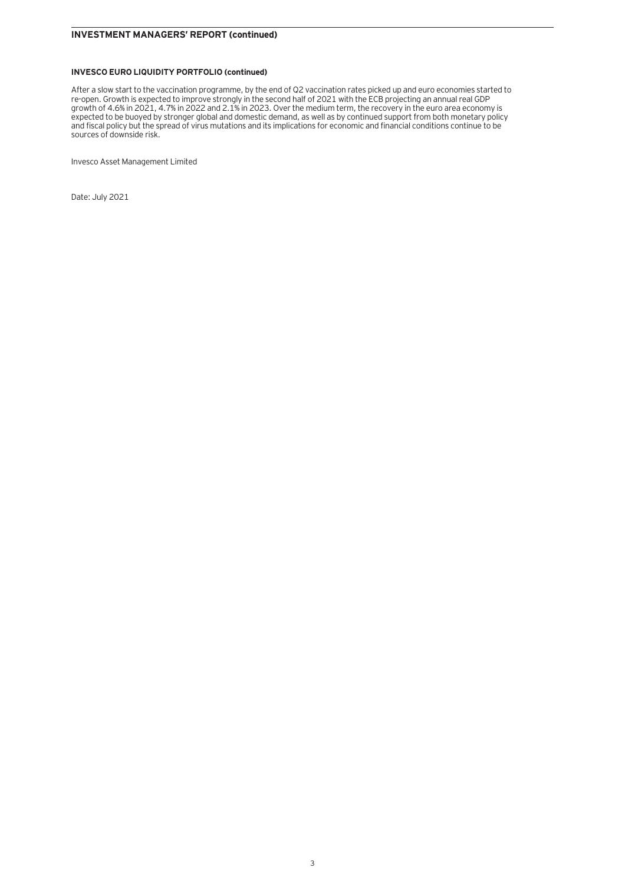## INVESTMENT MANAGERS' REPORT (continued)

### INVESCO EURO LIQUIDITY PORTFOLIO (continued)

After a slow start to the vaccination programme, by the end of Q2 vaccination rates picked up and euro economies started to re-open. Growth is expected to improve strongly in the second half of 2021 with the ECB projecting an annual real GDP growth of 4.6% in 2021, 4.7% in 2022 and 2.1% in 2023. Over the medium term, the recovery in the euro area economy is expected to be buoyed by stronger global and domestic demand, as well as by continued support from both monetary policy and fiscal policy but the spread of virus mutations and its implications for economic and financial conditions continue to be sources of downside risk.

Invesco Asset Management Limited

Date: July 2021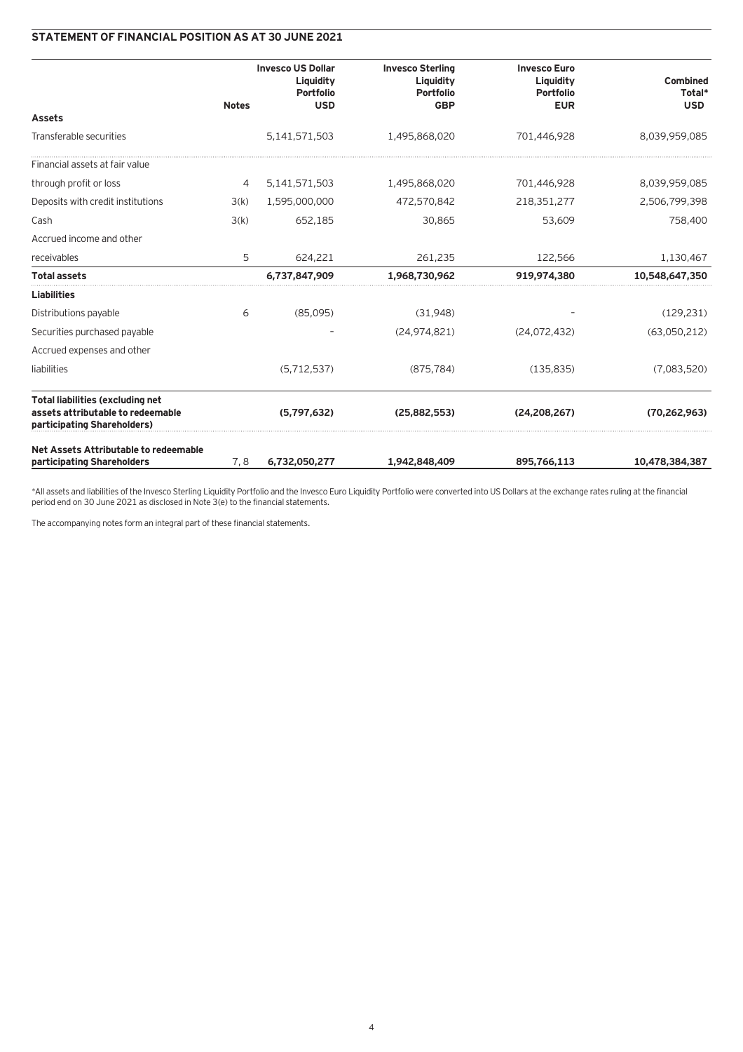## STATEMENT OF FINANCIAL POSITION AS AT 30 JUNE 2021

| | Notes | Invesco US Dollar Liquidity Portfolio USD | Invesco Sterling Liquidity Portfolio GBP | Invesco Euro Liquidity Portfolio EUR | Combined Total* USD |
|---|---|---|---|---|---|
| **Assets** | | | | | |
| Transferable securities | | 5,141,571,503 | 1,495,868,020 | 701,446,928 | 8,039,959,085 |
| Financial assets at fair value through profit or loss | 4 | 5,141,571,503 | 1,495,868,020 | 701,446,928 | 8,039,959,085 |
| Deposits with credit institutions | 3(k) | 1,595,000,000 | 472,570,842 | 218,351,277 | 2,506,799,398 |
| Cash | 3(k) | 652,185 | 30,865 | 53,609 | 758,400 |
| Accrued income and other receivables | 5 | 624,221 | 261,235 | 122,566 | 1,130,467 |
| **Total assets** | | **6,737,847,909** | **1,968,730,962** | **919,974,380** | **10,548,647,350** |
| **Liabilities** | | | | | |
| Distributions payable | 6 | (85,095) | (31,948) | - | (129,231) |
| Securities purchased payable | | - | (24,974,821) | (24,072,432) | (63,050,212) |
| Accrued expenses and other liabilities | | (5,712,537) | (875,784) | (135,835) | (7,083,520) |
| **Total liabilities (excluding net assets attributable to redeemable participating Shareholders)** | | **(5,797,632)** | **(25,882,553)** | **(24,208,267)** | **(70,262,963)** |
| **Net Assets Attributable to redeemable participating Shareholders** | 7, 8 | **6,732,050,277** | **1,942,848,409** | **895,766,113** | **10,478,384,387** |

*All assets and liabilities of the Invesco Sterling Liquidity Portfolio and the Invesco Euro Liquidity Portfolio were converted into US Dollars at the exchange rates ruling at the financial period end on 30 June 2021 as disclosed in Note 3(e) to the financial statements.

The accompanying notes form an integral part of these financial statements.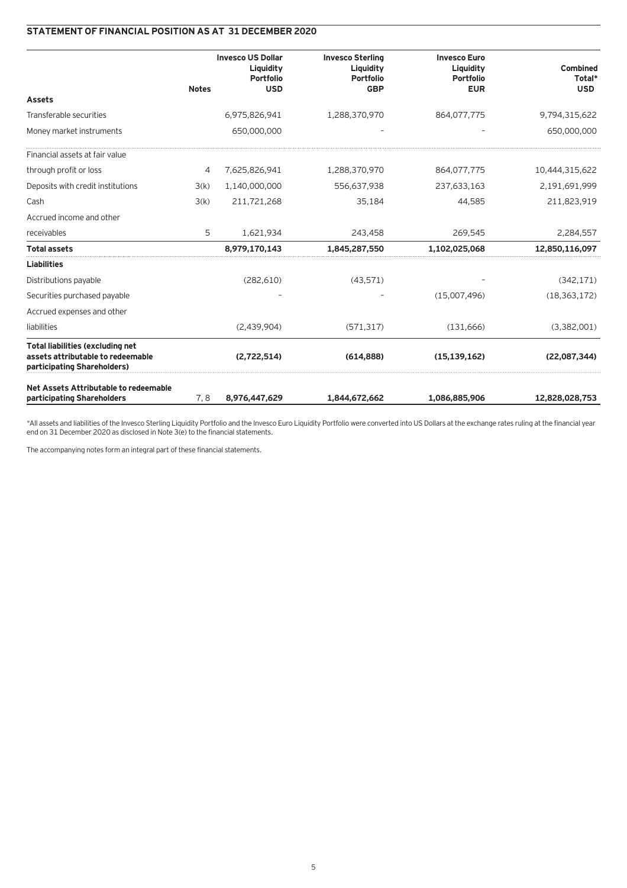## STATEMENT OF FINANCIAL POSITION AS AT 31 DECEMBER 2020

| | Notes | Invesco US Dollar Liquidity Portfolio USD | Invesco Sterling Liquidity Portfolio GBP | Invesco Euro Liquidity Portfolio EUR | Combined Total* USD |
|---|---|---|---|---|---|
| **Assets** | | | | | |
| Transferable securities | | 6,975,826,941 | 1,288,370,970 | 864,077,775 | 9,794,315,622 |
| Money market instruments | | 650,000,000 | - | - | 650,000,000 |
| Financial assets at fair value through profit or loss | 4 | 7,625,826,941 | 1,288,370,970 | 864,077,775 | 10,444,315,622 |
| Deposits with credit institutions | 3(k) | 1,140,000,000 | 556,637,938 | 237,633,163 | 2,191,691,999 |
| Cash | 3(k) | 211,721,268 | 35,184 | 44,585 | 211,823,919 |
| Accrued income and other receivables | 5 | 1,621,934 | 243,458 | 269,545 | 2,284,557 |
| **Total assets** | | **8,979,170,143** | **1,845,287,550** | **1,102,025,068** | **12,850,116,097** |
| **Liabilities** | | | | | |
| Distributions payable | | (282,610) | (43,571) | - | (342,171) |
| Securities purchased payable | | - | - | (15,007,496) | (18,363,172) |
| Accrued expenses and other liabilities | | (2,439,904) | (571,317) | (131,666) | (3,382,001) |
| **Total liabilities (excluding net assets attributable to redeemable participating Shareholders)** | | **(2,722,514)** | **(614,888)** | **(15,139,162)** | **(22,087,344)** |
| **Net Assets Attributable to redeemable participating Shareholders** | 7, 8 | **8,976,447,629** | **1,844,672,662** | **1,086,885,906** | **12,828,028,753** |

*All assets and liabilities of the Invesco Sterling Liquidity Portfolio and the Invesco Euro Liquidity Portfolio were converted into US Dollars at the exchange rates ruling at the financial year end on 31 December 2020 as disclosed in Note 3(e) to the financial statements.

The accompanying notes form an integral part of these financial statements.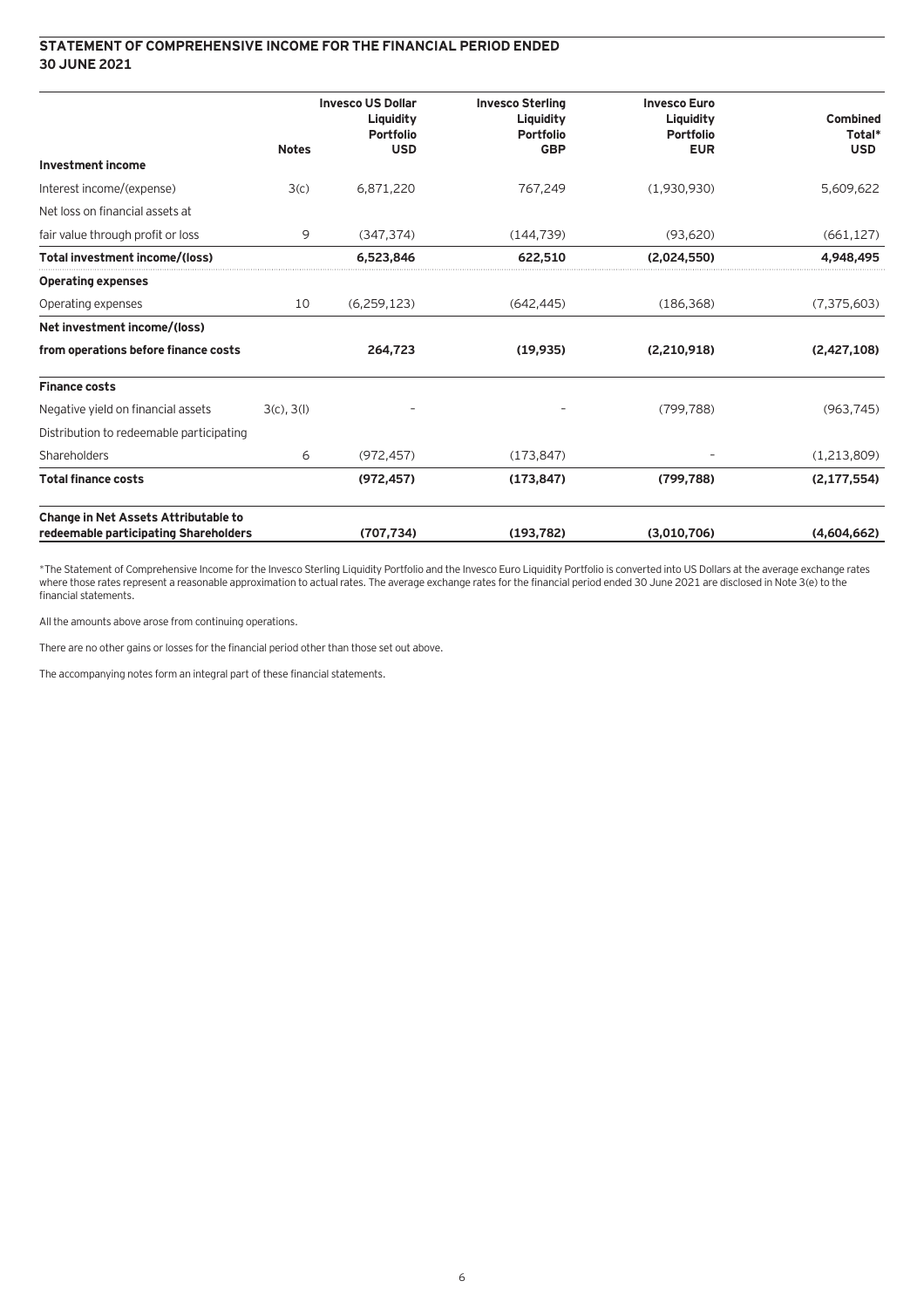## STATEMENT OF COMPREHENSIVE INCOME FOR THE FINANCIAL PERIOD ENDED 30 JUNE 2021

| | Notes | Invesco US Dollar Liquidity Portfolio USD | Invesco Sterling Liquidity Portfolio GBP | Invesco Euro Liquidity Portfolio EUR | Combined Total* USD |
|---|---|---|---|---|---|
| **Investment income** | | | | | |
| Interest income/(expense) | 3(c) | 6,871,220 | 767,249 | (1,930,930) | 5,609,622 |
| Net loss on financial assets at fair value through profit or loss | 9 | (347,374) | (144,739) | (93,620) | (661,127) |
| **Total investment income/(loss)** | | **6,523,846** | **622,510** | **(2,024,550)** | **4,948,495** |
| **Operating expenses** | | | | | |
| Operating expenses | 10 | (6,259,123) | (642,445) | (186,368) | (7,375,603) |
| **Net investment income/(loss) from operations before finance costs** | | **264,723** | **(19,935)** | **(2,210,918)** | **(2,427,108)** |
| **Finance costs** | | | | | |
| Negative yield on financial assets | 3(c), 3(l) | - | - | (799,788) | (963,745) |
| Distribution to redeemable participating Shareholders | 6 | (972,457) | (173,847) | - | (1,213,809) |
| **Total finance costs** | | **(972,457)** | **(173,847)** | **(799,788)** | **(2,177,554)** |
| **Change in Net Assets Attributable to redeemable participating Shareholders** | | **(707,734)** | **(193,782)** | **(3,010,706)** | **(4,604,662)** |

*The Statement of Comprehensive Income for the Invesco Sterling Liquidity Portfolio and the Invesco Euro Liquidity Portfolio is converted into US Dollars at the average exchange rates where those rates represent a reasonable approximation to actual rates. The average exchange rates for the financial period ended 30 June 2021 are disclosed in Note 3(e) to the financial statements.

All the amounts above arose from continuing operations.

There are no other gains or losses for the financial period other than those set out above.

The accompanying notes form an integral part of these financial statements.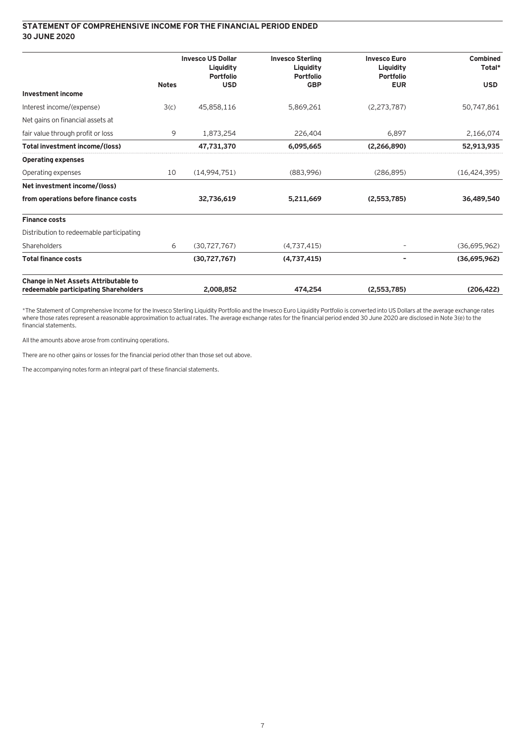## STATEMENT OF COMPREHENSIVE INCOME FOR THE FINANCIAL PERIOD ENDED 30 JUNE 2020

| | Notes | Invesco US Dollar Liquidity Portfolio USD | Invesco Sterling Liquidity Portfolio GBP | Invesco Euro Liquidity Portfolio EUR | Combined Total* USD |
|---|---|---|---|---|---|
| **Investment income** | | | | | |
| Interest income/(expense) | 3(c) | 45,858,116 | 5,869,261 | (2,273,787) | 50,747,861 |
| Net gains on financial assets at fair value through profit or loss | 9 | 1,873,254 | 226,404 | 6,897 | 2,166,074 |
| **Total investment income/(loss)** | | **47,731,370** | **6,095,665** | **(2,266,890)** | **52,913,935** |
| **Operating expenses** | | | | | |
| Operating expenses | 10 | (14,994,751) | (883,996) | (286,895) | (16,424,395) |
| **Net investment income/(loss) from operations before finance costs** | | **32,736,619** | **5,211,669** | **(2,553,785)** | **36,489,540** |
| **Finance costs** | | | | | |
| Distribution to redeemable participating Shareholders | 6 | (30,727,767) | (4,737,415) | - | (36,695,962) |
| **Total finance costs** | | **(30,727,767)** | **(4,737,415)** | **-** | **(36,695,962)** |
| **Change in Net Assets Attributable to redeemable participating Shareholders** | | **2,008,852** | **474,254** | **(2,553,785)** | **(206,422)** |

*The Statement of Comprehensive Income for the Invesco Sterling Liquidity Portfolio and the Invesco Euro Liquidity Portfolio is converted into US Dollars at the average exchange rates where those rates represent a reasonable approximation to actual rates. The average exchange rates for the financial period ended 30 June 2020 are disclosed in Note 3(e) to the financial statements.

All the amounts above arose from continuing operations.

There are no other gains or losses for the financial period other than those set out above.

The accompanying notes form an integral part of these financial statements.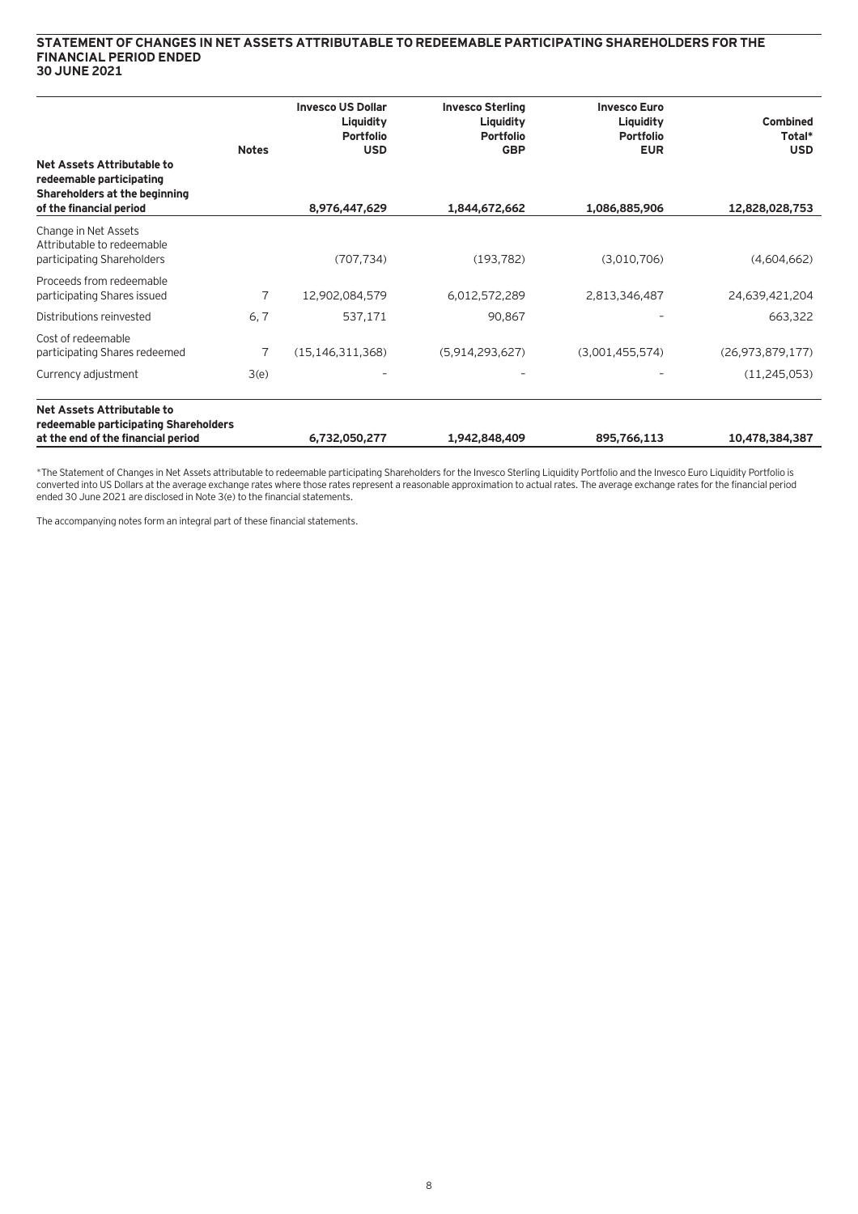# STATEMENT OF CHANGES IN NET ASSETS ATTRIBUTABLE TO REDEEMABLE PARTICIPATING SHAREHOLDERS FOR THE FINANCIAL PERIOD ENDED 30 JUNE 2021

| | Notes | Invesco US Dollar Liquidity Portfolio USD | Invesco Sterling Liquidity Portfolio GBP | Invesco Euro Liquidity Portfolio EUR | Combined Total* USD |
|---|---|---|---|---|---|
| **Net Assets Attributable to redeemable participating Shareholders at the beginning of the financial period** | | **8,976,447,629** | **1,844,672,662** | **1,086,885,906** | **12,828,028,753** |
| Change in Net Assets Attributable to redeemable participating Shareholders | | (707,734) | (193,782) | (3,010,706) | (4,604,662) |
| Proceeds from redeemable participating Shares issued | 7 | 12,902,084,579 | 6,012,572,289 | 2,813,346,487 | 24,639,421,204 |
| Distributions reinvested | 6, 7 | 537,171 | 90,867 | - | 663,322 |
| Cost of redeemable participating Shares redeemed | 7 | (15,146,311,368) | (5,914,293,627) | (3,001,455,574) | (26,973,879,177) |
| Currency adjustment | 3(e) | - | - | - | (11,245,053) |
| **Net Assets Attributable to redeemable participating Shareholders at the end of the financial period** | | **6,732,050,277** | **1,942,848,409** | **895,766,113** | **10,478,384,387** |

*The Statement of Changes in Net Assets attributable to redeemable participating Shareholders for the Invesco Sterling Liquidity Portfolio and the Invesco Euro Liquidity Portfolio is converted into US Dollars at the average exchange rates where those rates represent a reasonable approximation to actual rates. The average exchange rates for the financial period ended 30 June 2021 are disclosed in Note 3(e) to the financial statements.

The accompanying notes form an integral part of these financial statements.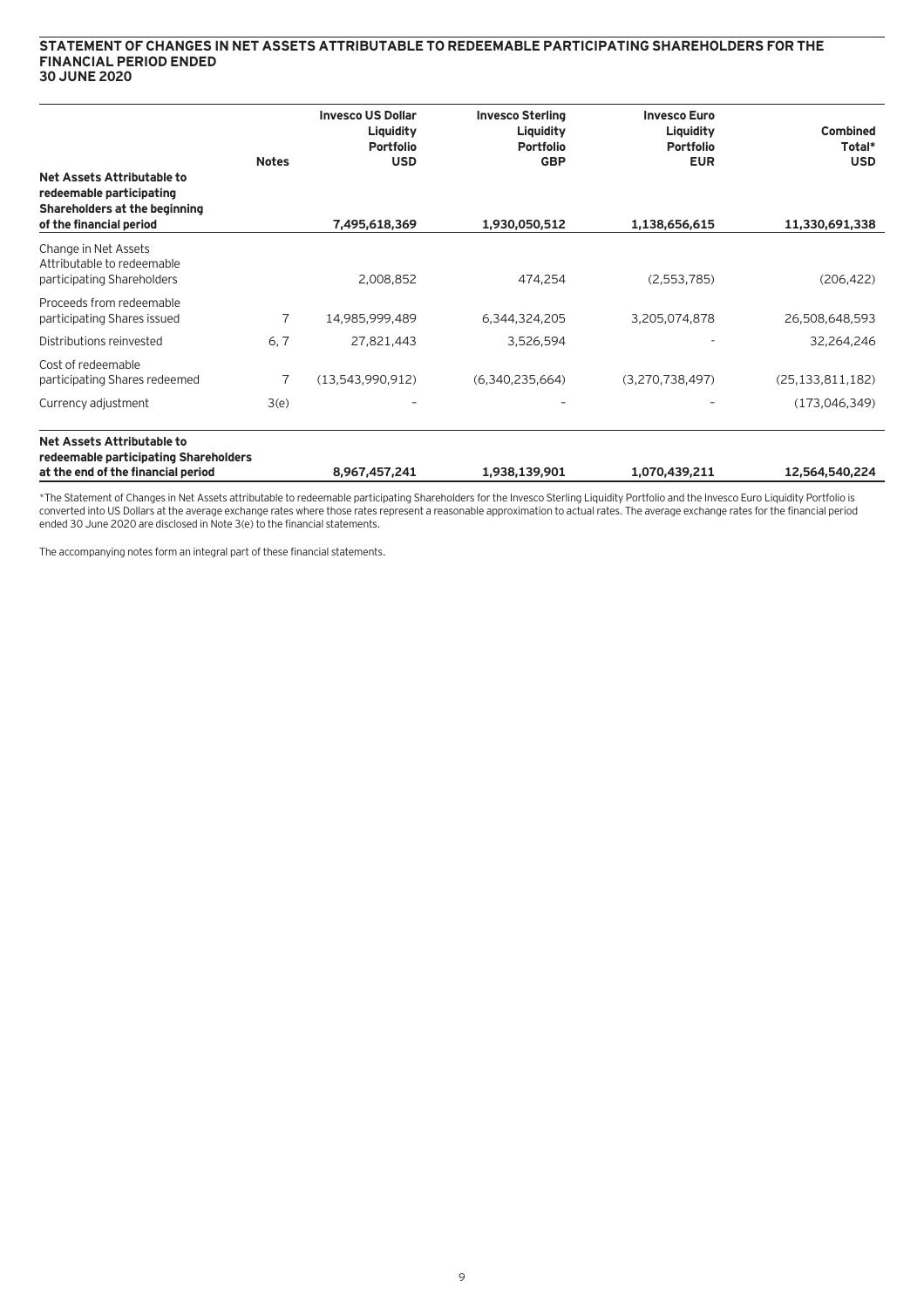# STATEMENT OF CHANGES IN NET ASSETS ATTRIBUTABLE TO REDEEMABLE PARTICIPATING SHAREHOLDERS FOR THE FINANCIAL PERIOD ENDED 30 JUNE 2020

| | Notes | Invesco US Dollar Liquidity Portfolio USD | Invesco Sterling Liquidity Portfolio GBP | Invesco Euro Liquidity Portfolio EUR | Combined Total* USD |
|---|---|---|---|---|---|
| **Net Assets Attributable to redeemable participating Shareholders at the beginning of the financial period** | | **7,495,618,369** | **1,930,050,512** | **1,138,656,615** | **11,330,691,338** |
| Change in Net Assets Attributable to redeemable participating Shareholders | | 2,008,852 | 474,254 | (2,553,785) | (206,422) |
| Proceeds from redeemable participating Shares issued | 7 | 14,985,999,489 | 6,344,324,205 | 3,205,074,878 | 26,508,648,593 |
| Distributions reinvested | 6, 7 | 27,821,443 | 3,526,594 | - | 32,264,246 |
| Cost of redeemable participating Shares redeemed | 7 | (13,543,990,912) | (6,340,235,664) | (3,270,738,497) | (25,133,811,182) |
| Currency adjustment | 3(e) | - | - | - | (173,046,349) |
| **Net Assets Attributable to redeemable participating Shareholders at the end of the financial period** | | **8,967,457,241** | **1,938,139,901** | **1,070,439,211** | **12,564,540,224** |

*The Statement of Changes in Net Assets attributable to redeemable participating Shareholders for the Invesco Sterling Liquidity Portfolio and the Invesco Euro Liquidity Portfolio is converted into US Dollars at the average exchange rates where those rates represent a reasonable approximation to actual rates. The average exchange rates for the financial period ended 30 June 2020 are disclosed in Note 3(e) to the financial statements.

The accompanying notes form an integral part of these financial statements.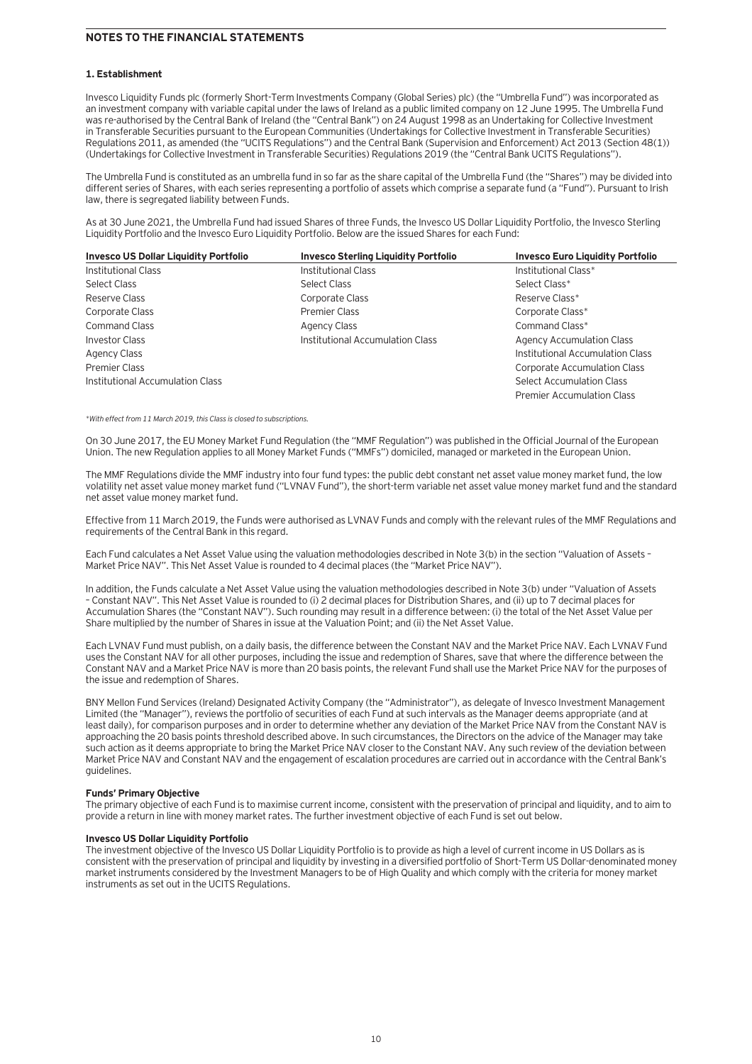## NOTES TO THE FINANCIAL STATEMENTS

### 1. Establishment

Invesco Liquidity Funds plc (formerly Short-Term Investments Company (Global Series) plc) (the "Umbrella Fund") was incorporated as an investment company with variable capital under the laws of Ireland as a public limited company on 12 June 1995. The Umbrella Fund was re-authorised by the Central Bank of Ireland (the "Central Bank") on 24 August 1998 as an Undertaking for Collective Investment in Transferable Securities pursuant to the European Communities (Undertakings for Collective Investment in Transferable Securities) Regulations 2011, as amended (the "UCITS Regulations") and the Central Bank (Supervision and Enforcement) Act 2013 (Section 48(1)) (Undertakings for Collective Investment in Transferable Securities) Regulations 2019 (the "Central Bank UCITS Regulations").

The Umbrella Fund is constituted as an umbrella fund in so far as the share capital of the Umbrella Fund (the "Shares") may be divided into different series of Shares, with each series representing a portfolio of assets which comprise a separate fund (a "Fund"). Pursuant to Irish law, there is segregated liability between Funds.

As at 30 June 2021, the Umbrella Fund had issued Shares of three Funds, the Invesco US Dollar Liquidity Portfolio, the Invesco Sterling Liquidity Portfolio and the Invesco Euro Liquidity Portfolio. Below are the issued Shares for each Fund:

| Invesco US Dollar Liquidity Portfolio | Invesco Sterling Liquidity Portfolio | Invesco Euro Liquidity Portfolio |
|---|---|---|
| Institutional Class | Institutional Class | Institutional Class* |
| Select Class | Select Class | Select Class* |
| Reserve Class | Corporate Class | Reserve Class* |
| Corporate Class | Premier Class | Corporate Class* |
| Command Class | Agency Class | Command Class* |
| Investor Class | Institutional Accumulation Class | Agency Accumulation Class |
| Agency Class | | Institutional Accumulation Class |
| Premier Class | | Corporate Accumulation Class |
| Institutional Accumulation Class | | Select Accumulation Class |
| | | Premier Accumulation Class |

*With effect from 11 March 2019, this Class is closed to subscriptions.*

On 30 June 2017, the EU Money Market Fund Regulation (the "MMF Regulation") was published in the Official Journal of the European Union. The new Regulation applies to all Money Market Funds ("MMFs") domiciled, managed or marketed in the European Union.

The MMF Regulations divide the MMF industry into four fund types: the public debt constant net asset value money market fund, the low volatility net asset value money market fund ("LVNAV Fund"), the short-term variable net asset value money market fund and the standard net asset value money market fund.

Effective from 11 March 2019, the Funds were authorised as LVNAV Funds and comply with the relevant rules of the MMF Regulations and requirements of the Central Bank in this regard.

Each Fund calculates a Net Asset Value using the valuation methodologies described in Note 3(b) in the section "Valuation of Assets – Market Price NAV". This Net Asset Value is rounded to 4 decimal places (the "Market Price NAV").

In addition, the Funds calculate a Net Asset Value using the valuation methodologies described in Note 3(b) under "Valuation of Assets – Constant NAV". This Net Asset Value is rounded to (i) 2 decimal places for Distribution Shares, and (ii) up to 7 decimal places for Accumulation Shares (the "Constant NAV"). Such rounding may result in a difference between: (i) the total of the Net Asset Value per Share multiplied by the number of Shares in issue at the Valuation Point; and (ii) the Net Asset Value.

Each LVNAV Fund must publish, on a daily basis, the difference between the Constant NAV and the Market Price NAV. Each LVNAV Fund uses the Constant NAV for all other purposes, including the issue and redemption of Shares, save that where the difference between the Constant NAV and a Market Price NAV is more than 20 basis points, the relevant Fund shall use the Market Price NAV for the purposes of the issue and redemption of Shares.

BNY Mellon Fund Services (Ireland) Designated Activity Company (the "Administrator"), as delegate of Invesco Investment Management Limited (the "Manager"), reviews the portfolio of securities of each Fund at such intervals as the Manager deems appropriate (and at least daily), for comparison purposes and in order to determine whether any deviation of the Market Price NAV from the Constant NAV is approaching the 20 basis points threshold described above. In such circumstances, the Directors on the advice of the Manager may take such action as it deems appropriate to bring the Market Price NAV closer to the Constant NAV. Any such review of the deviation between Market Price NAV and Constant NAV and the engagement of escalation procedures are carried out in accordance with the Central Bank's guidelines.

**Funds' Primary Objective**

The primary objective of each Fund is to maximise current income, consistent with the preservation of principal and liquidity, and to aim to provide a return in line with money market rates. The further investment objective of each Fund is set out below.

**Invesco US Dollar Liquidity Portfolio**

The investment objective of the Invesco US Dollar Liquidity Portfolio is to provide as high a level of current income in US Dollars as is consistent with the preservation of principal and liquidity by investing in a diversified portfolio of Short-Term US Dollar-denominated money market instruments considered by the Investment Managers to be of High Quality and which comply with the criteria for money market instruments as set out in the UCITS Regulations.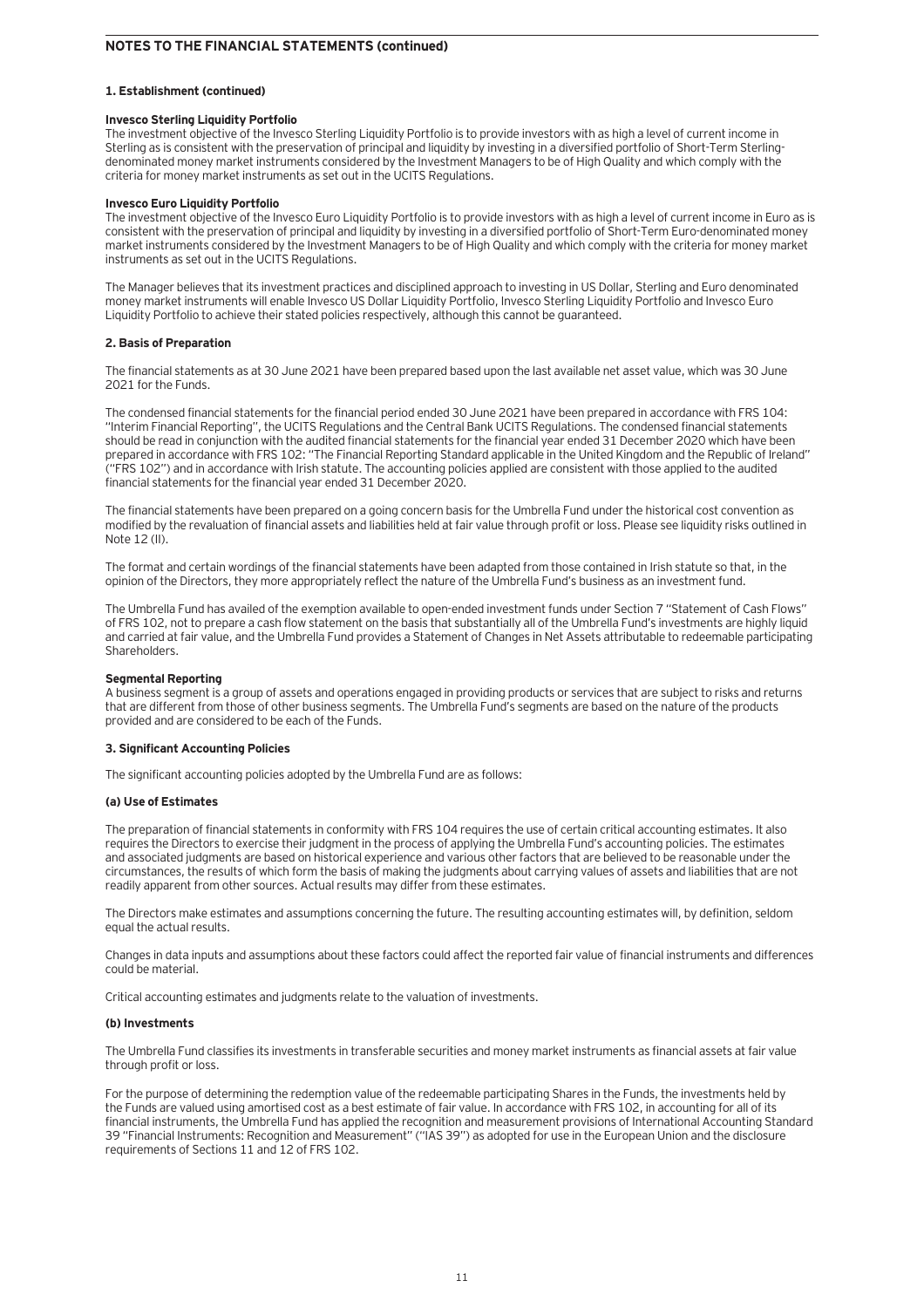## NOTES TO THE FINANCIAL STATEMENTS (continued)

### 1. Establishment (continued)

**Invesco Sterling Liquidity Portfolio**
The investment objective of the Invesco Sterling Liquidity Portfolio is to provide investors with as high a level of current income in Sterling as is consistent with the preservation of principal and liquidity by investing in a diversified portfolio of Short-Term Sterling-denominated money market instruments considered by the Investment Managers to be of High Quality and which comply with the criteria for money market instruments as set out in the UCITS Regulations.

**Invesco Euro Liquidity Portfolio**
The investment objective of the Invesco Euro Liquidity Portfolio is to provide investors with as high a level of current income in Euro as is consistent with the preservation of principal and liquidity by investing in a diversified portfolio of Short-Term Euro-denominated money market instruments considered by the Investment Managers to be of High Quality and which comply with the criteria for money market instruments as set out in the UCITS Regulations.

The Manager believes that its investment practices and disciplined approach to investing in US Dollar, Sterling and Euro denominated money market instruments will enable Invesco US Dollar Liquidity Portfolio, Invesco Sterling Liquidity Portfolio and Invesco Euro Liquidity Portfolio to achieve their stated policies respectively, although this cannot be guaranteed.

### 2. Basis of Preparation

The financial statements as at 30 June 2021 have been prepared based upon the last available net asset value, which was 30 June 2021 for the Funds.

The condensed financial statements for the financial period ended 30 June 2021 have been prepared in accordance with FRS 104: "Interim Financial Reporting", the UCITS Regulations and the Central Bank UCITS Regulations. The condensed financial statements should be read in conjunction with the audited financial statements for the financial year ended 31 December 2020 which have been prepared in accordance with FRS 102: "The Financial Reporting Standard applicable in the United Kingdom and the Republic of Ireland" ("FRS 102") and in accordance with Irish statute. The accounting policies applied are consistent with those applied to the audited financial statements for the financial year ended 31 December 2020.

The financial statements have been prepared on a going concern basis for the Umbrella Fund under the historical cost convention as modified by the revaluation of financial assets and liabilities held at fair value through profit or loss. Please see liquidity risks outlined in Note 12 (II).

The format and certain wordings of the financial statements have been adapted from those contained in Irish statute so that, in the opinion of the Directors, they more appropriately reflect the nature of the Umbrella Fund's business as an investment fund.

The Umbrella Fund has availed of the exemption available to open-ended investment funds under Section 7 "Statement of Cash Flows" of FRS 102, not to prepare a cash flow statement on the basis that substantially all of the Umbrella Fund's investments are highly liquid and carried at fair value, and the Umbrella Fund provides a Statement of Changes in Net Assets attributable to redeemable participating Shareholders.

**Segmental Reporting**
A business segment is a group of assets and operations engaged in providing products or services that are subject to risks and returns that are different from those of other business segments. The Umbrella Fund's segments are based on the nature of the products provided and are considered to be each of the Funds.

### 3. Significant Accounting Policies

The significant accounting policies adopted by the Umbrella Fund are as follows:

#### (a) Use of Estimates

The preparation of financial statements in conformity with FRS 104 requires the use of certain critical accounting estimates. It also requires the Directors to exercise their judgment in the process of applying the Umbrella Fund's accounting policies. The estimates and associated judgments are based on historical experience and various other factors that are believed to be reasonable under the circumstances, the results of which form the basis of making the judgments about carrying values of assets and liabilities that are not readily apparent from other sources. Actual results may differ from these estimates.

The Directors make estimates and assumptions concerning the future. The resulting accounting estimates will, by definition, seldom equal the actual results.

Changes in data inputs and assumptions about these factors could affect the reported fair value of financial instruments and differences could be material.

Critical accounting estimates and judgments relate to the valuation of investments.

#### (b) Investments

The Umbrella Fund classifies its investments in transferable securities and money market instruments as financial assets at fair value through profit or loss.

For the purpose of determining the redemption value of the redeemable participating Shares in the Funds, the investments held by the Funds are valued using amortised cost as a best estimate of fair value. In accordance with FRS 102, in accounting for all of its financial instruments, the Umbrella Fund has applied the recognition and measurement provisions of International Accounting Standard 39 "Financial Instruments: Recognition and Measurement" ("IAS 39") as adopted for use in the European Union and the disclosure requirements of Sections 11 and 12 of FRS 102.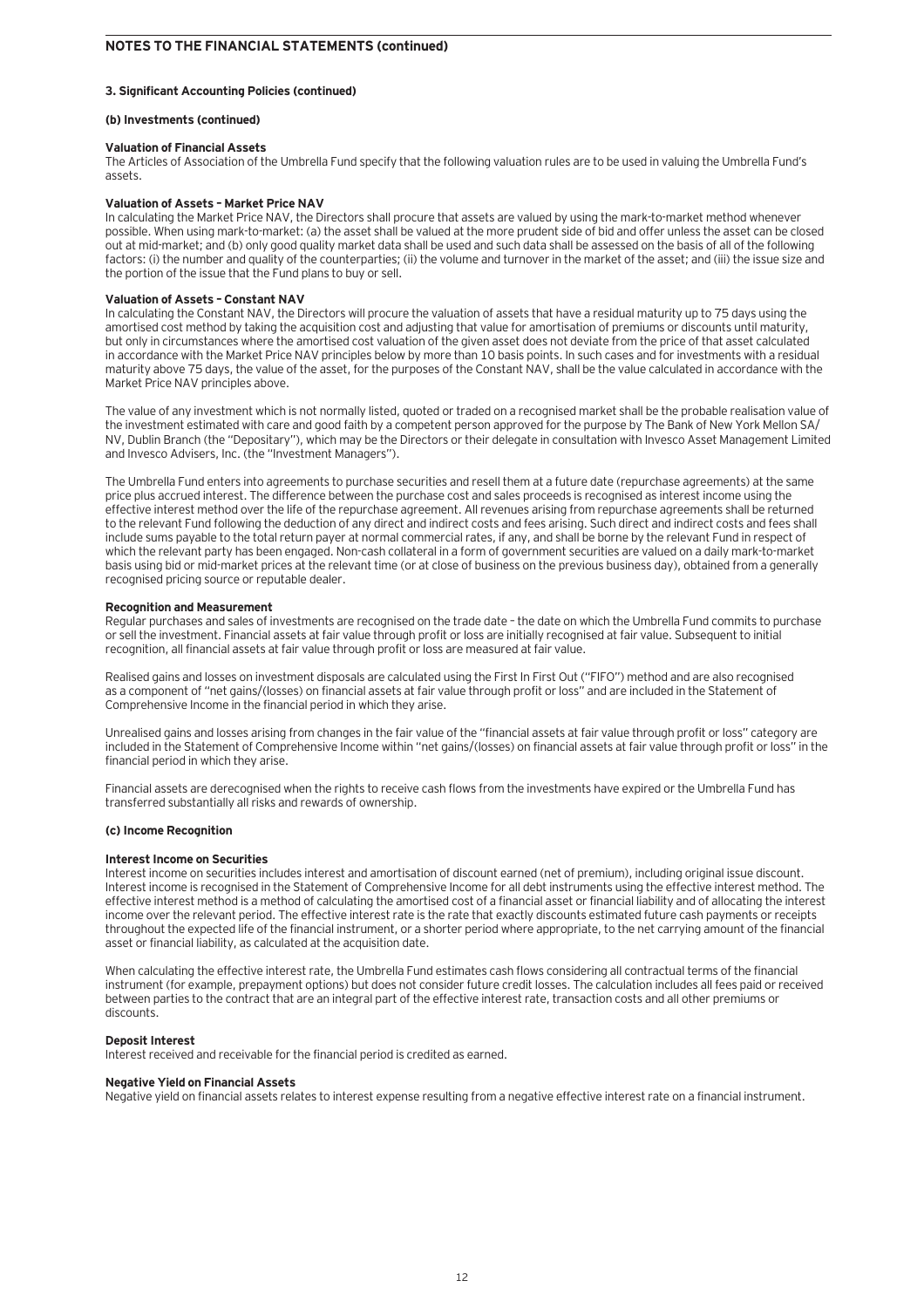## NOTES TO THE FINANCIAL STATEMENTS (continued)

### 3. Significant Accounting Policies (continued)

#### (b) Investments (continued)

**Valuation of Financial Assets**

The Articles of Association of the Umbrella Fund specify that the following valuation rules are to be used in valuing the Umbrella Fund's assets.

**Valuation of Assets – Market Price NAV**

In calculating the Market Price NAV, the Directors shall procure that assets are valued by using the mark-to-market method whenever possible. When using mark-to-market: (a) the asset shall be valued at the more prudent side of bid and offer unless the asset can be closed out at mid-market; and (b) only good quality market data shall be used and such data shall be assessed on the basis of all of the following factors: (i) the number and quality of the counterparties; (ii) the volume and turnover in the market of the asset; and (iii) the issue size and the portion of the issue that the Fund plans to buy or sell.

**Valuation of Assets – Constant NAV**

In calculating the Constant NAV, the Directors will procure the valuation of assets that have a residual maturity up to 75 days using the amortised cost method by taking the acquisition cost and adjusting that value for amortisation of premiums or discounts until maturity, but only in circumstances where the amortised cost valuation of the given asset does not deviate from the price of that asset calculated in accordance with the Market Price NAV principles below by more than 10 basis points. In such cases and for investments with a residual maturity above 75 days, the value of the asset, for the purposes of the Constant NAV, shall be the value calculated in accordance with the Market Price NAV principles above.

The value of any investment which is not normally listed, quoted or traded on a recognised market shall be the probable realisation value of the investment estimated with care and good faith by a competent person approved for the purpose by The Bank of New York Mellon SA/NV, Dublin Branch (the "Depositary"), which may be the Directors or their delegate in consultation with Invesco Asset Management Limited and Invesco Advisers, Inc. (the "Investment Managers").

The Umbrella Fund enters into agreements to purchase securities and resell them at a future date (repurchase agreements) at the same price plus accrued interest. The difference between the purchase cost and sales proceeds is recognised as interest income using the effective interest method over the life of the repurchase agreement. All revenues arising from repurchase agreements shall be returned to the relevant Fund following the deduction of any direct and indirect costs and fees arising. Such direct and indirect costs and fees shall include sums payable to the total return payer at normal commercial rates, if any, and shall be borne by the relevant Fund in respect of which the relevant party has been engaged. Non-cash collateral in a form of government securities are valued on a daily mark-to-market basis using bid or mid-market prices at the relevant time (or at close of business on the previous business day), obtained from a generally recognised pricing source or reputable dealer.

**Recognition and Measurement**

Regular purchases and sales of investments are recognised on the trade date – the date on which the Umbrella Fund commits to purchase or sell the investment. Financial assets at fair value through profit or loss are initially recognised at fair value. Subsequent to initial recognition, all financial assets at fair value through profit or loss are measured at fair value.

Realised gains and losses on investment disposals are calculated using the First In First Out ("FIFO") method and are also recognised as a component of "net gains/(losses) on financial assets at fair value through profit or loss" and are included in the Statement of Comprehensive Income in the financial period in which they arise.

Unrealised gains and losses arising from changes in the fair value of the "financial assets at fair value through profit or loss" category are included in the Statement of Comprehensive Income within "net gains/(losses) on financial assets at fair value through profit or loss" in the financial period in which they arise.

Financial assets are derecognised when the rights to receive cash flows from the investments have expired or the Umbrella Fund has transferred substantially all risks and rewards of ownership.

#### (c) Income Recognition

**Interest Income on Securities**

Interest income on securities includes interest and amortisation of discount earned (net of premium), including original issue discount. Interest income is recognised in the Statement of Comprehensive Income for all debt instruments using the effective interest method. The effective interest method is a method of calculating the amortised cost of a financial asset or financial liability and of allocating the interest income over the relevant period. The effective interest rate is the rate that exactly discounts estimated future cash payments or receipts throughout the expected life of the financial instrument, or a shorter period where appropriate, to the net carrying amount of the financial asset or financial liability, as calculated at the acquisition date.

When calculating the effective interest rate, the Umbrella Fund estimates cash flows considering all contractual terms of the financial instrument (for example, prepayment options) but does not consider future credit losses. The calculation includes all fees paid or received between parties to the contract that are an integral part of the effective interest rate, transaction costs and all other premiums or discounts.

**Deposit Interest**

Interest received and receivable for the financial period is credited as earned.

**Negative Yield on Financial Assets**

Negative yield on financial assets relates to interest expense resulting from a negative effective interest rate on a financial instrument.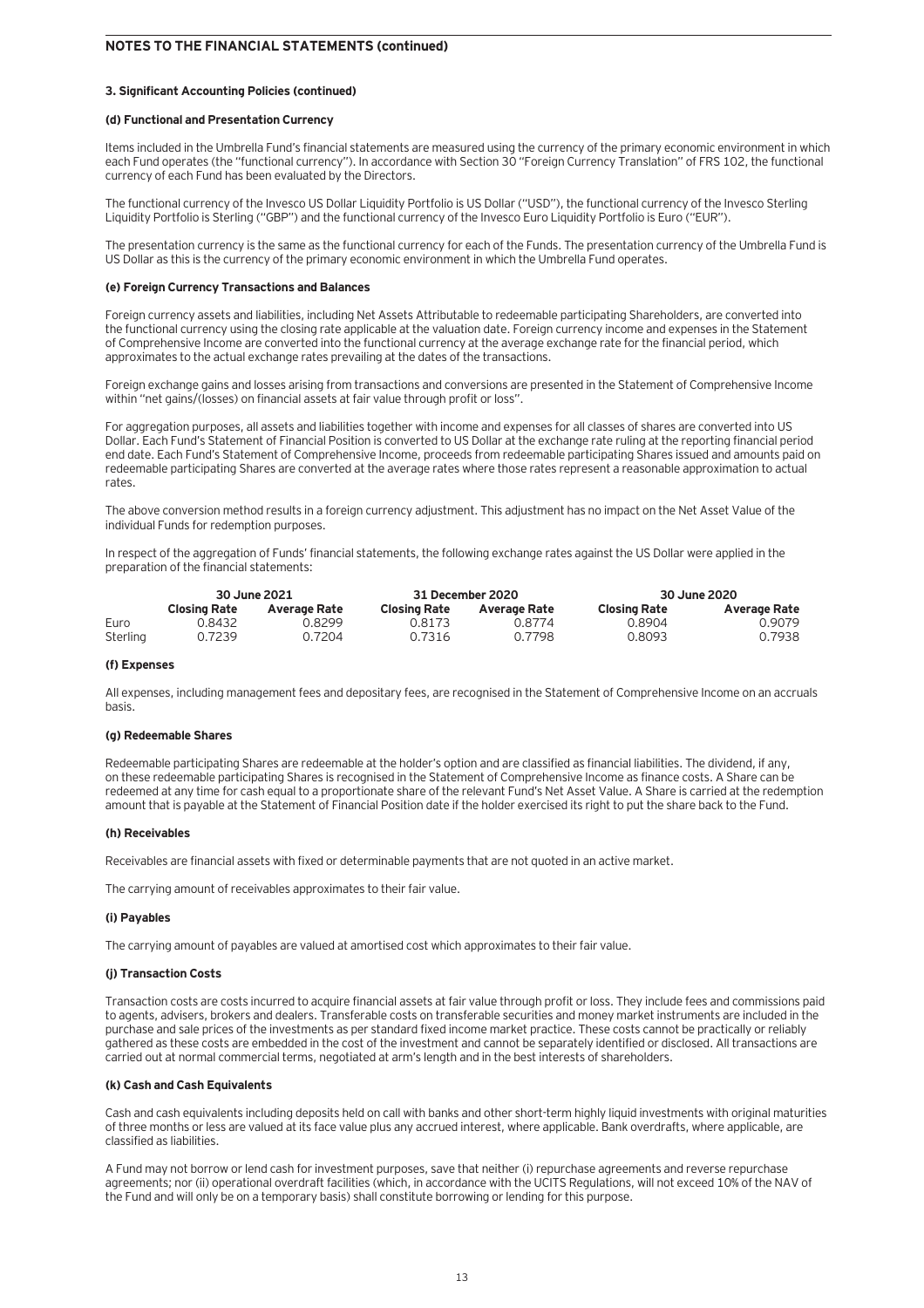## NOTES TO THE FINANCIAL STATEMENTS (continued)

### 3. Significant Accounting Policies (continued)

#### (d) Functional and Presentation Currency

Items included in the Umbrella Fund's financial statements are measured using the currency of the primary economic environment in which each Fund operates (the "functional currency"). In accordance with Section 30 "Foreign Currency Translation" of FRS 102, the functional currency of each Fund has been evaluated by the Directors.

The functional currency of the Invesco US Dollar Liquidity Portfolio is US Dollar ("USD"), the functional currency of the Invesco Sterling Liquidity Portfolio is Sterling ("GBP") and the functional currency of the Invesco Euro Liquidity Portfolio is Euro ("EUR").

The presentation currency is the same as the functional currency for each of the Funds. The presentation currency of the Umbrella Fund is US Dollar as this is the currency of the primary economic environment in which the Umbrella Fund operates.

#### (e) Foreign Currency Transactions and Balances

Foreign currency assets and liabilities, including Net Assets Attributable to redeemable participating Shareholders, are converted into the functional currency using the closing rate applicable at the valuation date. Foreign currency income and expenses in the Statement of Comprehensive Income are converted into the functional currency at the average exchange rate for the financial period, which approximates to the actual exchange rates prevailing at the dates of the transactions.

Foreign exchange gains and losses arising from transactions and conversions are presented in the Statement of Comprehensive Income within "net gains/(losses) on financial assets at fair value through profit or loss".

For aggregation purposes, all assets and liabilities together with income and expenses for all classes of shares are converted into US Dollar. Each Fund's Statement of Financial Position is converted to US Dollar at the exchange rate ruling at the reporting financial period end date. Each Fund's Statement of Comprehensive Income, proceeds from redeemable participating Shares issued and amounts paid on redeemable participating Shares are converted at the average rates where those rates represent a reasonable approximation to actual rates.

The above conversion method results in a foreign currency adjustment. This adjustment has no impact on the Net Asset Value of the individual Funds for redemption purposes.

In respect of the aggregation of Funds' financial statements, the following exchange rates against the US Dollar were applied in the preparation of the financial statements:

| | 30 June 2021 | | 31 December 2020 | | 30 June 2020 | |
|---|---|---|---|---|---|---|
| | Closing Rate | Average Rate | Closing Rate | Average Rate | Closing Rate | Average Rate |
| Euro | 0.8432 | 0.8299 | 0.8173 | 0.8774 | 0.8904 | 0.9079 |
| Sterling | 0.7239 | 0.7204 | 0.7316 | 0.7798 | 0.8093 | 0.7938 |

#### (f) Expenses

All expenses, including management fees and depositary fees, are recognised in the Statement of Comprehensive Income on an accruals basis.

#### (g) Redeemable Shares

Redeemable participating Shares are redeemable at the holder's option and are classified as financial liabilities. The dividend, if any, on these redeemable participating Shares is recognised in the Statement of Comprehensive Income as finance costs. A Share can be redeemed at any time for cash equal to a proportionate share of the relevant Fund's Net Asset Value. A Share is carried at the redemption amount that is payable at the Statement of Financial Position date if the holder exercised its right to put the share back to the Fund.

#### (h) Receivables

Receivables are financial assets with fixed or determinable payments that are not quoted in an active market.

The carrying amount of receivables approximates to their fair value.

#### (i) Payables

The carrying amount of payables are valued at amortised cost which approximates to their fair value.

#### (j) Transaction Costs

Transaction costs are costs incurred to acquire financial assets at fair value through profit or loss. They include fees and commissions paid to agents, advisers, brokers and dealers. Transferable costs on transferable securities and money market instruments are included in the purchase and sale prices of the investments as per standard fixed income market practice. These costs cannot be practically or reliably gathered as these costs are embedded in the cost of the investment and cannot be separately identified or disclosed. All transactions are carried out at normal commercial terms, negotiated at arm's length and in the best interests of shareholders.

#### (k) Cash and Cash Equivalents

Cash and cash equivalents including deposits held on call with banks and other short-term highly liquid investments with original maturities of three months or less are valued at its face value plus any accrued interest, where applicable. Bank overdrafts, where applicable, are classified as liabilities.

A Fund may not borrow or lend cash for investment purposes, save that neither (i) repurchase agreements and reverse repurchase agreements; nor (ii) operational overdraft facilities (which, in accordance with the UCITS Regulations, will not exceed 10% of the NAV of the Fund and will only be on a temporary basis) shall constitute borrowing or lending for this purpose.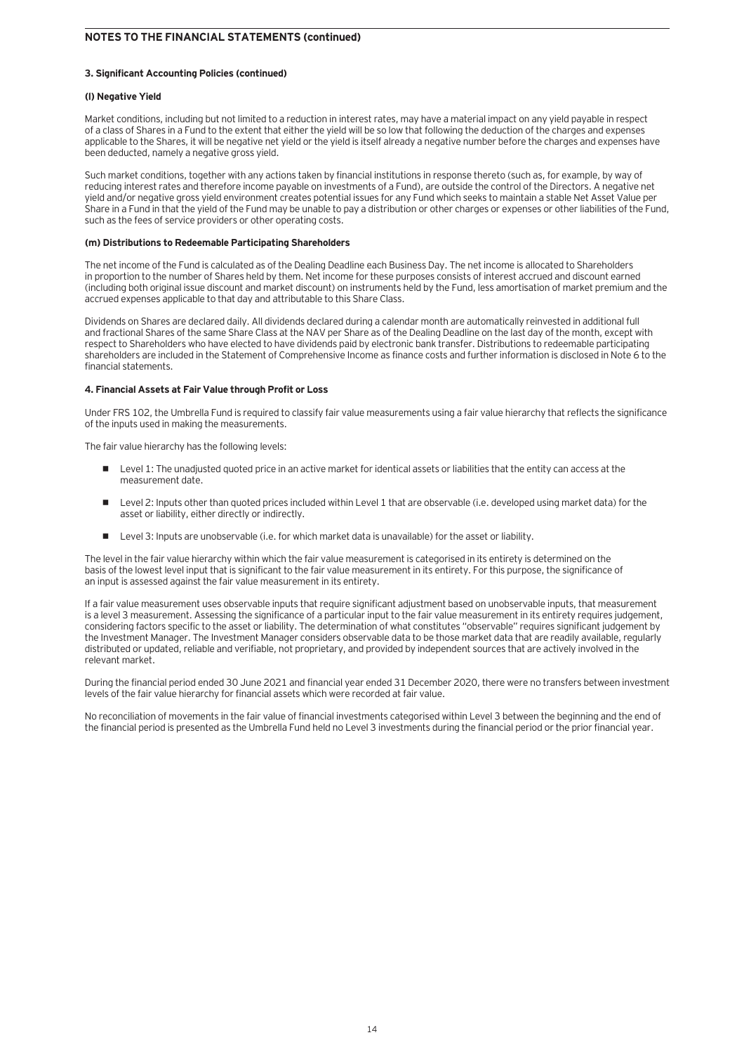## NOTES TO THE FINANCIAL STATEMENTS (continued)

### 3. Significant Accounting Policies (continued)

#### (l) Negative Yield

Market conditions, including but not limited to a reduction in interest rates, may have a material impact on any yield payable in respect of a class of Shares in a Fund to the extent that either the yield will be so low that following the deduction of the charges and expenses applicable to the Shares, it will be negative net yield or the yield is itself already a negative number before the charges and expenses have been deducted, namely a negative gross yield.

Such market conditions, together with any actions taken by financial institutions in response thereto (such as, for example, by way of reducing interest rates and therefore income payable on investments of a Fund), are outside the control of the Directors. A negative net yield and/or negative gross yield environment creates potential issues for any Fund which seeks to maintain a stable Net Asset Value per Share in a Fund in that the yield of the Fund may be unable to pay a distribution or other charges or expenses or other liabilities of the Fund, such as the fees of service providers or other operating costs.

#### (m) Distributions to Redeemable Participating Shareholders

The net income of the Fund is calculated as of the Dealing Deadline each Business Day. The net income is allocated to Shareholders in proportion to the number of Shares held by them. Net income for these purposes consists of interest accrued and discount earned (including both original issue discount and market discount) on instruments held by the Fund, less amortisation of market premium and the accrued expenses applicable to that day and attributable to this Share Class.

Dividends on Shares are declared daily. All dividends declared during a calendar month are automatically reinvested in additional full and fractional Shares of the same Share Class at the NAV per Share as of the Dealing Deadline on the last day of the month, except with respect to Shareholders who have elected to have dividends paid by electronic bank transfer. Distributions to redeemable participating shareholders are included in the Statement of Comprehensive Income as finance costs and further information is disclosed in Note 6 to the financial statements.

### 4. Financial Assets at Fair Value through Profit or Loss

Under FRS 102, the Umbrella Fund is required to classify fair value measurements using a fair value hierarchy that reflects the significance of the inputs used in making the measurements.

The fair value hierarchy has the following levels:

- Level 1: The unadjusted quoted price in an active market for identical assets or liabilities that the entity can access at the measurement date.
- Level 2: Inputs other than quoted prices included within Level 1 that are observable (i.e. developed using market data) for the asset or liability, either directly or indirectly.
- Level 3: Inputs are unobservable (i.e. for which market data is unavailable) for the asset or liability.

The level in the fair value hierarchy within which the fair value measurement is categorised in its entirety is determined on the basis of the lowest level input that is significant to the fair value measurement in its entirety. For this purpose, the significance of an input is assessed against the fair value measurement in its entirety.

If a fair value measurement uses observable inputs that require significant adjustment based on unobservable inputs, that measurement is a level 3 measurement. Assessing the significance of a particular input to the fair value measurement in its entirety requires judgement, considering factors specific to the asset or liability. The determination of what constitutes "observable" requires significant judgement by the Investment Manager. The Investment Manager considers observable data to be those market data that are readily available, regularly distributed or updated, reliable and verifiable, not proprietary, and provided by independent sources that are actively involved in the relevant market.

During the financial period ended 30 June 2021 and financial year ended 31 December 2020, there were no transfers between investment levels of the fair value hierarchy for financial assets which were recorded at fair value.

No reconciliation of movements in the fair value of financial investments categorised within Level 3 between the beginning and the end of the financial period is presented as the Umbrella Fund held no Level 3 investments during the financial period or the prior financial year.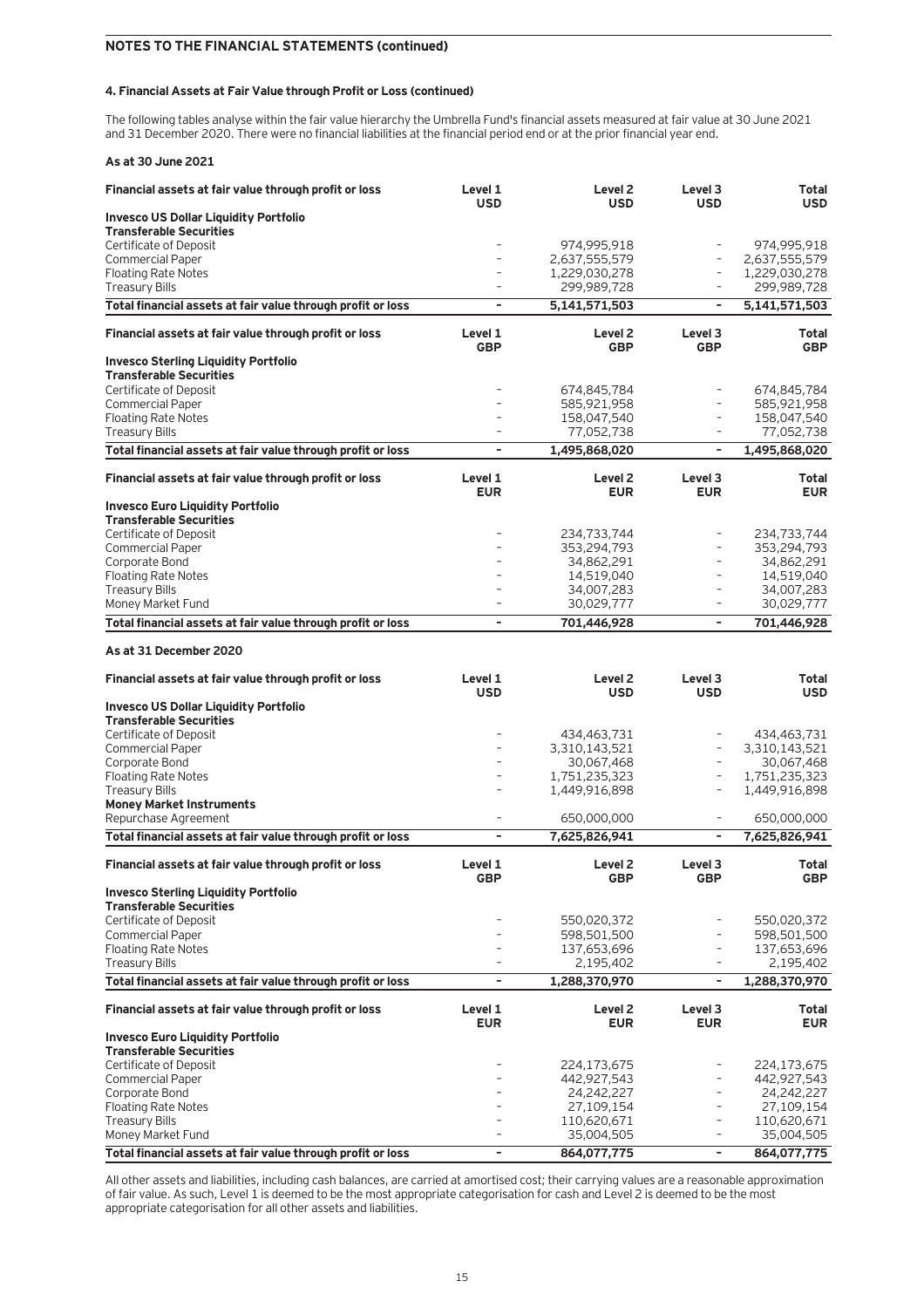## NOTES TO THE FINANCIAL STATEMENTS (continued)

### 4. Financial Assets at Fair Value through Profit or Loss (continued)

The following tables analyse within the fair value hierarchy the Umbrella Fund's financial assets measured at fair value at 30 June 2021 and 31 December 2020. There were no financial liabilities at the financial period end or at the prior financial year end.

**As at 30 June 2021**

| Financial assets at fair value through profit or loss | Level 1 USD | Level 2 USD | Level 3 USD | Total USD |
|---|---|---|---|---|
| **Invesco US Dollar Liquidity Portfolio** | | | | |
| **Transferable Securities** | | | | |
| Certificate of Deposit | – | 974,995,918 | – | 974,995,918 |
| Commercial Paper | – | 2,637,555,579 | – | 2,637,555,579 |
| Floating Rate Notes | – | 1,229,030,278 | – | 1,229,030,278 |
| Treasury Bills | – | 299,989,728 | – | 299,989,728 |
| **Total financial assets at fair value through profit or loss** | **–** | **5,141,571,503** | **–** | **5,141,571,503** |

| Financial assets at fair value through profit or loss | Level 1 GBP | Level 2 GBP | Level 3 GBP | Total GBP |
|---|---|---|---|---|
| **Invesco Sterling Liquidity Portfolio** | | | | |
| **Transferable Securities** | | | | |
| Certificate of Deposit | – | 674,845,784 | – | 674,845,784 |
| Commercial Paper | – | 585,921,958 | – | 585,921,958 |
| Floating Rate Notes | – | 158,047,540 | – | 158,047,540 |
| Treasury Bills | – | 77,052,738 | – | 77,052,738 |
| **Total financial assets at fair value through profit or loss** | **–** | **1,495,868,020** | **–** | **1,495,868,020** |

| Financial assets at fair value through profit or loss | Level 1 EUR | Level 2 EUR | Level 3 EUR | Total EUR |
|---|---|---|---|---|
| **Invesco Euro Liquidity Portfolio** | | | | |
| **Transferable Securities** | | | | |
| Certificate of Deposit | – | 234,733,744 | – | 234,733,744 |
| Commercial Paper | – | 353,294,793 | – | 353,294,793 |
| Corporate Bond | – | 34,862,291 | – | 34,862,291 |
| Floating Rate Notes | – | 14,519,040 | – | 14,519,040 |
| Treasury Bills | – | 34,007,283 | – | 34,007,283 |
| Money Market Fund | – | 30,029,777 | – | 30,029,777 |
| **Total financial assets at fair value through profit or loss** | **–** | **701,446,928** | **–** | **701,446,928** |

**As at 31 December 2020**

| Financial assets at fair value through profit or loss | Level 1 USD | Level 2 USD | Level 3 USD | Total USD |
|---|---|---|---|---|
| **Invesco US Dollar Liquidity Portfolio** | | | | |
| **Transferable Securities** | | | | |
| Certificate of Deposit | – | 434,463,731 | – | 434,463,731 |
| Commercial Paper | – | 3,310,143,521 | – | 3,310,143,521 |
| Corporate Bond | – | 30,067,468 | – | 30,067,468 |
| Floating Rate Notes | – | 1,751,235,323 | – | 1,751,235,323 |
| Treasury Bills | – | 1,449,916,898 | – | 1,449,916,898 |
| **Money Market Instruments** | | | | |
| Repurchase Agreement | – | 650,000,000 | – | 650,000,000 |
| **Total financial assets at fair value through profit or loss** | **–** | **7,625,826,941** | **–** | **7,625,826,941** |

| Financial assets at fair value through profit or loss | Level 1 GBP | Level 2 GBP | Level 3 GBP | Total GBP |
|---|---|---|---|---|
| **Invesco Sterling Liquidity Portfolio** | | | | |
| **Transferable Securities** | | | | |
| Certificate of Deposit | – | 550,020,372 | – | 550,020,372 |
| Commercial Paper | – | 598,501,500 | – | 598,501,500 |
| Floating Rate Notes | – | 137,653,696 | – | 137,653,696 |
| Treasury Bills | – | 2,195,402 | – | 2,195,402 |
| **Total financial assets at fair value through profit or loss** | **–** | **1,288,370,970** | **–** | **1,288,370,970** |

| Financial assets at fair value through profit or loss | Level 1 EUR | Level 2 EUR | Level 3 EUR | Total EUR |
|---|---|---|---|---|
| **Invesco Euro Liquidity Portfolio** | | | | |
| **Transferable Securities** | | | | |
| Certificate of Deposit | – | 224,173,675 | – | 224,173,675 |
| Commercial Paper | – | 442,927,543 | – | 442,927,543 |
| Corporate Bond | – | 24,242,227 | – | 24,242,227 |
| Floating Rate Notes | – | 27,109,154 | – | 27,109,154 |
| Treasury Bills | – | 110,620,671 | – | 110,620,671 |
| Money Market Fund | – | 35,004,505 | – | 35,004,505 |
| **Total financial assets at fair value through profit or loss** | **–** | **864,077,775** | **–** | **864,077,775** |

All other assets and liabilities, including cash balances, are carried at amortised cost; their carrying values are a reasonable approximation of fair value. As such, Level 1 is deemed to be the most appropriate categorisation for cash and Level 2 is deemed to be the most appropriate categorisation for all other assets and liabilities.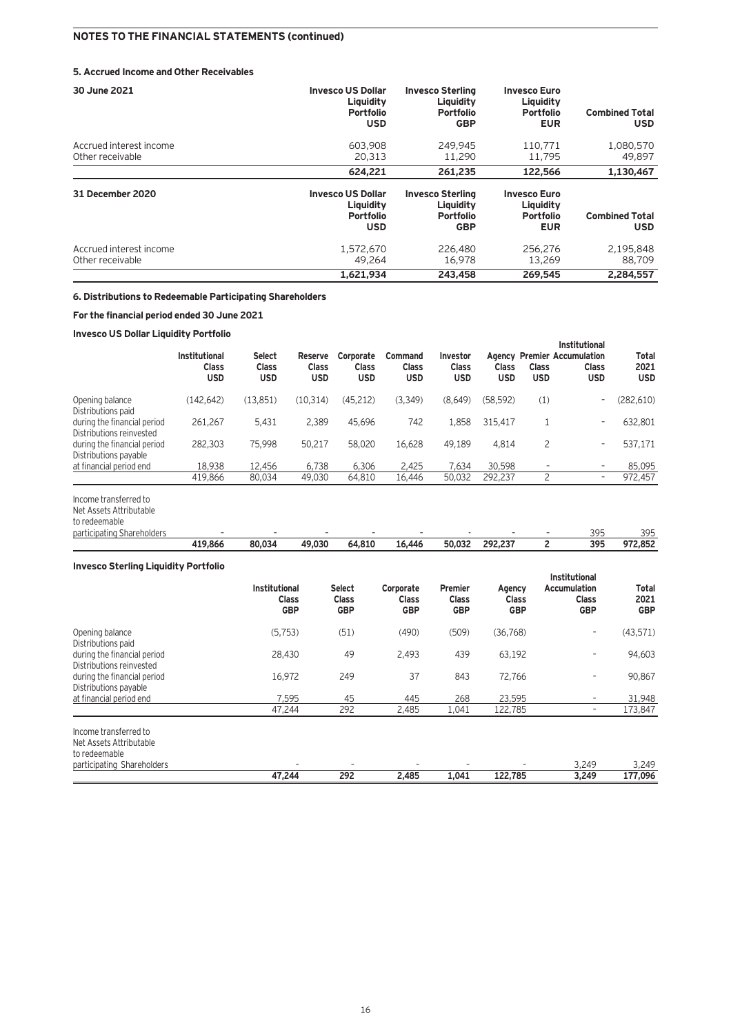## NOTES TO THE FINANCIAL STATEMENTS (continued)

### 5. Accrued Income and Other Receivables

| 30 June 2021 | Invesco US Dollar Liquidity Portfolio USD | Invesco Sterling Liquidity Portfolio GBP | Invesco Euro Liquidity Portfolio EUR | Combined Total USD |
|---|---|---|---|---|
| Accrued interest income | 603,908 | 249,945 | 110,771 | 1,080,570 |
| Other receivable | 20,313 | 11,290 | 11,795 | 49,897 |
| | **624,221** | **261,235** | **122,566** | **1,130,467** |

| 31 December 2020 | Invesco US Dollar Liquidity Portfolio USD | Invesco Sterling Liquidity Portfolio GBP | Invesco Euro Liquidity Portfolio EUR | Combined Total USD |
|---|---|---|---|---|
| Accrued interest income | 1,572,670 | 226,480 | 256,276 | 2,195,848 |
| Other receivable | 49,264 | 16,978 | 13,269 | 88,709 |
| | **1,621,934** | **243,458** | **269,545** | **2,284,557** |

### 6. Distributions to Redeemable Participating Shareholders

**For the financial period ended 30 June 2021**

**Invesco US Dollar Liquidity Portfolio**

| | Institutional Class USD | Select Class USD | Reserve Class USD | Corporate Class USD | Command Class USD | Investor Class USD | Agency Class USD | Premier Class USD | Institutional Accumulation Class USD | Total 2021 USD |
|---|---|---|---|---|---|---|---|---|---|---|
| Opening balance | (142,642) | (13,851) | (10,314) | (45,212) | (3,349) | (8,649) | (58,592) | (1) | - | (282,610) |
| Distributions paid during the financial period | 261,267 | 5,431 | 2,389 | 45,696 | 742 | 1,858 | 315,417 | 1 | - | 632,801 |
| Distributions reinvested during the financial period | 282,303 | 75,998 | 50,217 | 58,020 | 16,628 | 49,189 | 4,814 | 2 | - | 537,171 |
| Distributions payable at financial period end | 18,938 | 12,456 | 6,738 | 6,306 | 2,425 | 7,634 | 30,598 | - | - | 85,095 |
| | 419,866 | 80,034 | 49,030 | 64,810 | 16,446 | 50,032 | 292,237 | 2 | - | 972,457 |
| Income transferred to Net Assets Attributable to redeemable participating Shareholders | - | - | - | - | - | - | - | - | 395 | 395 |
| | **419,866** | **80,034** | **49,030** | **64,810** | **16,446** | **50,032** | **292,237** | **2** | **395** | **972,852** |

**Invesco Sterling Liquidity Portfolio**

| | Institutional Class GBP | Select Class GBP | Corporate Class GBP | Premier Class GBP | Agency Class GBP | Institutional Accumulation Class GBP | Total 2021 GBP |
|---|---|---|---|---|---|---|---|
| Opening balance | (5,753) | (51) | (490) | (509) | (36,768) | - | (43,571) |
| Distributions paid during the financial period | 28,430 | 49 | 2,493 | 439 | 63,192 | - | 94,603 |
| Distributions reinvested during the financial period | 16,972 | 249 | 37 | 843 | 72,766 | - | 90,867 |
| Distributions payable at financial period end | 7,595 | 45 | 445 | 268 | 23,595 | - | 31,948 |
| | 47,244 | 292 | 2,485 | 1,041 | 122,785 | - | 173,847 |
| Income transferred to Net Assets Attributable to redeemable participating Shareholders | - | - | - | - | - | 3,249 | 3,249 |
| | **47,244** | **292** | **2,485** | **1,041** | **122,785** | **3,249** | **177,096** |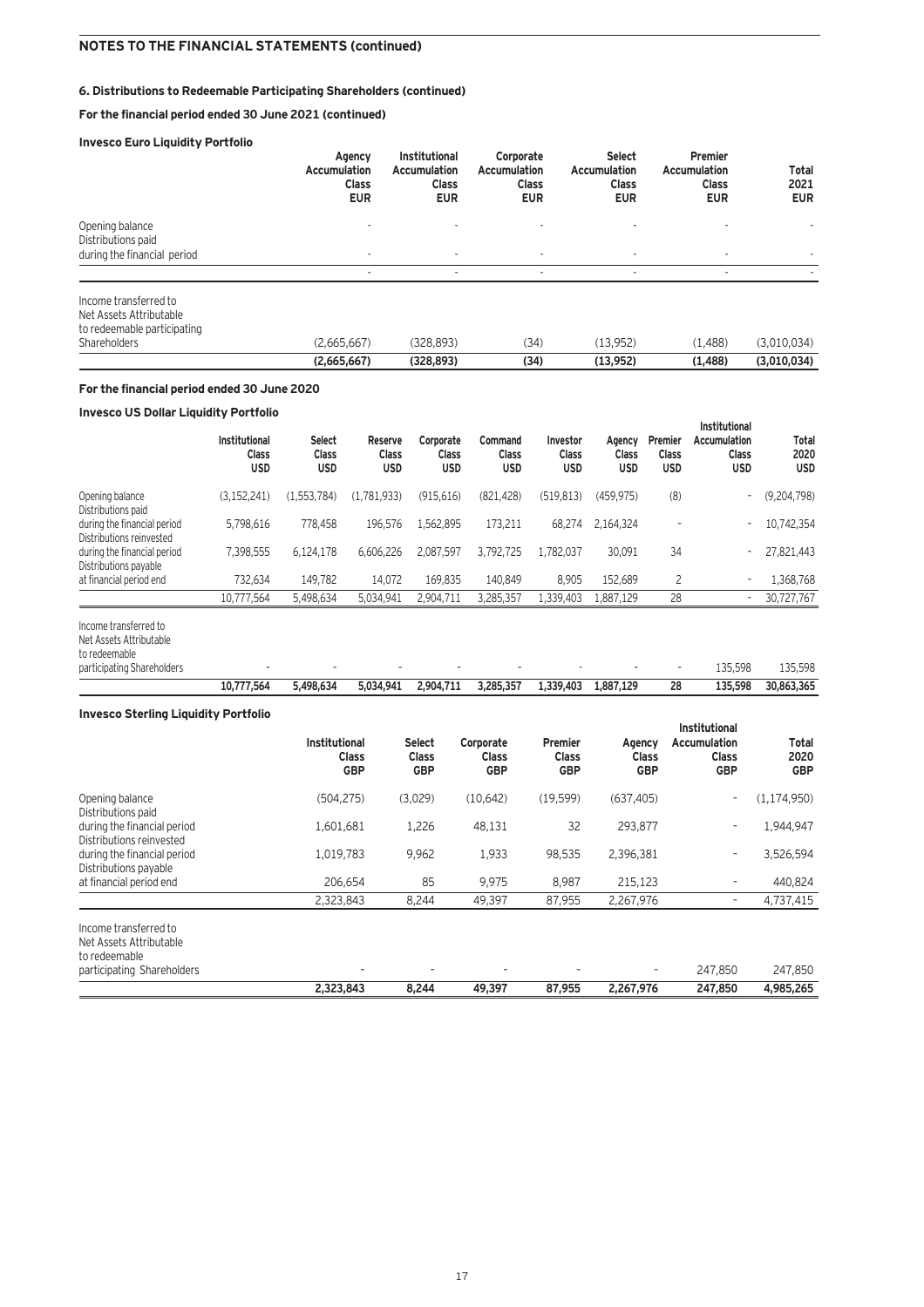## NOTES TO THE FINANCIAL STATEMENTS (continued)

### 6. Distributions to Redeemable Participating Shareholders (continued)

**For the financial period ended 30 June 2021 (continued)**

**Invesco Euro Liquidity Portfolio**

| | Agency Accumulation Class EUR | Institutional Accumulation Class EUR | Corporate Accumulation Class EUR | Select Accumulation Class EUR | Premier Accumulation Class EUR | Total 2021 EUR |
|---|---|---|---|---|---|---|
| Opening balance | - | - | - | - | - | - |
| Distributions paid during the financial period | - | - | - | - | - | - |
| | - | - | - | - | - | - |
| Income transferred to Net Assets Attributable to redeemable participating Shareholders | (2,665,667) | (328,893) | (34) | (13,952) | (1,488) | (3,010,034) |
| | **(2,665,667)** | **(328,893)** | **(34)** | **(13,952)** | **(1,488)** | **(3,010,034)** |

**For the financial period ended 30 June 2020**

**Invesco US Dollar Liquidity Portfolio**

| | Institutional Class USD | Select Class USD | Reserve Class USD | Corporate Class USD | Command Class USD | Investor Class USD | Agency Class USD | Premier Class USD | Institutional Accumulation Class USD | Total 2020 USD |
|---|---|---|---|---|---|---|---|---|---|---|
| Opening balance | (3,152,241) | (1,553,784) | (1,781,933) | (915,616) | (821,428) | (519,813) | (459,975) | (8) | - | (9,204,798) |
| Distributions paid during the financial period | 5,798,616 | 778,458 | 196,576 | 1,562,895 | 173,211 | 68,274 | 2,164,324 | - | - | 10,742,354 |
| Distributions reinvested during the financial period | 7,398,555 | 6,124,178 | 6,606,226 | 2,087,597 | 3,792,725 | 1,782,037 | 30,091 | 34 | - | 27,821,443 |
| Distributions payable at financial period end | 732,634 | 149,782 | 14,072 | 169,835 | 140,849 | 8,905 | 152,689 | 2 | - | 1,368,768 |
| | 10,777,564 | 5,498,634 | 5,034,941 | 2,904,711 | 3,285,357 | 1,339,403 | 1,887,129 | 28 | - | 30,727,767 |
| Income transferred to Net Assets Attributable to redeemable participating Shareholders | - | - | - | - | - | - | - | - | 135,598 | 135,598 |
| | **10,777,564** | **5,498,634** | **5,034,941** | **2,904,711** | **3,285,357** | **1,339,403** | **1,887,129** | **28** | **135,598** | **30,863,365** |

**Invesco Sterling Liquidity Portfolio**

| | Institutional Class GBP | Select Class GBP | Corporate Class GBP | Premier Class GBP | Agency Class GBP | Institutional Accumulation Class GBP | Total 2020 GBP |
|---|---|---|---|---|---|---|---|
| Opening balance | (504,275) | (3,029) | (10,642) | (19,599) | (637,405) | - | (1,174,950) |
| Distributions paid during the financial period | 1,601,681 | 1,226 | 48,131 | 32 | 293,877 | - | 1,944,947 |
| Distributions reinvested during the financial period | 1,019,783 | 9,962 | 1,933 | 98,535 | 2,396,381 | - | 3,526,594 |
| Distributions payable at financial period end | 206,654 | 85 | 9,975 | 8,987 | 215,123 | - | 440,824 |
| | 2,323,843 | 8,244 | 49,397 | 87,955 | 2,267,976 | - | 4,737,415 |
| Income transferred to Net Assets Attributable to redeemable participating Shareholders | - | - | - | - | - | 247,850 | 247,850 |
| | **2,323,843** | **8,244** | **49,397** | **87,955** | **2,267,976** | **247,850** | **4,985,265** |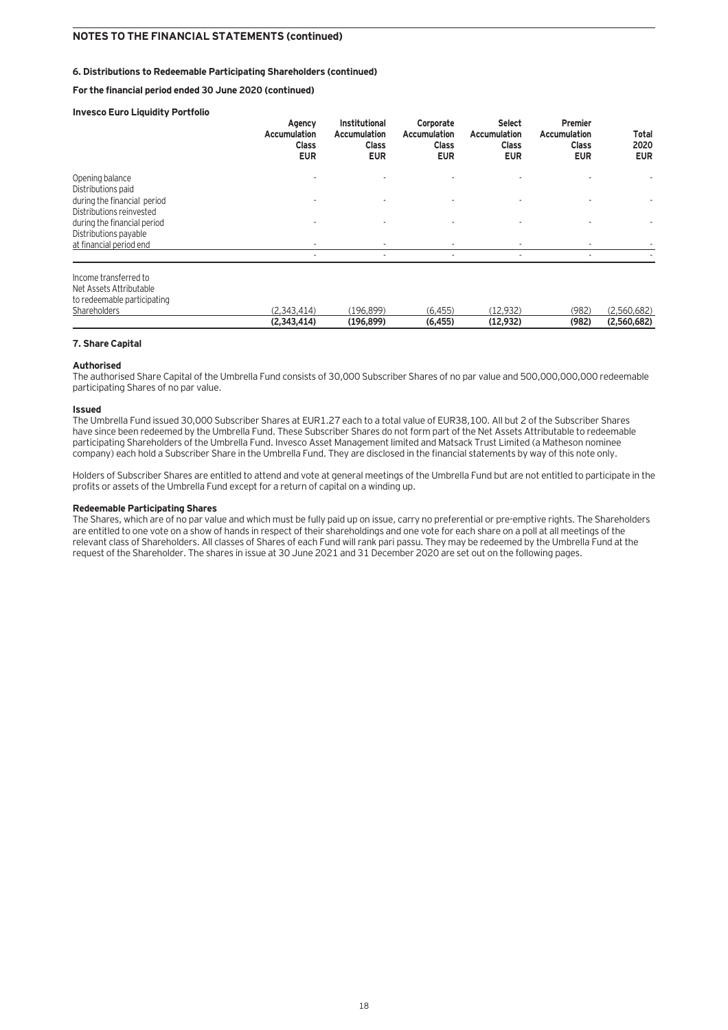## 6. Distributions to Redeemable Participating Shareholders (continued)

### For the financial period ended 30 June 2020 (continued)

**Invesco Euro Liquidity Portfolio**

| | Agency Accumulation Class EUR | Institutional Accumulation Class EUR | Corporate Accumulation Class EUR | Select Accumulation Class EUR | Premier Accumulation Class EUR | Total 2020 EUR |
|---|---|---|---|---|---|---|
| Opening balance | - | - | - | - | - | - |
| Distributions paid during the financial period | - | - | - | - | - | - |
| Distributions reinvested during the financial period | - | - | - | - | - | - |
| Distributions payable at financial period end | - | - | - | - | - | - |
| | - | - | - | - | - | - |
| Income transferred to Net Assets Attributable to redeemable participating Shareholders | (2,343,414) | (196,899) | (6,455) | (12,932) | (982) | (2,560,682) |
| | **(2,343,414)** | **(196,899)** | **(6,455)** | **(12,932)** | **(982)** | **(2,560,682)** |

## 7. Share Capital

**Authorised**

The authorised Share Capital of the Umbrella Fund consists of 30,000 Subscriber Shares of no par value and 500,000,000,000 redeemable participating Shares of no par value.

**Issued**

The Umbrella Fund issued 30,000 Subscriber Shares at EUR1.27 each to a total value of EUR38,100. All but 2 of the Subscriber Shares have since been redeemed by the Umbrella Fund. These Subscriber Shares do not form part of the Net Assets Attributable to redeemable participating Shareholders of the Umbrella Fund. Invesco Asset Management limited and Matsack Trust Limited (a Matheson nominee company) each hold a Subscriber Share in the Umbrella Fund. They are disclosed in the financial statements by way of this note only.

Holders of Subscriber Shares are entitled to attend and vote at general meetings of the Umbrella Fund but are not entitled to participate in the profits or assets of the Umbrella Fund except for a return of capital on a winding up.

**Redeemable Participating Shares**

The Shares, which are of no par value and which must be fully paid up on issue, carry no preferential or pre-emptive rights. The Shareholders are entitled to one vote on a show of hands in respect of their shareholdings and one vote for each share on a poll at all meetings of the relevant class of Shareholders. All classes of Shares of each Fund will rank pari passu. They may be redeemed by the Umbrella Fund at the request of the Shareholder. The shares in issue at 30 June 2021 and 31 December 2020 are set out on the following pages.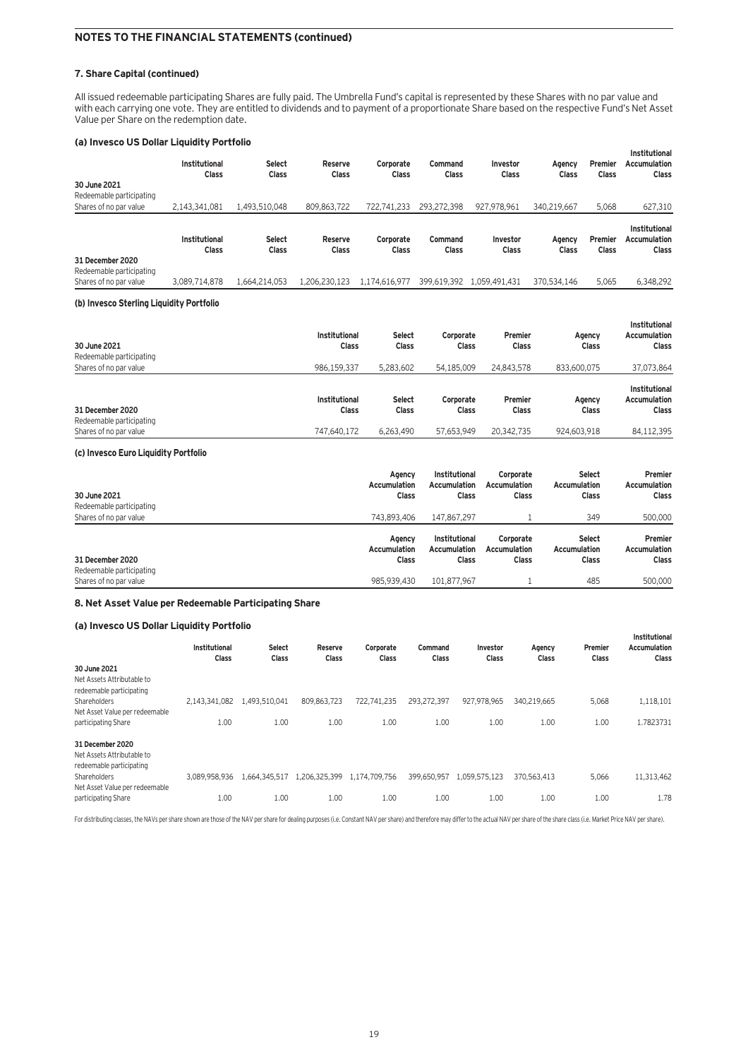## NOTES TO THE FINANCIAL STATEMENTS (continued)

### 7. Share Capital (continued)

All issued redeemable participating Shares are fully paid. The Umbrella Fund's capital is represented by these Shares with no par value and with each carrying one vote. They are entitled to dividends and to payment of a proportionate Share based on the respective Fund's Net Asset Value per Share on the redemption date.

#### (a) Invesco US Dollar Liquidity Portfolio

| | Institutional Class | Select Class | Reserve Class | Corporate Class | Command Class | Investor Class | Agency Class | Premier Class | Institutional Accumulation Class |
|---|---|---|---|---|---|---|---|---|---|
| **30 June 2021** | | | | | | | | | |
| Redeemable participating Shares of no par value | 2,143,341,081 | 1,493,510,048 | 809,863,722 | 722,741,233 | 293,272,398 | 927,978,961 | 340,219,667 | 5,068 | 627,310 |

| | Institutional Class | Select Class | Reserve Class | Corporate Class | Command Class | Investor Class | Agency Class | Premier Class | Institutional Accumulation Class |
|---|---|---|---|---|---|---|---|---|---|
| **31 December 2020** | | | | | | | | | |
| Redeemable participating Shares of no par value | 3,089,714,878 | 1,664,214,053 | 1,206,230,123 | 1,174,616,977 | 399,619,392 | 1,059,491,431 | 370,534,146 | 5,065 | 6,348,292 |

#### (b) Invesco Sterling Liquidity Portfolio

| **30 June 2021** | Institutional Class | Select Class | Corporate Class | Premier Class | Agency Class | Institutional Accumulation Class |
|---|---|---|---|---|---|---|
| Redeemable participating Shares of no par value | 986,159,337 | 5,283,602 | 54,185,009 | 24,843,578 | 833,600,075 | 37,073,864 |

| **31 December 2020** | Institutional Class | Select Class | Corporate Class | Premier Class | Agency Class | Institutional Accumulation Class |
|---|---|---|---|---|---|---|
| Redeemable participating Shares of no par value | 747,640,172 | 6,263,490 | 57,653,949 | 20,342,735 | 924,603,918 | 84,112,395 |

#### (c) Invesco Euro Liquidity Portfolio

| **30 June 2021** | Agency Accumulation Class | Institutional Accumulation Class | Corporate Accumulation Class | Select Accumulation Class | Premier Accumulation Class |
|---|---|---|---|---|---|
| Redeemable participating Shares of no par value | 743,893,406 | 147,867,297 | 1 | 349 | 500,000 |

| **31 December 2020** | Agency Accumulation Class | Institutional Accumulation Class | Corporate Accumulation Class | Select Accumulation Class | Premier Accumulation Class |
|---|---|---|---|---|---|
| Redeemable participating Shares of no par value | 985,939,430 | 101,877,967 | 1 | 485 | 500,000 |

### 8. Net Asset Value per Redeemable Participating Share

#### (a) Invesco US Dollar Liquidity Portfolio

| | Institutional Class | Select Class | Reserve Class | Corporate Class | Command Class | Investor Class | Agency Class | Premier Class | Institutional Accumulation Class |
|---|---|---|---|---|---|---|---|---|---|
| **30 June 2021** | | | | | | | | | |
| Net Assets Attributable to redeemable participating Shareholders | 2,143,341,082 | 1,493,510,041 | 809,863,723 | 722,741,235 | 293,272,397 | 927,978,965 | 340,219,665 | 5,068 | 1,118,101 |
| Net Asset Value per redeemable participating Share | 1.00 | 1.00 | 1.00 | 1.00 | 1.00 | 1.00 | 1.00 | 1.00 | 1.7823731 |
| **31 December 2020** | | | | | | | | | |
| Net Assets Attributable to redeemable participating Shareholders | 3,089,958,936 | 1,664,345,517 | 1,206,325,399 | 1,174,709,756 | 399,650,957 | 1,059,575,123 | 370,563,413 | 5,066 | 11,313,462 |
| Net Asset Value per redeemable participating Share | 1.00 | 1.00 | 1.00 | 1.00 | 1.00 | 1.00 | 1.00 | 1.00 | 1.78 |

For distributing classes, the NAVs per share shown are those of the NAV per share for dealing purposes (i.e. Constant NAV per share) and therefore may differ to the actual NAV per share of the share class (i.e. Market Price NAV per share).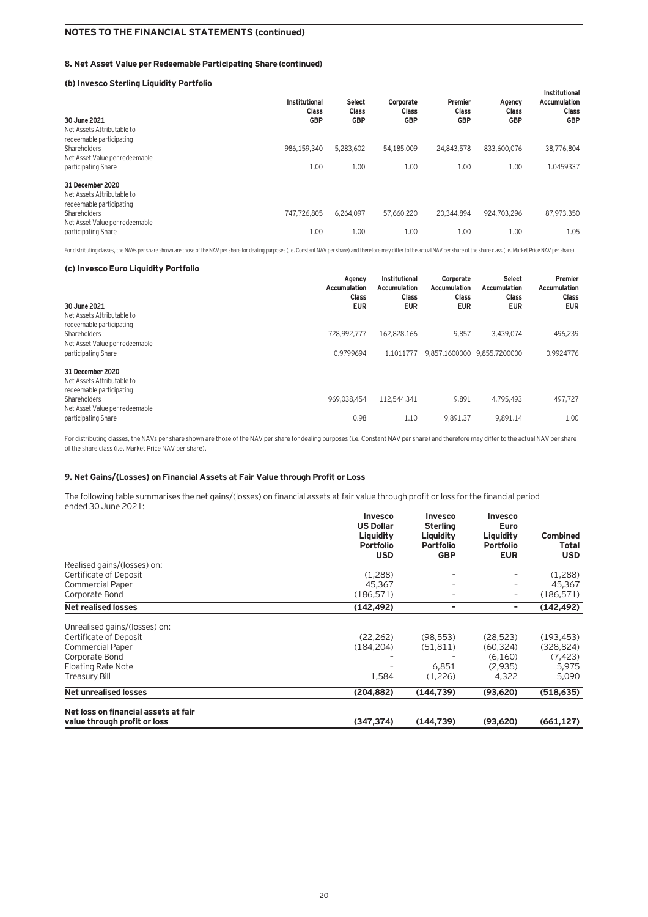## NOTES TO THE FINANCIAL STATEMENTS (continued)

### 8. Net Asset Value per Redeemable Participating Share (continued)

#### (b) Invesco Sterling Liquidity Portfolio

| 30 June 2021 | Institutional Class GBP | Select Class GBP | Corporate Class GBP | Premier Class GBP | Agency Class GBP | Institutional Accumulation Class GBP |
|---|---|---|---|---|---|---|
| Net Assets Attributable to redeemable participating Shareholders | 986,159,340 | 5,283,602 | 54,185,009 | 24,843,578 | 833,600,076 | 38,776,804 |
| Net Asset Value per redeemable participating Share | 1.00 | 1.00 | 1.00 | 1.00 | 1.00 | 1.0459337 |
| **31 December 2020** | | | | | | |
| Net Assets Attributable to redeemable participating Shareholders | 747,726,805 | 6,264,097 | 57,660,220 | 20,344,894 | 924,703,296 | 87,973,350 |
| Net Asset Value per redeemable participating Share | 1.00 | 1.00 | 1.00 | 1.00 | 1.00 | 1.05 |

For distributing classes, the NAVs per share shown are those of the NAV per share for dealing purposes (i.e. Constant NAV per share) and therefore may differ to the actual NAV per share of the share class (i.e. Market Price NAV per share).

#### (c) Invesco Euro Liquidity Portfolio

| 30 June 2021 | Agency Accumulation Class EUR | Institutional Accumulation Class EUR | Corporate Accumulation Class EUR | Select Accumulation Class EUR | Premier Accumulation Class EUR |
|---|---|---|---|---|---|
| Net Assets Attributable to redeemable participating Shareholders | 728,992,777 | 162,828,166 | 9,857 | 3,439,074 | 496,239 |
| Net Asset Value per redeemable participating Share | 0.9799694 | 1.1011777 | 9,857.1600000 | 9,855.7200000 | 0.9924776 |
| **31 December 2020** | | | | | |
| Net Assets Attributable to redeemable participating Shareholders | 969,038,454 | 112,544,341 | 9,891 | 4,795,493 | 497,727 |
| Net Asset Value per redeemable participating Share | 0.98 | 1.10 | 9,891.37 | 9,891.14 | 1.00 |

For distributing classes, the NAVs per share shown are those of the NAV per share for dealing purposes (i.e. Constant NAV per share) and therefore may differ to the actual NAV per share of the share class (i.e. Market Price NAV per share).

### 9. Net Gains/(Losses) on Financial Assets at Fair Value through Profit or Loss

The following table summarises the net gains/(losses) on financial assets at fair value through profit or loss for the financial period ended 30 June 2021:

| | Invesco US Dollar Liquidity Portfolio USD | Invesco Sterling Liquidity Portfolio GBP | Invesco Euro Liquidity Portfolio EUR | Combined Total USD |
|---|---|---|---|---|
| Realised gains/(losses) on: | | | | |
| Certificate of Deposit | (1,288) | – | – | (1,288) |
| Commercial Paper | 45,367 | – | – | 45,367 |
| Corporate Bond | (186,571) | – | – | (186,571) |
| **Net realised losses** | **(142,492)** | **–** | **–** | **(142,492)** |
| Unrealised gains/(losses) on: | | | | |
| Certificate of Deposit | (22,262) | (98,553) | (28,523) | (193,453) |
| Commercial Paper | (184,204) | (51,811) | (60,324) | (328,824) |
| Corporate Bond | – | – | (6,160) | (7,423) |
| Floating Rate Note | – | 6,851 | (2,935) | 5,975 |
| Treasury Bill | 1,584 | (1,226) | 4,322 | 5,090 |
| **Net unrealised losses** | **(204,882)** | **(144,739)** | **(93,620)** | **(518,635)** |
| **Net loss on financial assets at fair value through profit or loss** | **(347,374)** | **(144,739)** | **(93,620)** | **(661,127)** |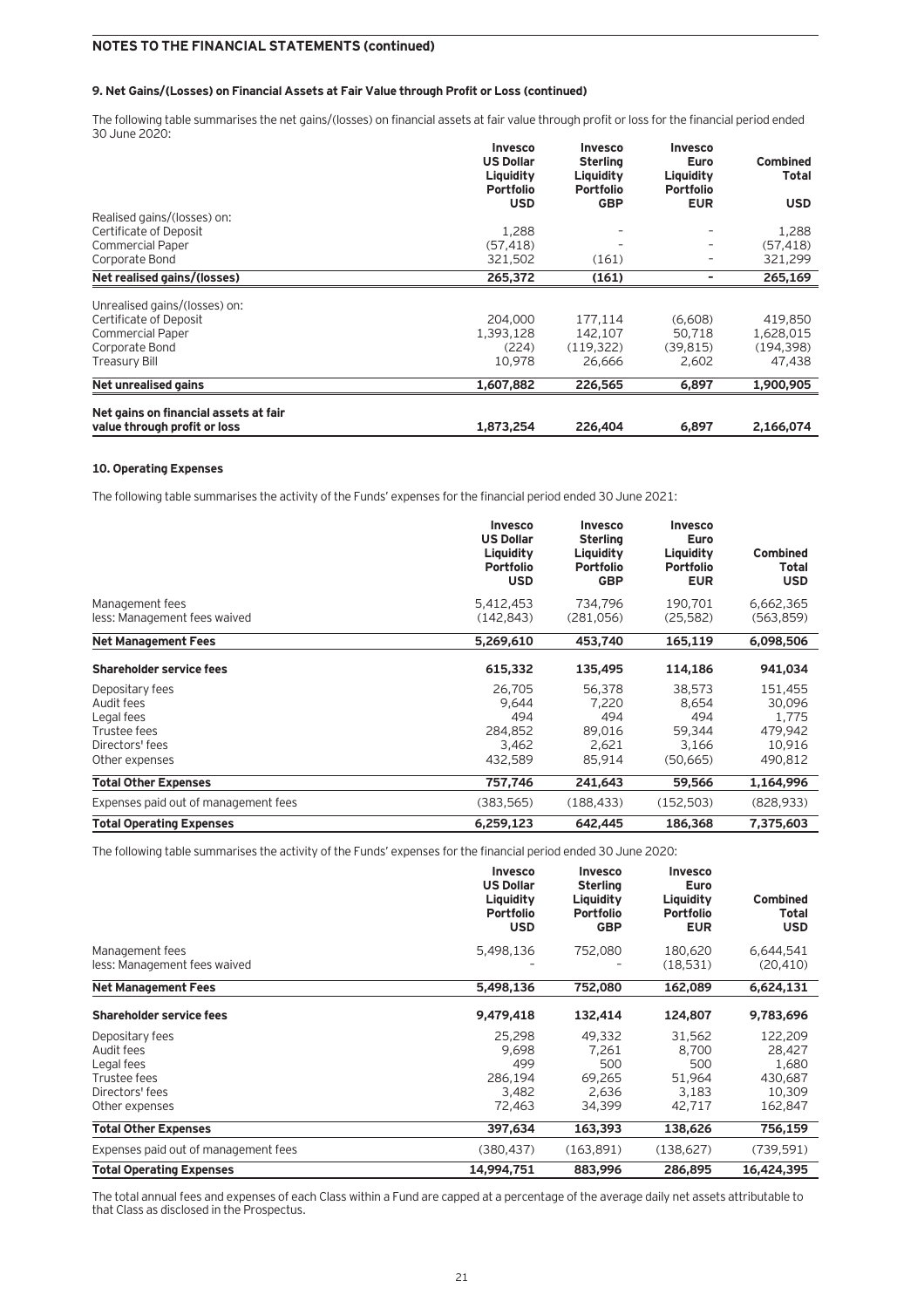## NOTES TO THE FINANCIAL STATEMENTS (continued)

### 9. Net Gains/(Losses) on Financial Assets at Fair Value through Profit or Loss (continued)

The following table summarises the net gains/(losses) on financial assets at fair value through profit or loss for the financial period ended 30 June 2020:

| | Invesco US Dollar Liquidity Portfolio USD | Invesco Sterling Liquidity Portfolio GBP | Invesco Euro Liquidity Portfolio EUR | Combined Total USD |
|---|---|---|---|---|
| Realised gains/(losses) on: | | | | |
| Certificate of Deposit | 1,288 | – | – | 1,288 |
| Commercial Paper | (57,418) | – | – | (57,418) |
| Corporate Bond | 321,502 | (161) | – | 321,299 |
| **Net realised gains/(losses)** | **265,372** | **(161)** | **–** | **265,169** |
| Unrealised gains/(losses) on: | | | | |
| Certificate of Deposit | 204,000 | 177,114 | (6,608) | 419,850 |
| Commercial Paper | 1,393,128 | 142,107 | 50,718 | 1,628,015 |
| Corporate Bond | (224) | (119,322) | (39,815) | (194,398) |
| Treasury Bill | 10,978 | 26,666 | 2,602 | 47,438 |
| **Net unrealised gains** | **1,607,882** | **226,565** | **6,897** | **1,900,905** |
| **Net gains on financial assets at fair value through profit or loss** | **1,873,254** | **226,404** | **6,897** | **2,166,074** |

### 10. Operating Expenses

The following table summarises the activity of the Funds' expenses for the financial period ended 30 June 2021:

| | Invesco US Dollar Liquidity Portfolio USD | Invesco Sterling Liquidity Portfolio GBP | Invesco Euro Liquidity Portfolio EUR | Combined Total USD |
|---|---|---|---|---|
| Management fees | 5,412,453 | 734,796 | 190,701 | 6,662,365 |
| less: Management fees waived | (142,843) | (281,056) | (25,582) | (563,859) |
| **Net Management Fees** | **5,269,610** | **453,740** | **165,119** | **6,098,506** |
| **Shareholder service fees** | **615,332** | **135,495** | **114,186** | **941,034** |
| Depositary fees | 26,705 | 56,378 | 38,573 | 151,455 |
| Audit fees | 9,644 | 7,220 | 8,654 | 30,096 |
| Legal fees | 494 | 494 | 494 | 1,775 |
| Trustee fees | 284,852 | 89,016 | 59,344 | 479,942 |
| Directors' fees | 3,462 | 2,621 | 3,166 | 10,916 |
| Other expenses | 432,589 | 85,914 | (50,665) | 490,812 |
| **Total Other Expenses** | **757,746** | **241,643** | **59,566** | **1,164,996** |
| Expenses paid out of management fees | (383,565) | (188,433) | (152,503) | (828,933) |
| **Total Operating Expenses** | **6,259,123** | **642,445** | **186,368** | **7,375,603** |

The following table summarises the activity of the Funds' expenses for the financial period ended 30 June 2020:

| | Invesco US Dollar Liquidity Portfolio USD | Invesco Sterling Liquidity Portfolio GBP | Invesco Euro Liquidity Portfolio EUR | Combined Total USD |
|---|---|---|---|---|
| Management fees | 5,498,136 | 752,080 | 180,620 | 6,644,541 |
| less: Management fees waived | – | – | (18,531) | (20,410) |
| **Net Management Fees** | **5,498,136** | **752,080** | **162,089** | **6,624,131** |
| **Shareholder service fees** | **9,479,418** | **132,414** | **124,807** | **9,783,696** |
| Depositary fees | 25,298 | 49,332 | 31,562 | 122,209 |
| Audit fees | 9,698 | 7,261 | 8,700 | 28,427 |
| Legal fees | 499 | 500 | 500 | 1,680 |
| Trustee fees | 286,194 | 69,265 | 51,964 | 430,687 |
| Directors' fees | 3,482 | 2,636 | 3,183 | 10,309 |
| Other expenses | 72,463 | 34,399 | 42,717 | 162,847 |
| **Total Other Expenses** | **397,634** | **163,393** | **138,626** | **756,159** |
| Expenses paid out of management fees | (380,437) | (163,891) | (138,627) | (739,591) |
| **Total Operating Expenses** | **14,994,751** | **883,996** | **286,895** | **16,424,395** |

The total annual fees and expenses of each Class within a Fund are capped at a percentage of the average daily net assets attributable to that Class as disclosed in the Prospectus.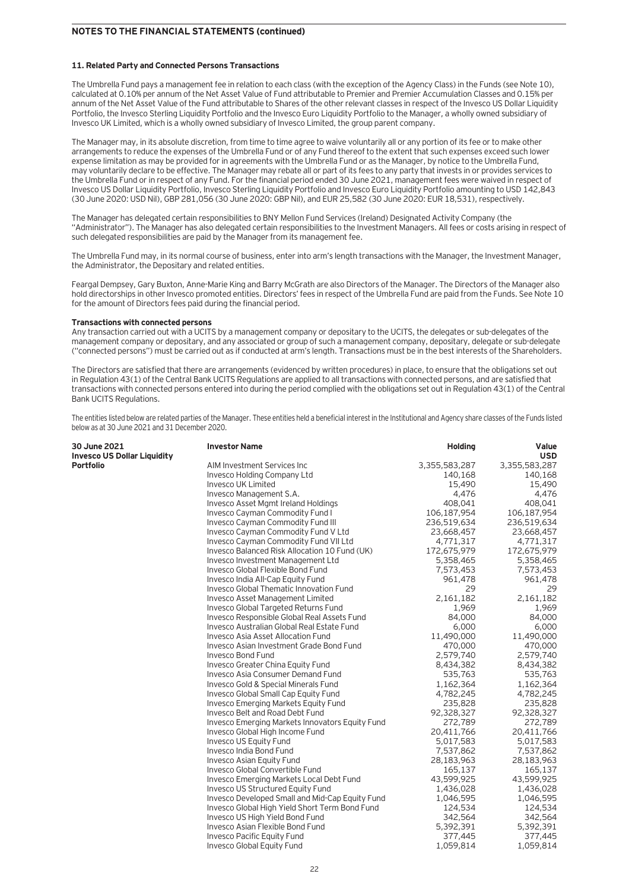## 11. Related Party and Connected Persons Transactions

The Umbrella Fund pays a management fee in relation to each class (with the exception of the Agency Class) in the Funds (see Note 10), calculated at 0.10% per annum of the Net Asset Value of Fund attributable to Premier and Premier Accumulation Classes and 0.15% per annum of the Net Asset Value of the Fund attributable to Shares of the other relevant classes in respect of the Invesco US Dollar Liquidity Portfolio, the Invesco Sterling Liquidity Portfolio and the Invesco Euro Liquidity Portfolio to the Manager, a wholly owned subsidiary of Invesco UK Limited, which is a wholly owned subsidiary of Invesco Limited, the group parent company.

The Manager may, in its absolute discretion, from time to time agree to waive voluntarily all or any portion of its fee or to make other arrangements to reduce the expenses of the Umbrella Fund or of any Fund thereof to the extent that such expenses exceed such lower expense limitation as may be provided for in agreements with the Umbrella Fund or as the Manager, by notice to the Umbrella Fund, may voluntarily declare to be effective. The Manager may rebate all or part of its fees to any party that invests in or provides services to the Umbrella Fund or in respect of any Fund. For the financial period ended 30 June 2021, management fees were waived in respect of Invesco US Dollar Liquidity Portfolio, Invesco Sterling Liquidity Portfolio and Invesco Euro Liquidity Portfolio amounting to USD 142,843 (30 June 2020: USD Nil), GBP 281,056 (30 June 2020: GBP Nil), and EUR 25,582 (30 June 2020: EUR 18,531), respectively.

The Manager has delegated certain responsibilities to BNY Mellon Fund Services (Ireland) Designated Activity Company (the "Administrator"). The Manager has also delegated certain responsibilities to the Investment Managers. All fees or costs arising in respect of such delegated responsibilities are paid by the Manager from its management fee.

The Umbrella Fund may, in its normal course of business, enter into arm's length transactions with the Manager, the Investment Manager, the Administrator, the Depositary and related entities.

Feargal Dempsey, Gary Buxton, Anne-Marie King and Barry McGrath are also Directors of the Manager. The Directors of the Manager also hold directorships in other Invesco promoted entities. Directors' fees in respect of the Umbrella Fund are paid from the Funds. See Note 10 for the amount of Directors fees paid during the financial period.

**Transactions with connected persons**

Any transaction carried out with a UCITS by a management company or depositary to the UCITS, the delegates or sub-delegates of the management company or depositary, and any associated or group of such a management company, depositary, delegate or sub-delegate ("connected persons") must be carried out as if conducted at arm's length. Transactions must be in the best interests of the Shareholders.

The Directors are satisfied that there are arrangements (evidenced by written procedures) in place, to ensure that the obligations set out in Regulation 43(1) of the Central Bank UCITS Regulations are applied to all transactions with connected persons, and are satisfied that transactions with connected persons entered into during the period complied with the obligations set out in Regulation 43(1) of the Central Bank UCITS Regulations.

The entities listed below are related parties of the Manager. These entities held a beneficial interest in the Institutional and Agency share classes of the Funds listed below as at 30 June 2021 and 31 December 2020.

| 30 June 2021 Invesco US Dollar Liquidity Portfolio | Investor Name | Holding | Value USD |
|---|---|---|---|
| | AIM Investment Services Inc | 3,355,583,287 | 3,355,583,287 |
| | Invesco Holding Company Ltd | 140,168 | 140,168 |
| | Invesco UK Limited | 15,490 | 15,490 |
| | Invesco Management S.A. | 4,476 | 4,476 |
| | Invesco Asset Mgmt Ireland Holdings | 408,041 | 408,041 |
| | Invesco Cayman Commodity Fund I | 106,187,954 | 106,187,954 |
| | Invesco Cayman Commodity Fund III | 236,519,634 | 236,519,634 |
| | Invesco Cayman Commodity Fund V Ltd | 23,668,457 | 23,668,457 |
| | Invesco Cayman Commodity Fund VII Ltd | 4,771,317 | 4,771,317 |
| | Invesco Balanced Risk Allocation 10 Fund (UK) | 172,675,979 | 172,675,979 |
| | Invesco Investment Management Ltd | 5,358,465 | 5,358,465 |
| | Invesco Global Flexible Bond Fund | 7,573,453 | 7,573,453 |
| | Invesco India All-Cap Equity Fund | 961,478 | 961,478 |
| | Invesco Global Thematic Innovation Fund | 29 | 29 |
| | Invesco Asset Management Limited | 2,161,182 | 2,161,182 |
| | Invesco Global Targeted Returns Fund | 1,969 | 1,969 |
| | Invesco Responsible Global Real Assets Fund | 84,000 | 84,000 |
| | Invesco Australian Global Real Estate Fund | 6,000 | 6,000 |
| | Invesco Asia Asset Allocation Fund | 11,490,000 | 11,490,000 |
| | Invesco Asian Investment Grade Bond Fund | 470,000 | 470,000 |
| | Invesco Bond Fund | 2,579,740 | 2,579,740 |
| | Invesco Greater China Equity Fund | 8,434,382 | 8,434,382 |
| | Invesco Asia Consumer Demand Fund | 535,763 | 535,763 |
| | Invesco Gold & Special Minerals Fund | 1,162,364 | 1,162,364 |
| | Invesco Global Small Cap Equity Fund | 4,782,245 | 4,782,245 |
| | Invesco Emerging Markets Equity Fund | 235,828 | 235,828 |
| | Invesco Belt and Road Debt Fund | 92,328,327 | 92,328,327 |
| | Invesco Emerging Markets Innovators Equity Fund | 272,789 | 272,789 |
| | Invesco Global High Income Fund | 20,411,766 | 20,411,766 |
| | Invesco US Equity Fund | 5,017,583 | 5,017,583 |
| | Invesco India Bond Fund | 7,537,862 | 7,537,862 |
| | Invesco Asian Equity Fund | 28,183,963 | 28,183,963 |
| | Invesco Global Convertible Fund | 165,137 | 165,137 |
| | Invesco Emerging Markets Local Debt Fund | 43,599,925 | 43,599,925 |
| | Invesco US Structured Equity Fund | 1,436,028 | 1,436,028 |
| | Invesco Developed Small and Mid-Cap Equity Fund | 1,046,595 | 1,046,595 |
| | Invesco Global High Yield Short Term Bond Fund | 124,534 | 124,534 |
| | Invesco US High Yield Bond Fund | 342,564 | 342,564 |
| | Invesco Asian Flexible Bond Fund | 5,392,391 | 5,392,391 |
| | Invesco Pacific Equity Fund | 377,445 | 377,445 |
| | Invesco Global Equity Fund | 1,059,814 | 1,059,814 |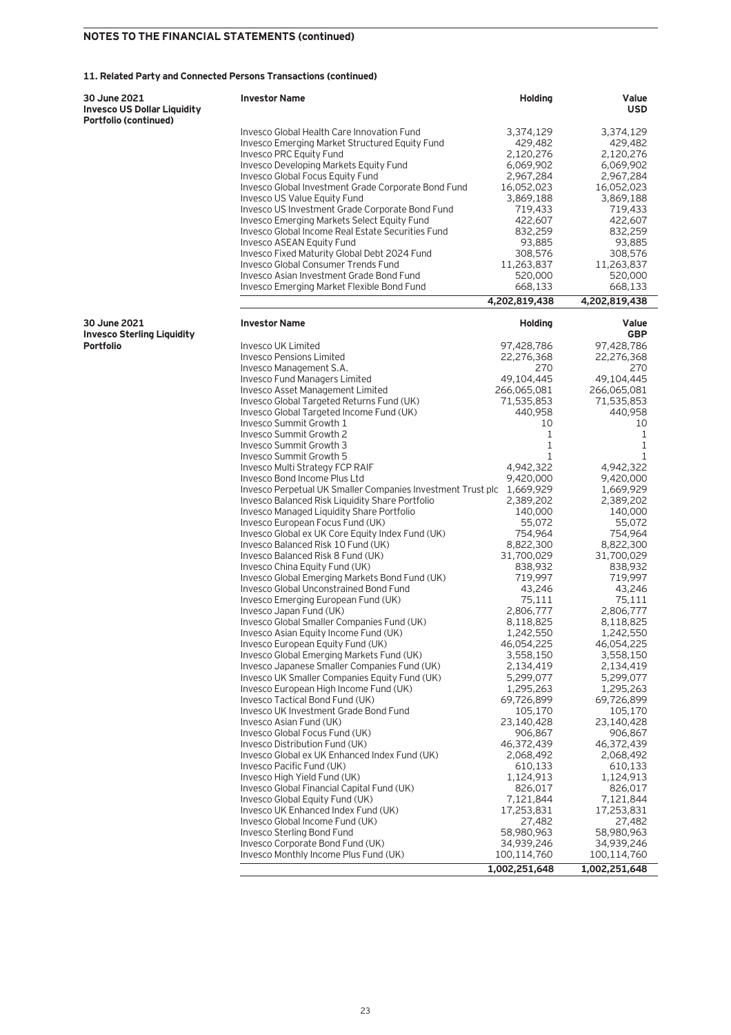## NOTES TO THE FINANCIAL STATEMENTS (continued)

### 11. Related Party and Connected Persons Transactions (continued)

**30 June 2021**
**Invesco US Dollar Liquidity Portfolio (continued)**

| Investor Name | Holding | Value USD |
|---|---|---|
| Invesco Global Health Care Innovation Fund | 3,374,129 | 3,374,129 |
| Invesco Emerging Market Structured Equity Fund | 429,482 | 429,482 |
| Invesco PRC Equity Fund | 2,120,276 | 2,120,276 |
| Invesco Developing Markets Equity Fund | 6,069,902 | 6,069,902 |
| Invesco Global Focus Equity Fund | 2,967,284 | 2,967,284 |
| Invesco Global Investment Grade Corporate Bond Fund | 16,052,023 | 16,052,023 |
| Invesco US Value Equity Fund | 3,869,188 | 3,869,188 |
| Invesco US Investment Grade Corporate Bond Fund | 719,433 | 719,433 |
| Invesco Emerging Markets Select Equity Fund | 422,607 | 422,607 |
| Invesco Global Income Real Estate Securities Fund | 832,259 | 832,259 |
| Invesco ASEAN Equity Fund | 93,885 | 93,885 |
| Invesco Fixed Maturity Global Debt 2024 Fund | 308,576 | 308,576 |
| Invesco Global Consumer Trends Fund | 11,263,837 | 11,263,837 |
| Invesco Asian Investment Grade Bond Fund | 520,000 | 520,000 |
| Invesco Emerging Market Flexible Bond Fund | 668,133 | 668,133 |
| | **4,202,819,438** | **4,202,819,438** |

**30 June 2021**
**Invesco Sterling Liquidity Portfolio**

| Investor Name | Holding | Value GBP |
|---|---|---|
| Invesco UK Limited | 97,428,786 | 97,428,786 |
| Invesco Pensions Limited | 22,276,368 | 22,276,368 |
| Invesco Management S.A. | 270 | 270 |
| Invesco Fund Managers Limited | 49,104,445 | 49,104,445 |
| Invesco Asset Management Limited | 266,065,081 | 266,065,081 |
| Invesco Global Targeted Returns Fund (UK) | 71,535,853 | 71,535,853 |
| Invesco Global Targeted Income Fund (UK) | 440,958 | 440,958 |
| Invesco Summit Growth 1 | 10 | 10 |
| Invesco Summit Growth 2 | 1 | 1 |
| Invesco Summit Growth 3 | 1 | 1 |
| Invesco Summit Growth 5 | 1 | 1 |
| Invesco Multi Strategy FCP RAIF | 4,942,322 | 4,942,322 |
| Invesco Bond Income Plus Ltd | 9,420,000 | 9,420,000 |
| Invesco Perpetual UK Smaller Companies Investment Trust plc | 1,669,929 | 1,669,929 |
| Invesco Balanced Risk Liquidity Share Portfolio | 2,389,202 | 2,389,202 |
| Invesco Managed Liquidity Share Portfolio | 140,000 | 140,000 |
| Invesco European Focus Fund (UK) | 55,072 | 55,072 |
| Invesco Global ex UK Core Equity Index Fund (UK) | 754,964 | 754,964 |
| Invesco Balanced Risk 10 Fund (UK) | 8,822,300 | 8,822,300 |
| Invesco Balanced Risk 8 Fund (UK) | 31,700,029 | 31,700,029 |
| Invesco China Equity Fund (UK) | 838,932 | 838,932 |
| Invesco Global Emerging Markets Bond Fund (UK) | 719,997 | 719,997 |
| Invesco Global Unconstrained Bond Fund | 43,246 | 43,246 |
| Invesco Emerging European Fund (UK) | 75,111 | 75,111 |
| Invesco Japan Fund (UK) | 2,806,777 | 2,806,777 |
| Invesco Global Smaller Companies Fund (UK) | 8,118,825 | 8,118,825 |
| Invesco Asian Equity Income Fund (UK) | 1,242,550 | 1,242,550 |
| Invesco European Equity Fund (UK) | 46,054,225 | 46,054,225 |
| Invesco Global Emerging Markets Fund (UK) | 3,558,150 | 3,558,150 |
| Invesco Japanese Smaller Companies Fund (UK) | 2,134,419 | 2,134,419 |
| Invesco UK Smaller Companies Equity Fund (UK) | 5,299,077 | 5,299,077 |
| Invesco European High Income Fund (UK) | 1,295,263 | 1,295,263 |
| Invesco Tactical Bond Fund (UK) | 69,726,899 | 69,726,899 |
| Invesco UK Investment Grade Bond Fund | 105,170 | 105,170 |
| Invesco Asian Fund (UK) | 23,140,428 | 23,140,428 |
| Invesco Global Focus Fund (UK) | 906,867 | 906,867 |
| Invesco Distribution Fund (UK) | 46,372,439 | 46,372,439 |
| Invesco Global ex UK Enhanced Index Fund (UK) | 2,068,492 | 2,068,492 |
| Invesco Pacific Fund (UK) | 610,133 | 610,133 |
| Invesco High Yield Fund (UK) | 1,124,913 | 1,124,913 |
| Invesco Global Financial Capital Fund (UK) | 826,017 | 826,017 |
| Invesco Global Equity Fund (UK) | 7,121,844 | 7,121,844 |
| Invesco UK Enhanced Index Fund (UK) | 17,253,831 | 17,253,831 |
| Invesco Global Income Fund (UK) | 27,482 | 27,482 |
| Invesco Sterling Bond Fund | 58,980,963 | 58,980,963 |
| Invesco Corporate Bond Fund (UK) | 34,939,246 | 34,939,246 |
| Invesco Monthly Income Plus Fund (UK) | 100,114,760 | 100,114,760 |
| | **1,002,251,648** | **1,002,251,648** |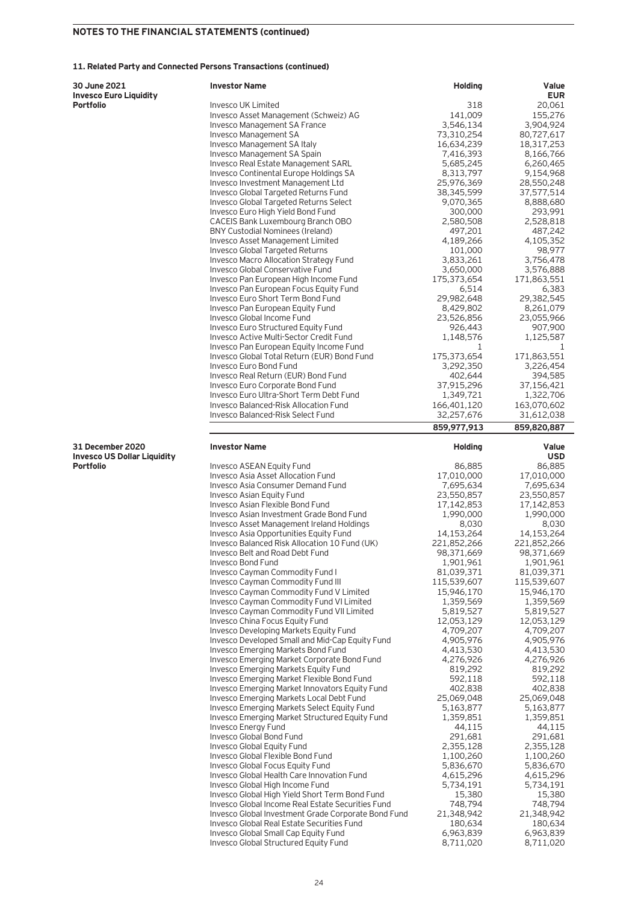## NOTES TO THE FINANCIAL STATEMENTS (continued)

### 11. Related Party and Connected Persons Transactions (continued)

**30 June 2021**
**Invesco Euro Liquidity Portfolio**

| Investor Name | Holding | Value EUR |
|---|---|---|
| Invesco UK Limited | 318 | 20,061 |
| Invesco Asset Management (Schweiz) AG | 141,009 | 155,276 |
| Invesco Management SA France | 3,546,134 | 3,904,924 |
| Invesco Management SA | 73,310,254 | 80,727,617 |
| Invesco Management SA Italy | 16,634,239 | 18,317,253 |
| Invesco Management SA Spain | 7,416,393 | 8,166,766 |
| Invesco Real Estate Management SARL | 5,685,245 | 6,260,465 |
| Invesco Continental Europe Holdings SA | 8,313,797 | 9,154,968 |
| Invesco Investment Management Ltd | 25,976,369 | 28,550,248 |
| Invesco Global Targeted Returns Fund | 38,345,599 | 37,577,514 |
| Invesco Global Targeted Returns Select | 9,070,365 | 8,888,680 |
| Invesco Euro High Yield Bond Fund | 300,000 | 293,991 |
| CACEIS Bank Luxembourg Branch OBO | 2,580,508 | 2,528,818 |
| BNY Custodial Nominees (Ireland) | 497,201 | 487,242 |
| Invesco Asset Management Limited | 4,189,266 | 4,105,352 |
| Invesco Global Targeted Returns | 101,000 | 98,977 |
| Invesco Macro Allocation Strategy Fund | 3,833,261 | 3,756,478 |
| Invesco Global Conservative Fund | 3,650,000 | 3,576,888 |
| Invesco Pan European High Income Fund | 175,373,654 | 171,863,551 |
| Invesco Pan European Focus Equity Fund | 6,514 | 6,383 |
| Invesco Euro Short Term Bond Fund | 29,982,648 | 29,382,545 |
| Invesco Pan European Equity Fund | 8,429,802 | 8,261,079 |
| Invesco Global Income Fund | 23,526,856 | 23,055,966 |
| Invesco Euro Structured Equity Fund | 926,443 | 907,900 |
| Invesco Active Multi-Sector Credit Fund | 1,148,576 | 1,125,587 |
| Invesco Pan European Equity Income Fund | 1 | 1 |
| Invesco Global Total Return (EUR) Bond Fund | 175,373,654 | 171,863,551 |
| Invesco Euro Bond Fund | 3,292,350 | 3,226,454 |
| Invesco Real Return (EUR) Bond Fund | 402,644 | 394,585 |
| Invesco Euro Corporate Bond Fund | 37,915,296 | 37,156,421 |
| Invesco Euro Ultra-Short Term Debt Fund | 1,349,721 | 1,322,706 |
| Invesco Balanced-Risk Allocation Fund | 166,401,120 | 163,070,602 |
| Invesco Balanced-Risk Select Fund | 32,257,676 | 31,612,038 |
| | **859,977,913** | **859,820,887** |

**31 December 2020**
**Invesco US Dollar Liquidity Portfolio**

| Investor Name | Holding | Value USD |
|---|---|---|
| Invesco ASEAN Equity Fund | 86,885 | 86,885 |
| Invesco Asia Asset Allocation Fund | 17,010,000 | 17,010,000 |
| Invesco Asia Consumer Demand Fund | 7,695,634 | 7,695,634 |
| Invesco Asian Equity Fund | 23,550,857 | 23,550,857 |
| Invesco Asian Flexible Bond Fund | 17,142,853 | 17,142,853 |
| Invesco Asian Investment Grade Bond Fund | 1,990,000 | 1,990,000 |
| Invesco Asset Management Ireland Holdings | 8,030 | 8,030 |
| Invesco Asia Opportunities Equity Fund | 14,153,264 | 14,153,264 |
| Invesco Balanced Risk Allocation 10 Fund (UK) | 221,852,266 | 221,852,266 |
| Invesco Belt and Road Debt Fund | 98,371,669 | 98,371,669 |
| Invesco Bond Fund | 1,901,961 | 1,901,961 |
| Invesco Cayman Commodity Fund I | 81,039,371 | 81,039,371 |
| Invesco Cayman Commodity Fund III | 115,539,607 | 115,539,607 |
| Invesco Cayman Commodity Fund V Limited | 15,946,170 | 15,946,170 |
| Invesco Cayman Commodity Fund VI Limited | 1,359,569 | 1,359,569 |
| Invesco Cayman Commodity Fund VII Limited | 5,819,527 | 5,819,527 |
| Invesco China Focus Equity Fund | 12,053,129 | 12,053,129 |
| Invesco Developing Markets Equity Fund | 4,709,207 | 4,709,207 |
| Invesco Developed Small and Mid-Cap Equity Fund | 4,905,976 | 4,905,976 |
| Invesco Emerging Markets Bond Fund | 4,413,530 | 4,413,530 |
| Invesco Emerging Market Corporate Bond Fund | 4,276,926 | 4,276,926 |
| Invesco Emerging Markets Equity Fund | 819,292 | 819,292 |
| Invesco Emerging Market Flexible Bond Fund | 592,118 | 592,118 |
| Invesco Emerging Market Innovators Equity Fund | 402,838 | 402,838 |
| Invesco Emerging Markets Local Debt Fund | 25,069,048 | 25,069,048 |
| Invesco Emerging Markets Select Equity Fund | 5,163,877 | 5,163,877 |
| Invesco Emerging Market Structured Equity Fund | 1,359,851 | 1,359,851 |
| Invesco Energy Fund | 44,115 | 44,115 |
| Invesco Global Bond Fund | 291,681 | 291,681 |
| Invesco Global Equity Fund | 2,355,128 | 2,355,128 |
| Invesco Global Flexible Bond Fund | 1,100,260 | 1,100,260 |
| Invesco Global Focus Equity Fund | 5,836,670 | 5,836,670 |
| Invesco Global Health Care Innovation Fund | 4,615,296 | 4,615,296 |
| Invesco Global High Income Fund | 5,734,191 | 5,734,191 |
| Invesco Global High Yield Short Term Bond Fund | 15,380 | 15,380 |
| Invesco Global Income Real Estate Securities Fund | 748,794 | 748,794 |
| Invesco Global Investment Grade Corporate Bond Fund | 21,348,942 | 21,348,942 |
| Invesco Global Real Estate Securities Fund | 180,634 | 180,634 |
| Invesco Global Small Cap Equity Fund | 6,963,839 | 6,963,839 |
| Invesco Global Structured Equity Fund | 8,711,020 | 8,711,020 |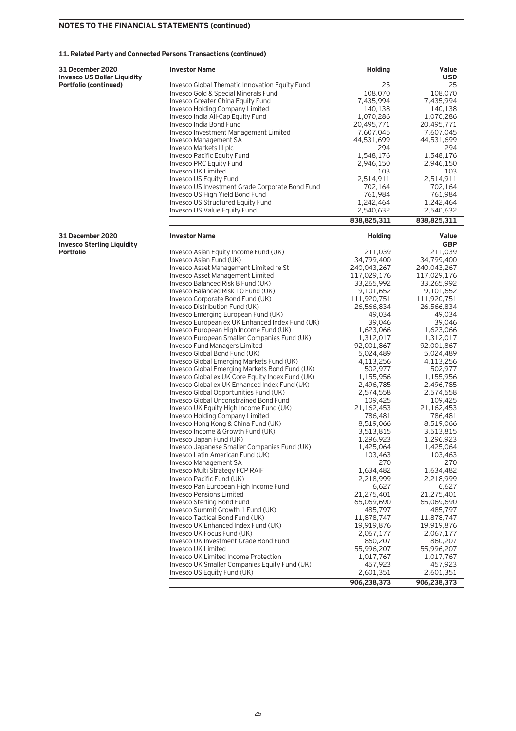## NOTES TO THE FINANCIAL STATEMENTS (continued)

### 11. Related Party and Connected Persons Transactions (continued)

**31 December 2020**
**Invesco US Dollar Liquidity Portfolio (continued)**

| Investor Name | Holding | Value USD |
|---|---|---|
| Invesco Global Thematic Innovation Equity Fund | 25 | 25 |
| Invesco Gold & Special Minerals Fund | 108,070 | 108,070 |
| Invesco Greater China Equity Fund | 7,435,994 | 7,435,994 |
| Invesco Holding Company Limited | 140,138 | 140,138 |
| Invesco India All-Cap Equity Fund | 1,070,286 | 1,070,286 |
| Invesco India Bond Fund | 20,495,771 | 20,495,771 |
| Invesco Investment Management Limited | 7,607,045 | 7,607,045 |
| Invesco Management SA | 44,531,699 | 44,531,699 |
| Invesco Markets III plc | 294 | 294 |
| Invesco Pacific Equity Fund | 1,548,176 | 1,548,176 |
| Invesco PRC Equity Fund | 2,946,150 | 2,946,150 |
| Invesco UK Limited | 103 | 103 |
| Invesco US Equity Fund | 2,514,911 | 2,514,911 |
| Invesco US Investment Grade Corporate Bond Fund | 702,164 | 702,164 |
| Invesco US High Yield Bond Fund | 761,984 | 761,984 |
| Invesco US Structured Equity Fund | 1,242,464 | 1,242,464 |
| Invesco US Value Equity Fund | 2,540,632 | 2,540,632 |
| | **838,825,311** | **838,825,311** |

**31 December 2020**
**Invesco Sterling Liquidity Portfolio**

| Investor Name | Holding | Value GBP |
|---|---|---|
| Invesco Asian Equity Income Fund (UK) | 211,039 | 211,039 |
| Invesco Asian Fund (UK) | 34,799,400 | 34,799,400 |
| Invesco Asset Management Limited re St | 240,043,267 | 240,043,267 |
| Invesco Asset Management Limited | 117,029,176 | 117,029,176 |
| Invesco Balanced Risk 8 Fund (UK) | 33,265,992 | 33,265,992 |
| Invesco Balanced Risk 10 Fund (UK) | 9,101,652 | 9,101,652 |
| Invesco Corporate Bond Fund (UK) | 111,920,751 | 111,920,751 |
| Invesco Distribution Fund (UK) | 26,566,834 | 26,566,834 |
| Invesco Emerging European Fund (UK) | 49,034 | 49,034 |
| Invesco European ex UK Enhanced Index Fund (UK) | 39,046 | 39,046 |
| Invesco European High Income Fund (UK) | 1,623,066 | 1,623,066 |
| Invesco European Smaller Companies Fund (UK) | 1,312,017 | 1,312,017 |
| Invesco Fund Managers Limited | 92,001,867 | 92,001,867 |
| Invesco Global Bond Fund (UK) | 5,024,489 | 5,024,489 |
| Invesco Global Emerging Markets Fund (UK) | 4,113,256 | 4,113,256 |
| Invesco Global Emerging Markets Bond Fund (UK) | 502,977 | 502,977 |
| Invesco Global ex UK Core Equity Index Fund (UK) | 1,155,956 | 1,155,956 |
| Invesco Global ex UK Enhanced Index Fund (UK) | 2,496,785 | 2,496,785 |
| Invesco Global Opportunities Fund (UK) | 2,574,558 | 2,574,558 |
| Invesco Global Unconstrained Bond Fund | 109,425 | 109,425 |
| Invesco UK Equity High Income Fund (UK) | 21,162,453 | 21,162,453 |
| Invesco Holding Company Limited | 786,481 | 786,481 |
| Invesco Hong Kong & China Fund (UK) | 8,519,066 | 8,519,066 |
| Invesco Income & Growth Fund (UK) | 3,513,815 | 3,513,815 |
| Invesco Japan Fund (UK) | 1,296,923 | 1,296,923 |
| Invesco Japanese Smaller Companies Fund (UK) | 1,425,064 | 1,425,064 |
| Invesco Latin American Fund (UK) | 103,463 | 103,463 |
| Invesco Management SA | 270 | 270 |
| Invesco Multi Strategy FCP RAIF | 1,634,482 | 1,634,482 |
| Invesco Pacific Fund (UK) | 2,218,999 | 2,218,999 |
| Invesco Pan European High Income Fund | 6,627 | 6,627 |
| Invesco Pensions Limited | 21,275,401 | 21,275,401 |
| Invesco Sterling Bond Fund | 65,069,690 | 65,069,690 |
| Invesco Summit Growth 1 Fund (UK) | 485,797 | 485,797 |
| Invesco Tactical Bond Fund (UK) | 11,878,747 | 11,878,747 |
| Invesco UK Enhanced Index Fund (UK) | 19,919,876 | 19,919,876 |
| Invesco UK Focus Fund (UK) | 2,067,177 | 2,067,177 |
| Invesco UK Investment Grade Bond Fund | 860,207 | 860,207 |
| Invesco UK Limited | 55,996,207 | 55,996,207 |
| Invesco UK Limited Income Protection | 1,017,767 | 1,017,767 |
| Invesco UK Smaller Companies Equity Fund (UK) | 457,923 | 457,923 |
| Invesco US Equity Fund (UK) | 2,601,351 | 2,601,351 |
| | **906,238,373** | **906,238,373** |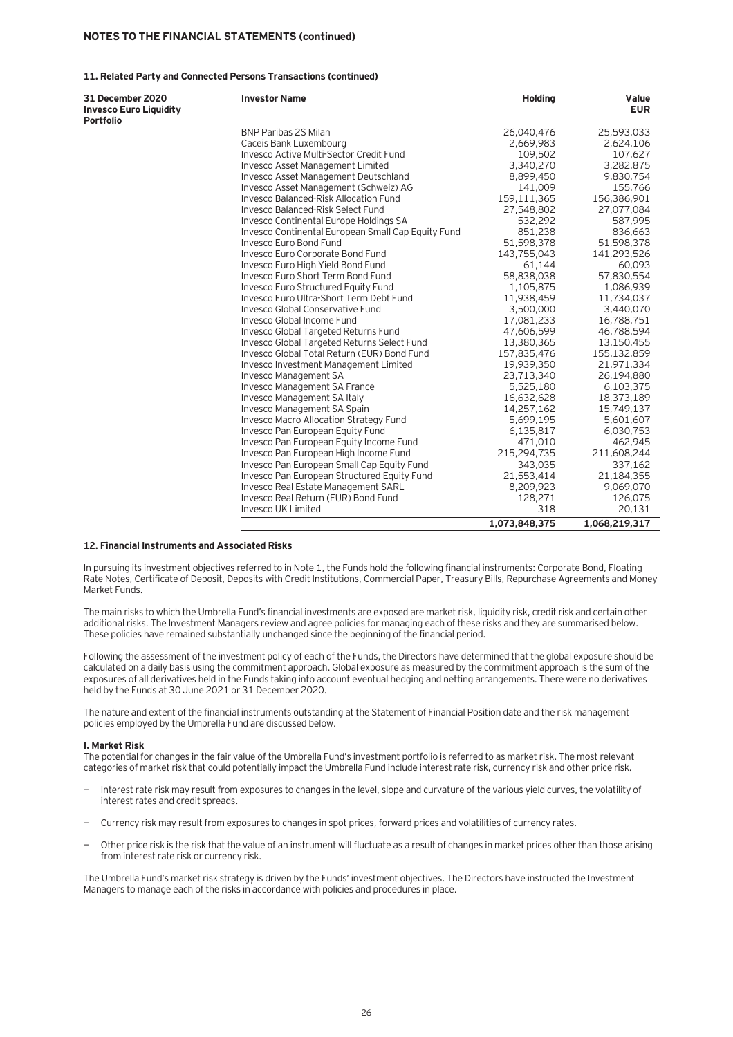## NOTES TO THE FINANCIAL STATEMENTS (continued)

### 11. Related Party and Connected Persons Transactions (continued)

| 31 December 2020 Invesco Euro Liquidity Portfolio | Investor Name | Holding | Value EUR |
|---|---|---|---|
| | BNP Paribas 2S Milan | 26,040,476 | 25,593,033 |
| | Caceis Bank Luxembourg | 2,669,983 | 2,624,106 |
| | Invesco Active Multi-Sector Credit Fund | 109,502 | 107,627 |
| | Invesco Asset Management Limited | 3,340,270 | 3,282,875 |
| | Invesco Asset Management Deutschland | 8,899,450 | 9,830,754 |
| | Invesco Asset Management (Schweiz) AG | 141,009 | 155,766 |
| | Invesco Balanced-Risk Allocation Fund | 159,111,365 | 156,386,901 |
| | Invesco Balanced-Risk Select Fund | 27,548,802 | 27,077,084 |
| | Invesco Continental Europe Holdings SA | 532,292 | 587,995 |
| | Invesco Continental European Small Cap Equity Fund | 851,238 | 836,663 |
| | Invesco Euro Bond Fund | 51,598,378 | 51,598,378 |
| | Invesco Euro Corporate Bond Fund | 143,755,043 | 141,293,526 |
| | Invesco Euro High Yield Bond Fund | 61,144 | 60,093 |
| | Invesco Euro Short Term Bond Fund | 58,838,038 | 57,830,554 |
| | Invesco Euro Structured Equity Fund | 1,105,875 | 1,086,939 |
| | Invesco Euro Ultra-Short Term Debt Fund | 11,938,459 | 11,734,037 |
| | Invesco Global Conservative Fund | 3,500,000 | 3,440,070 |
| | Invesco Global Income Fund | 17,081,233 | 16,788,751 |
| | Invesco Global Targeted Returns Fund | 47,606,599 | 46,788,594 |
| | Invesco Global Targeted Returns Select Fund | 13,380,365 | 13,150,455 |
| | Invesco Global Total Return (EUR) Bond Fund | 157,835,476 | 155,132,859 |
| | Invesco Investment Management Limited | 19,939,350 | 21,971,334 |
| | Invesco Management SA | 23,713,340 | 26,194,880 |
| | Invesco Management SA France | 5,525,180 | 6,103,375 |
| | Invesco Management SA Italy | 16,632,628 | 18,373,189 |
| | Invesco Management SA Spain | 14,257,162 | 15,749,137 |
| | Invesco Macro Allocation Strategy Fund | 5,699,195 | 5,601,607 |
| | Invesco Pan European Equity Fund | 6,135,817 | 6,030,753 |
| | Invesco Pan European Equity Income Fund | 471,010 | 462,945 |
| | Invesco Pan European High Income Fund | 215,294,735 | 211,608,244 |
| | Invesco Pan European Small Cap Equity Fund | 343,035 | 337,162 |
| | Invesco Pan European Structured Equity Fund | 21,553,414 | 21,184,355 |
| | Invesco Real Estate Management SARL | 8,209,923 | 9,069,070 |
| | Invesco Real Return (EUR) Bond Fund | 128,271 | 126,075 |
| | Invesco UK Limited | 318 | 20,131 |
| | | **1,073,848,375** | **1,068,219,317** |

### 12. Financial Instruments and Associated Risks

In pursuing its investment objectives referred to in Note 1, the Funds hold the following financial instruments: Corporate Bond, Floating Rate Notes, Certificate of Deposit, Deposits with Credit Institutions, Commercial Paper, Treasury Bills, Repurchase Agreements and Money Market Funds.

The main risks to which the Umbrella Fund's financial investments are exposed are market risk, liquidity risk, credit risk and certain other additional risks. The Investment Managers review and agree policies for managing each of these risks and they are summarised below. These policies have remained substantially unchanged since the beginning of the financial period.

Following the assessment of the investment policy of each of the Funds, the Directors have determined that the global exposure should be calculated on a daily basis using the commitment approach. Global exposure as measured by the commitment approach is the sum of the exposures of all derivatives held in the Funds taking into account eventual hedging and netting arrangements. There were no derivatives held by the Funds at 30 June 2021 or 31 December 2020.

The nature and extent of the financial instruments outstanding at the Statement of Financial Position date and the risk management policies employed by the Umbrella Fund are discussed below.

#### I. Market Risk

The potential for changes in the fair value of the Umbrella Fund's investment portfolio is referred to as market risk. The most relevant categories of market risk that could potentially impact the Umbrella Fund include interest rate risk, currency risk and other price risk.

- Interest rate risk may result from exposures to changes in the level, slope and curvature of the various yield curves, the volatility of interest rates and credit spreads.
- Currency risk may result from exposures to changes in spot prices, forward prices and volatilities of currency rates.
- Other price risk is the risk that the value of an instrument will fluctuate as a result of changes in market prices other than those arising from interest rate risk or currency risk.

The Umbrella Fund's market risk strategy is driven by the Funds' investment objectives. The Directors have instructed the Investment Managers to manage each of the risks in accordance with policies and procedures in place.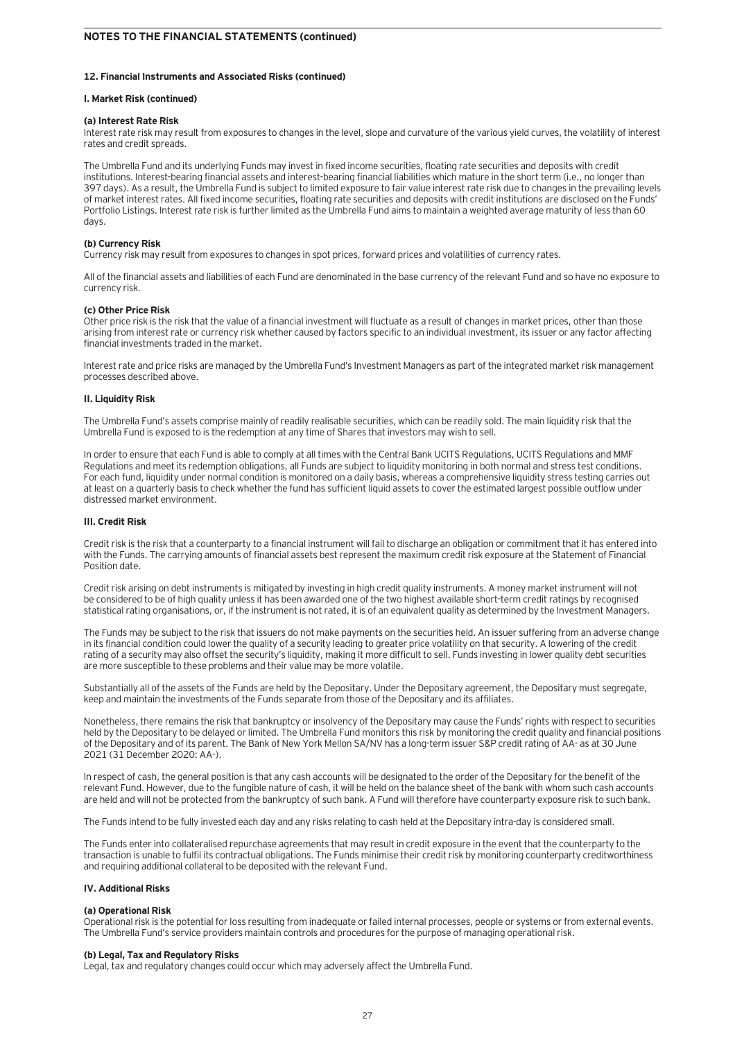## NOTES TO THE FINANCIAL STATEMENTS (continued)

### 12. Financial Instruments and Associated Risks (continued)

#### I. Market Risk (continued)

**(a) Interest Rate Risk**

Interest rate risk may result from exposures to changes in the level, slope and curvature of the various yield curves, the volatility of interest rates and credit spreads.

The Umbrella Fund and its underlying Funds may invest in fixed income securities, floating rate securities and deposits with credit institutions. Interest-bearing financial assets and interest-bearing financial liabilities which mature in the short term (i.e., no longer than 397 days). As a result, the Umbrella Fund is subject to limited exposure to fair value interest rate risk due to changes in the prevailing levels of market interest rates. All fixed income securities, floating rate securities and deposits with credit institutions are disclosed on the Funds' Portfolio Listings. Interest rate risk is further limited as the Umbrella Fund aims to maintain a weighted average maturity of less than 60 days.

**(b) Currency Risk**

Currency risk may result from exposures to changes in spot prices, forward prices and volatilities of currency rates.

All of the financial assets and liabilities of each Fund are denominated in the base currency of the relevant Fund and so have no exposure to currency risk.

**(c) Other Price Risk**

Other price risk is the risk that the value of a financial investment will fluctuate as a result of changes in market prices, other than those arising from interest rate or currency risk whether caused by factors specific to an individual investment, its issuer or any factor affecting financial investments traded in the market.

Interest rate and price risks are managed by the Umbrella Fund's Investment Managers as part of the integrated market risk management processes described above.

#### II. Liquidity Risk

The Umbrella Fund's assets comprise mainly of readily realisable securities, which can be readily sold. The main liquidity risk that the Umbrella Fund is exposed to is the redemption at any time of Shares that investors may wish to sell.

In order to ensure that each Fund is able to comply at all times with the Central Bank UCITS Regulations, UCITS Regulations and MMF Regulations and meet its redemption obligations, all Funds are subject to liquidity monitoring in both normal and stress test conditions. For each fund, liquidity under normal condition is monitored on a daily basis, whereas a comprehensive liquidity stress testing carries out at least on a quarterly basis to check whether the fund has sufficient liquid assets to cover the estimated largest possible outflow under distressed market environment.

#### III. Credit Risk

Credit risk is the risk that a counterparty to a financial instrument will fail to discharge an obligation or commitment that it has entered into with the Funds. The carrying amounts of financial assets best represent the maximum credit risk exposure at the Statement of Financial Position date.

Credit risk arising on debt instruments is mitigated by investing in high credit quality instruments. A money market instrument will not be considered to be of high quality unless it has been awarded one of the two highest available short-term credit ratings by recognised statistical rating organisations, or, if the instrument is not rated, it is of an equivalent quality as determined by the Investment Managers.

The Funds may be subject to the risk that issuers do not make payments on the securities held. An issuer suffering from an adverse change in its financial condition could lower the quality of a security leading to greater price volatility on that security. A lowering of the credit rating of a security may also offset the security's liquidity, making it more difficult to sell. Funds investing in lower quality debt securities are more susceptible to these problems and their value may be more volatile.

Substantially all of the assets of the Funds are held by the Depositary. Under the Depositary agreement, the Depositary must segregate, keep and maintain the investments of the Funds separate from those of the Depositary and its affiliates.

Nonetheless, there remains the risk that bankruptcy or insolvency of the Depositary may cause the Funds' rights with respect to securities held by the Depositary to be delayed or limited. The Umbrella Fund monitors this risk by monitoring the credit quality and financial positions of the Depositary and of its parent. The Bank of New York Mellon SA/NV has a long-term issuer S&P credit rating of AA- as at 30 June 2021 (31 December 2020: AA-).

In respect of cash, the general position is that any cash accounts will be designated to the order of the Depositary for the benefit of the relevant Fund. However, due to the fungible nature of cash, it will be held on the balance sheet of the bank with whom such cash accounts are held and will not be protected from the bankruptcy of such bank. A Fund will therefore have counterparty exposure risk to such bank.

The Funds intend to be fully invested each day and any risks relating to cash held at the Depositary intra-day is considered small.

The Funds enter into collateralised repurchase agreements that may result in credit exposure in the event that the counterparty to the transaction is unable to fulfil its contractual obligations. The Funds minimise their credit risk by monitoring counterparty creditworthiness and requiring additional collateral to be deposited with the relevant Fund.

#### IV. Additional Risks

**(a) Operational Risk**

Operational risk is the potential for loss resulting from inadequate or failed internal processes, people or systems or from external events. The Umbrella Fund's service providers maintain controls and procedures for the purpose of managing operational risk.

**(b) Legal, Tax and Regulatory Risks**

Legal, tax and regulatory changes could occur which may adversely affect the Umbrella Fund.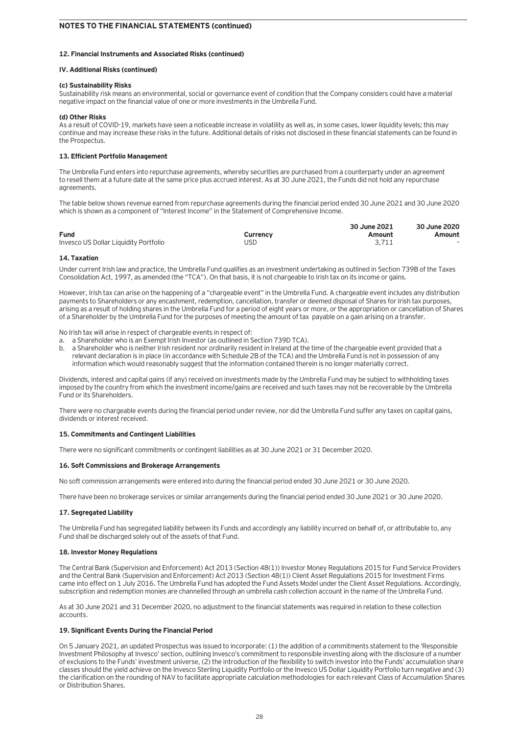## NOTES TO THE FINANCIAL STATEMENTS (continued)

### 12. Financial Instruments and Associated Risks (continued)

#### IV. Additional Risks (continued)

**(c) Sustainability Risks**

Sustainability risk means an environmental, social or governance event of condition that the Company considers could have a material negative impact on the financial value of one or more investments in the Umbrella Fund.

**(d) Other Risks**

As a result of COVID-19, markets have seen a noticeable increase in volatility as well as, in some cases, lower liquidity levels; this may continue and may increase these risks in the future. Additional details of risks not disclosed in these financial statements can be found in the Prospectus.

### 13. Efficient Portfolio Management

The Umbrella Fund enters into repurchase agreements, whereby securities are purchased from a counterparty under an agreement to resell them at a future date at the same price plus accrued interest. As at 30 June 2021, the Funds did not hold any repurchase agreements.

The table below shows revenue earned from repurchase agreements during the financial period ended 30 June 2021 and 30 June 2020 which is shown as a component of "Interest Income" in the Statement of Comprehensive Income.

| Fund | Currency | 30 June 2021 Amount | 30 June 2020 Amount |
|---|---|---|---|
| Invesco US Dollar Liquidity Portfolio | USD | 3,711 | - |

### 14. Taxation

Under current Irish law and practice, the Umbrella Fund qualifies as an investment undertaking as outlined in Section 739B of the Taxes Consolidation Act, 1997, as amended (the "TCA"). On that basis, it is not chargeable to Irish tax on its income or gains.

However, Irish tax can arise on the happening of a "chargeable event" in the Umbrella Fund. A chargeable event includes any distribution payments to Shareholders or any encashment, redemption, cancellation, transfer or deemed disposal of Shares for Irish tax purposes, arising as a result of holding shares in the Umbrella Fund for a period of eight years or more, or the appropriation or cancellation of Shares of a Shareholder by the Umbrella Fund for the purposes of meeting the amount of tax payable on a gain arising on a transfer.

No Irish tax will arise in respect of chargeable events in respect of:

a. a Shareholder who is an Exempt Irish Investor (as outlined in Section 739D TCA).
b. a Shareholder who is neither Irish resident nor ordinarily resident in Ireland at the time of the chargeable event provided that a relevant declaration is in place (in accordance with Schedule 2B of the TCA) and the Umbrella Fund is not in possession of any information which would reasonably suggest that the information contained therein is no longer materially correct.

Dividends, interest and capital gains (if any) received on investments made by the Umbrella Fund may be subject to withholding taxes imposed by the country from which the investment income/gains are received and such taxes may not be recoverable by the Umbrella Fund or its Shareholders.

There were no chargeable events during the financial period under review, nor did the Umbrella Fund suffer any taxes on capital gains, dividends or interest received.

### 15. Commitments and Contingent Liabilities

There were no significant commitments or contingent liabilities as at 30 June 2021 or 31 December 2020.

### 16. Soft Commissions and Brokerage Arrangements

No soft commission arrangements were entered into during the financial period ended 30 June 2021 or 30 June 2020.

There have been no brokerage services or similar arrangements during the financial period ended 30 June 2021 or 30 June 2020.

### 17. Segregated Liability

The Umbrella Fund has segregated liability between its Funds and accordingly any liability incurred on behalf of, or attributable to, any Fund shall be discharged solely out of the assets of that Fund.

### 18. Investor Money Regulations

The Central Bank (Supervision and Enforcement) Act 2013 (Section 48(1)) Investor Money Regulations 2015 for Fund Service Providers and the Central Bank (Supervision and Enforcement) Act 2013 (Section 48(1)) Client Asset Regulations 2015 for Investment Firms came into effect on 1 July 2016. The Umbrella Fund has adopted the Fund Assets Model under the Client Asset Regulations. Accordingly, subscription and redemption monies are channelled through an umbrella cash collection account in the name of the Umbrella Fund.

As at 30 June 2021 and 31 December 2020, no adjustment to the financial statements was required in relation to these collection accounts.

### 19. Significant Events During the Financial Period

On 5 January 2021, an updated Prospectus was issued to incorporate: (1) the addition of a commitments statement to the 'Responsible Investment Philosophy at Invesco' section, outlining Invesco's commitment to responsible investing along with the disclosure of a number of exclusions to the Funds' investment universe, (2) the introduction of the flexibility to switch investor into the Funds' accumulation share classes should the yield achieve on the Invesco Sterling Liquidity Portfolio or the Invesco US Dollar Liquidity Portfolio turn negative and (3) the clarification on the rounding of NAV to facilitate appropriate calculation methodologies for each relevant Class of Accumulation Shares or Distribution Shares.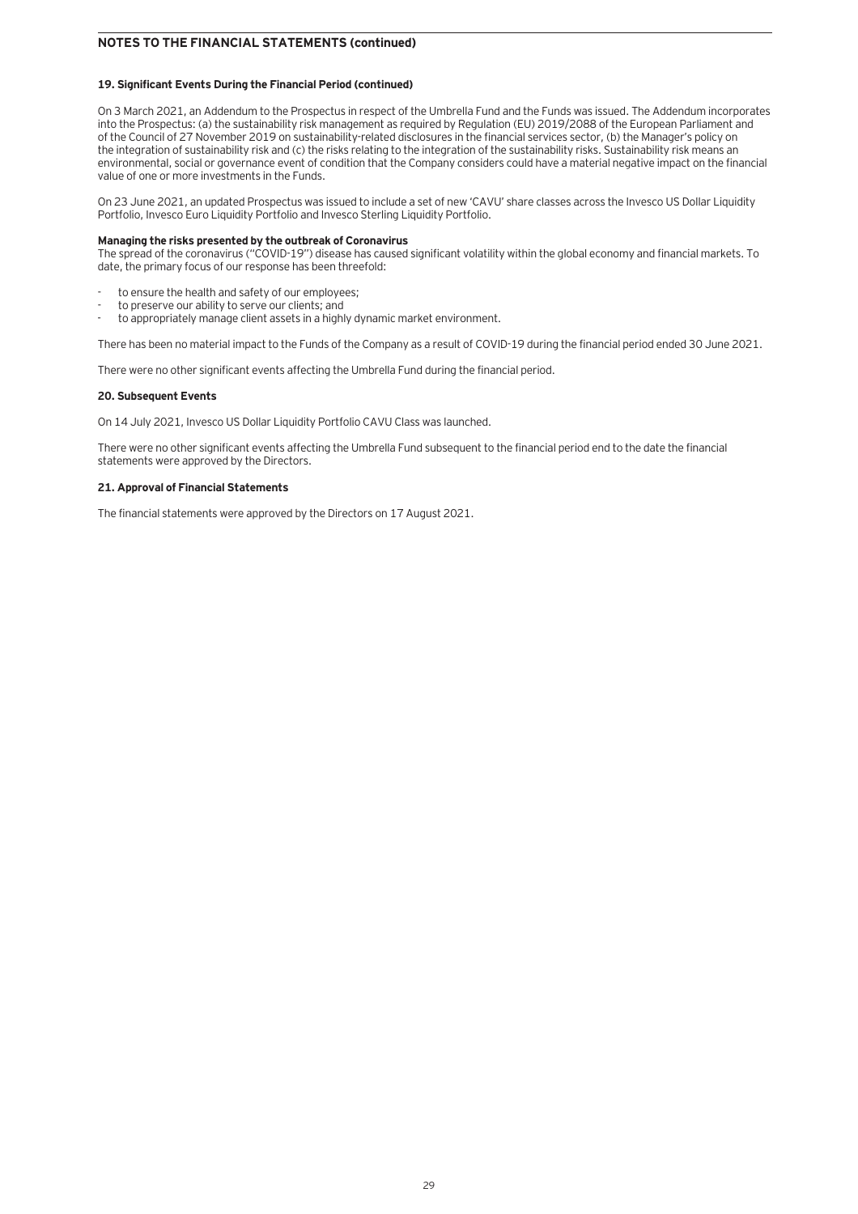## NOTES TO THE FINANCIAL STATEMENTS (continued)

### 19. Significant Events During the Financial Period (continued)

On 3 March 2021, an Addendum to the Prospectus in respect of the Umbrella Fund and the Funds was issued. The Addendum incorporates into the Prospectus: (a) the sustainability risk management as required by Regulation (EU) 2019/2088 of the European Parliament and of the Council of 27 November 2019 on sustainability-related disclosures in the financial services sector, (b) the Manager's policy on the integration of sustainability risk and (c) the risks relating to the integration of the sustainability risks. Sustainability risk means an environmental, social or governance event of condition that the Company considers could have a material negative impact on the financial value of one or more investments in the Funds.

On 23 June 2021, an updated Prospectus was issued to include a set of new 'CAVU' share classes across the Invesco US Dollar Liquidity Portfolio, Invesco Euro Liquidity Portfolio and Invesco Sterling Liquidity Portfolio.

**Managing the risks presented by the outbreak of Coronavirus**

The spread of the coronavirus ("COVID-19") disease has caused significant volatility within the global economy and financial markets. To date, the primary focus of our response has been threefold:

- to ensure the health and safety of our employees;
- to preserve our ability to serve our clients; and
- to appropriately manage client assets in a highly dynamic market environment.

There has been no material impact to the Funds of the Company as a result of COVID-19 during the financial period ended 30 June 2021.

There were no other significant events affecting the Umbrella Fund during the financial period.

### 20. Subsequent Events

On 14 July 2021, Invesco US Dollar Liquidity Portfolio CAVU Class was launched.

There were no other significant events affecting the Umbrella Fund subsequent to the financial period end to the date the financial statements were approved by the Directors.

### 21. Approval of Financial Statements

The financial statements were approved by the Directors on 17 August 2021.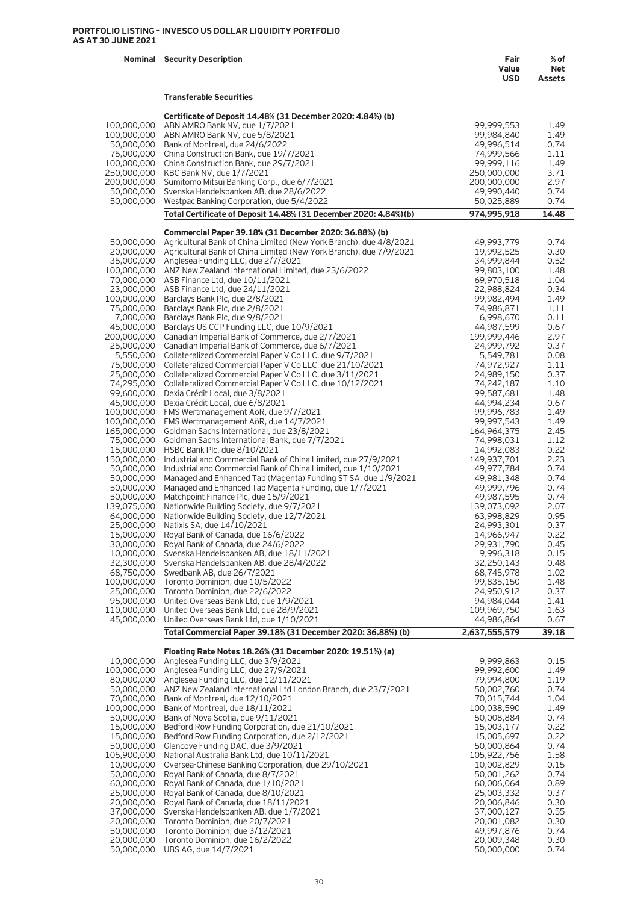## PORTFOLIO LISTING – INVESCO US DOLLAR LIQUIDITY PORTFOLIO
### AS AT 30 JUNE 2021

| Nominal | Security Description | Fair Value USD | % of Net Assets |
|---|---|---|---|
| | **Transferable Securities** | | |
| | **Certificate of Deposit 14.48% (31 December 2020: 4.84%) (b)** | | |
| 100,000,000 | ABN AMRO Bank NV, due 1/7/2021 | 99,999,553 | 1.49 |
| 100,000,000 | ABN AMRO Bank NV, due 5/8/2021 | 99,984,840 | 1.49 |
| 50,000,000 | Bank of Montreal, due 24/6/2022 | 49,996,514 | 0.74 |
| 75,000,000 | China Construction Bank, due 19/7/2021 | 74,999,566 | 1.11 |
| 100,000,000 | China Construction Bank, due 29/7/2021 | 99,999,116 | 1.49 |
| 250,000,000 | KBC Bank NV, due 1/7/2021 | 250,000,000 | 3.71 |
| 200,000,000 | Sumitomo Mitsui Banking Corp., due 6/7/2021 | 200,000,000 | 2.97 |
| 50,000,000 | Svenska Handelsbanken AB, due 28/6/2022 | 49,990,440 | 0.74 |
| 50,000,000 | Westpac Banking Corporation, due 5/4/2022 | 50,025,889 | 0.74 |
| | **Total Certificate of Deposit 14.48% (31 December 2020: 4.84%)(b)** | **974,995,918** | **14.48** |
| | **Commercial Paper 39.18% (31 December 2020: 36.88%) (b)** | | |
| 50,000,000 | Agricultural Bank of China Limited (New York Branch), due 4/8/2021 | 49,993,779 | 0.74 |
| 20,000,000 | Agricultural Bank of China Limited (New York Branch), due 7/9/2021 | 19,992,525 | 0.30 |
| 35,000,000 | Anglesea Funding LLC, due 2/7/2021 | 34,999,844 | 0.52 |
| 100,000,000 | ANZ New Zealand International Limited, due 23/6/2022 | 99,803,100 | 1.48 |
| 70,000,000 | ASB Finance Ltd, due 10/11/2021 | 69,970,518 | 1.04 |
| 23,000,000 | ASB Finance Ltd, due 24/11/2021 | 22,988,824 | 0.34 |
| 100,000,000 | Barclays Bank Plc, due 2/8/2021 | 99,982,494 | 1.49 |
| 75,000,000 | Barclays Bank Plc, due 2/8/2021 | 74,986,871 | 1.11 |
| 7,000,000 | Barclays Bank Plc, due 9/8/2021 | 6,998,670 | 0.11 |
| 45,000,000 | Barclays US CCP Funding LLC, due 10/9/2021 | 44,987,599 | 0.67 |
| 200,000,000 | Canadian Imperial Bank of Commerce, due 2/7/2021 | 199,999,446 | 2.97 |
| 25,000,000 | Canadian Imperial Bank of Commerce, due 6/7/2021 | 24,999,792 | 0.37 |
| 5,550,000 | Collateralized Commercial Paper V Co LLC, due 9/7/2021 | 5,549,781 | 0.08 |
| 75,000,000 | Collateralized Commercial Paper V Co LLC, due 21/10/2021 | 74,972,927 | 1.11 |
| 25,000,000 | Collateralized Commercial Paper V Co LLC, due 3/11/2021 | 24,989,150 | 0.37 |
| 74,295,000 | Collateralized Commercial Paper V Co LLC, due 10/12/2021 | 74,242,187 | 1.10 |
| 99,600,000 | Dexia Crédit Local, due 3/8/2021 | 99,587,681 | 1.48 |
| 45,000,000 | Dexia Crédit Local, due 6/8/2021 | 44,994,234 | 0.67 |
| 100,000,000 | FMS Wertmanagement AöR, due 9/7/2021 | 99,996,783 | 1.49 |
| 100,000,000 | FMS Wertmanagement AöR, due 14/7/2021 | 99,997,543 | 1.49 |
| 165,000,000 | Goldman Sachs International, due 23/8/2021 | 164,964,375 | 2.45 |
| 75,000,000 | Goldman Sachs International Bank, due 7/7/2021 | 74,998,031 | 1.12 |
| 15,000,000 | HSBC Bank Plc, due 8/10/2021 | 14,992,083 | 0.22 |
| 150,000,000 | Industrial and Commercial Bank of China Limited, due 27/9/2021 | 149,937,701 | 2.23 |
| 50,000,000 | Industrial and Commercial Bank of China Limited, due 1/10/2021 | 49,977,784 | 0.74 |
| 50,000,000 | Managed and Enhanced Tab (Magenta) Funding ST SA, due 1/9/2021 | 49,981,348 | 0.74 |
| 50,000,000 | Managed and Enhanced Tap Magenta Funding, due 1/7/2021 | 49,999,796 | 0.74 |
| 50,000,000 | Matchpoint Finance Plc, due 15/9/2021 | 49,987,595 | 0.74 |
| 139,075,000 | Nationwide Building Society, due 9/7/2021 | 139,073,092 | 2.07 |
| 64,000,000 | Nationwide Building Society, due 12/7/2021 | 63,998,829 | 0.95 |
| 25,000,000 | Natixis SA, due 14/10/2021 | 24,993,301 | 0.37 |
| 15,000,000 | Royal Bank of Canada, due 16/6/2022 | 14,966,947 | 0.22 |
| 30,000,000 | Royal Bank of Canada, due 24/6/2022 | 29,931,790 | 0.45 |
| 10,000,000 | Svenska Handelsbanken AB, due 18/11/2021 | 9,996,318 | 0.15 |
| 32,300,000 | Svenska Handelsbanken AB, due 28/4/2022 | 32,250,143 | 0.48 |
| 68,750,000 | Swedbank AB, due 26/7/2021 | 68,745,978 | 1.02 |
| 100,000,000 | Toronto Dominion, due 10/5/2022 | 99,835,150 | 1.48 |
| 25,000,000 | Toronto Dominion, due 22/6/2022 | 24,950,912 | 0.37 |
| 95,000,000 | United Overseas Bank Ltd, due 1/9/2021 | 94,984,044 | 1.41 |
| 110,000,000 | United Overseas Bank Ltd, due 28/9/2021 | 109,969,750 | 1.63 |
| 45,000,000 | United Overseas Bank Ltd, due 1/10/2021 | 44,986,864 | 0.67 |
| | **Total Commercial Paper 39.18% (31 December 2020: 36.88%) (b)** | **2,637,555,579** | **39.18** |
| | **Floating Rate Notes 18.26% (31 December 2020: 19.51%) (a)** | | |
| 10,000,000 | Anglesea Funding LLC, due 3/9/2021 | 9,999,863 | 0.15 |
| 100,000,000 | Anglesea Funding LLC, due 27/9/2021 | 99,992,600 | 1.49 |
| 80,000,000 | Anglesea Funding LLC, due 12/11/2021 | 79,994,800 | 1.19 |
| 50,000,000 | ANZ New Zealand International Ltd London Branch, due 23/7/2021 | 50,002,760 | 0.74 |
| 70,000,000 | Bank of Montreal, due 12/10/2021 | 70,015,744 | 1.04 |
| 100,000,000 | Bank of Montreal, due 18/11/2021 | 100,038,590 | 1.49 |
| 50,000,000 | Bank of Nova Scotia, due 9/11/2021 | 50,008,884 | 0.74 |
| 15,000,000 | Bedford Row Funding Corporation, due 21/10/2021 | 15,003,177 | 0.22 |
| 15,000,000 | Bedford Row Funding Corporation, due 2/12/2021 | 15,005,697 | 0.22 |
| 50,000,000 | Glencove Funding DAC, due 3/9/2021 | 50,000,864 | 0.74 |
| 105,900,000 | National Australia Bank Ltd, due 10/11/2021 | 105,922,756 | 1.58 |
| 10,000,000 | Oversea-Chinese Banking Corporation, due 29/10/2021 | 10,002,829 | 0.15 |
| 50,000,000 | Royal Bank of Canada, due 8/7/2021 | 50,001,262 | 0.74 |
| 60,000,000 | Royal Bank of Canada, due 1/10/2021 | 60,006,064 | 0.89 |
| 25,000,000 | Royal Bank of Canada, due 8/10/2021 | 25,003,332 | 0.37 |
| 20,000,000 | Royal Bank of Canada, due 18/11/2021 | 20,006,846 | 0.30 |
| 37,000,000 | Svenska Handelsbanken AB, due 1/7/2021 | 37,000,127 | 0.55 |
| 20,000,000 | Toronto Dominion, due 20/7/2021 | 20,001,082 | 0.30 |
| 50,000,000 | Toronto Dominion, due 3/12/2021 | 49,997,876 | 0.74 |
| 20,000,000 | Toronto Dominion, due 16/2/2022 | 20,009,348 | 0.30 |
| 50,000,000 | UBS AG, due 14/7/2021 | 50,000,000 | 0.74 |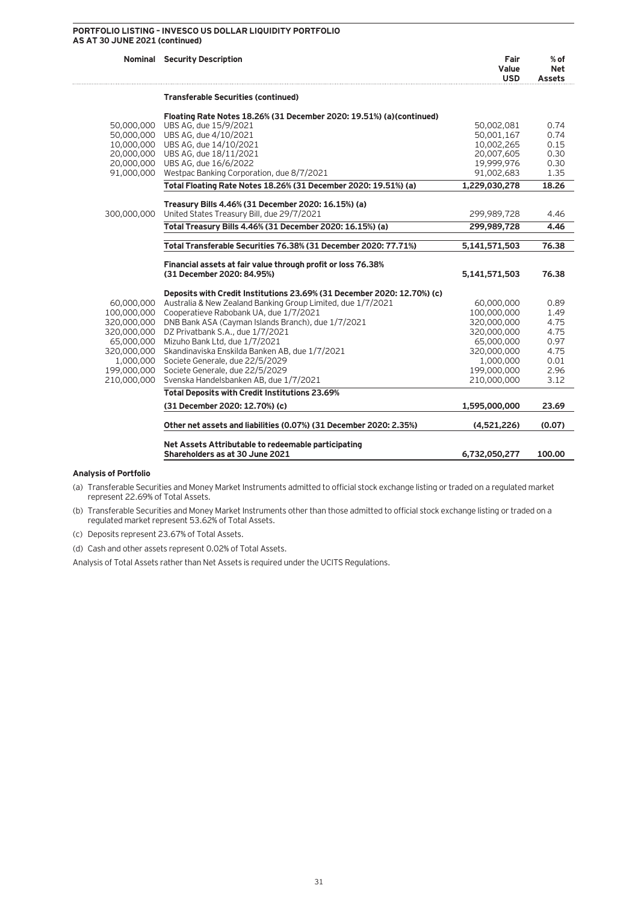**PORTFOLIO LISTING – INVESCO US DOLLAR LIQUIDITY PORTFOLIO**
**AS AT 30 JUNE 2021 (continued)**

| Nominal | Security Description | Fair Value USD | % of Net Assets |
|---|---|---|---|
| | **Transferable Securities (continued)** | | |
| | **Floating Rate Notes 18.26% (31 December 2020: 19.51%) (a)(continued)** | | |
| 50,000,000 | UBS AG, due 15/9/2021 | 50,002,081 | 0.74 |
| 50,000,000 | UBS AG, due 4/10/2021 | 50,001,167 | 0.74 |
| 10,000,000 | UBS AG, due 14/10/2021 | 10,002,265 | 0.15 |
| 20,000,000 | UBS AG, due 18/11/2021 | 20,007,605 | 0.30 |
| 20,000,000 | UBS AG, due 16/6/2022 | 19,999,976 | 0.30 |
| 91,000,000 | Westpac Banking Corporation, due 8/7/2021 | 91,002,683 | 1.35 |
| | **Total Floating Rate Notes 18.26% (31 December 2020: 19.51%) (a)** | **1,229,030,278** | **18.26** |
| | **Treasury Bills 4.46% (31 December 2020: 16.15%) (a)** | | |
| 300,000,000 | United States Treasury Bill, due 29/7/2021 | 299,989,728 | 4.46 |
| | **Total Treasury Bills 4.46% (31 December 2020: 16.15%) (a)** | **299,989,728** | **4.46** |
| | **Total Transferable Securities 76.38% (31 December 2020: 77.71%)** | **5,141,571,503** | **76.38** |
| | **Financial assets at fair value through profit or loss 76.38% (31 December 2020: 84.95%)** | **5,141,571,503** | **76.38** |
| | **Deposits with Credit Institutions 23.69% (31 December 2020: 12.70%) (c)** | | |
| 60,000,000 | Australia & New Zealand Banking Group Limited, due 1/7/2021 | 60,000,000 | 0.89 |
| 100,000,000 | Cooperatieve Rabobank UA, due 1/7/2021 | 100,000,000 | 1.49 |
| 320,000,000 | DNB Bank ASA (Cayman Islands Branch), due 1/7/2021 | 320,000,000 | 4.75 |
| 320,000,000 | DZ Privatbank S.A., due 1/7/2021 | 320,000,000 | 4.75 |
| 65,000,000 | Mizuho Bank Ltd, due 1/7/2021 | 65,000,000 | 0.97 |
| 320,000,000 | Skandinaviska Enskilda Banken AB, due 1/7/2021 | 320,000,000 | 4.75 |
| 1,000,000 | Societe Generale, due 22/5/2029 | 1,000,000 | 0.01 |
| 199,000,000 | Societe Generale, due 22/5/2029 | 199,000,000 | 2.96 |
| 210,000,000 | Svenska Handelsbanken AB, due 1/7/2021 | 210,000,000 | 3.12 |
| | **Total Deposits with Credit Institutions 23.69% (31 December 2020: 12.70%) (c)** | **1,595,000,000** | **23.69** |
| | **Other net assets and liabilities (0.07%) (31 December 2020: 2.35%)** | **(4,521,226)** | **(0.07)** |
| | **Net Assets Attributable to redeemable participating Shareholders as at 30 June 2021** | **6,732,050,277** | **100.00** |

**Analysis of Portfolio**

(a) Transferable Securities and Money Market Instruments admitted to official stock exchange listing or traded on a regulated market represent 22.69% of Total Assets.

(b) Transferable Securities and Money Market Instruments other than those admitted to official stock exchange listing or traded on a regulated market represent 53.62% of Total Assets.

(c) Deposits represent 23.67% of Total Assets.

(d) Cash and other assets represent 0.02% of Total Assets.

Analysis of Total Assets rather than Net Assets is required under the UCITS Regulations.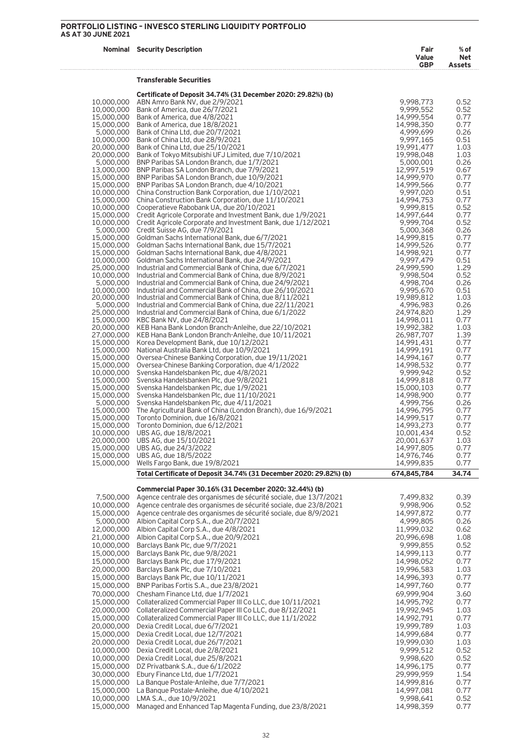## PORTFOLIO LISTING – INVESCO STERLING LIQUIDITY PORTFOLIO
### AS AT 30 JUNE 2021

| Nominal | Security Description | Fair Value GBP | % of Net Assets |
|---|---|---|---|
| | **Transferable Securities** | | |
| | **Certificate of Deposit 34.74% (31 December 2020: 29.82%) (b)** | | |
| 10,000,000 | ABN Amro Bank NV, due 2/9/2021 | 9,998,773 | 0.52 |
| 10,000,000 | Bank of America, due 26/7/2021 | 9,999,552 | 0.52 |
| 15,000,000 | Bank of America, due 4/8/2021 | 14,999,554 | 0.77 |
| 15,000,000 | Bank of America, due 18/8/2021 | 14,998,350 | 0.77 |
| 5,000,000 | Bank of China Ltd, due 20/7/2021 | 4,999,699 | 0.26 |
| 10,000,000 | Bank of China Ltd, due 28/9/2021 | 9,997,165 | 0.51 |
| 20,000,000 | Bank of China Ltd, due 25/10/2021 | 19,991,477 | 1.03 |
| 20,000,000 | Bank of Tokyo Mitsubishi UFJ Limited, due 7/10/2021 | 19,998,048 | 1.03 |
| 5,000,000 | BNP Paribas SA London Branch, due 1/7/2021 | 5,000,001 | 0.26 |
| 13,000,000 | BNP Paribas SA London Branch, due 7/9/2021 | 12,997,519 | 0.67 |
| 15,000,000 | BNP Paribas SA London Branch, due 10/9/2021 | 14,999,970 | 0.77 |
| 15,000,000 | BNP Paribas SA London Branch, due 4/10/2021 | 14,999,566 | 0.77 |
| 10,000,000 | China Construction Bank Corporation, due 1/10/2021 | 9,997,020 | 0.51 |
| 15,000,000 | China Construction Bank Corporation, due 11/10/2021 | 14,994,753 | 0.77 |
| 10,000,000 | Cooperatieve Rabobank UA, due 20/10/2021 | 9,999,815 | 0.52 |
| 15,000,000 | Credit Agricole Corporate and Investment Bank, due 1/9/2021 | 14,997,644 | 0.77 |
| 10,000,000 | Credit Agricole Corporate and Investment Bank, due 1/12/2021 | 9,999,704 | 0.52 |
| 5,000,000 | Credit Suisse AG, due 7/9/2021 | 5,000,368 | 0.26 |
| 15,000,000 | Goldman Sachs International Bank, due 6/7/2021 | 14,999,815 | 0.77 |
| 15,000,000 | Goldman Sachs International Bank, due 15/7/2021 | 14,999,526 | 0.77 |
| 15,000,000 | Goldman Sachs International Bank, due 4/8/2021 | 14,998,921 | 0.77 |
| 10,000,000 | Goldman Sachs International Bank, due 24/9/2021 | 9,997,479 | 0.51 |
| 25,000,000 | Industrial and Commercial Bank of China, due 6/7/2021 | 24,999,590 | 1.29 |
| 10,000,000 | Industrial and Commercial Bank of China, due 8/9/2021 | 9,998,504 | 0.52 |
| 5,000,000 | Industrial and Commercial Bank of China, due 24/9/2021 | 4,998,704 | 0.26 |
| 10,000,000 | Industrial and Commercial Bank of China, due 26/10/2021 | 9,995,670 | 0.51 |
| 20,000,000 | Industrial and Commercial Bank of China, due 8/11/2021 | 19,989,812 | 1.03 |
| 5,000,000 | Industrial and Commercial Bank of China, due 22/11/2021 | 4,996,983 | 0.26 |
| 25,000,000 | Industrial and Commercial Bank of China, due 6/1/2022 | 24,974,820 | 1.29 |
| 15,000,000 | KBC Bank NV, due 24/8/2021 | 14,998,011 | 0.77 |
| 20,000,000 | KEB Hana Bank London Branch-Anleihe, due 22/10/2021 | 19,992,382 | 1.03 |
| 27,000,000 | KEB Hana Bank London Branch-Anleihe, due 10/11/2021 | 26,987,707 | 1.39 |
| 15,000,000 | Korea Development Bank, due 10/12/2021 | 14,991,431 | 0.77 |
| 15,000,000 | National Australia Bank Ltd, due 10/9/2021 | 14,999,191 | 0.77 |
| 15,000,000 | Oversea-Chinese Banking Corporation, due 19/11/2021 | 14,994,167 | 0.77 |
| 15,000,000 | Oversea-Chinese Banking Corporation, due 4/1/2022 | 14,998,532 | 0.77 |
| 10,000,000 | Svenska Handelsbanken Plc, due 4/8/2021 | 9,999,942 | 0.52 |
| 15,000,000 | Svenska Handelsbanken Plc, due 9/8/2021 | 14,999,818 | 0.77 |
| 15,000,000 | Svenska Handelsbanken Plc, due 1/9/2021 | 15,000,103 | 0.77 |
| 15,000,000 | Svenska Handelsbanken Plc, due 11/10/2021 | 14,998,900 | 0.77 |
| 5,000,000 | Svenska Handelsbanken Plc, due 4/11/2021 | 4,999,756 | 0.26 |
| 15,000,000 | The Agricultural Bank of China (London Branch), due 16/9/2021 | 14,996,795 | 0.77 |
| 15,000,000 | Toronto Dominion, due 16/8/2021 | 14,999,517 | 0.77 |
| 15,000,000 | Toronto Dominion, due 6/12/2021 | 14,993,273 | 0.77 |
| 10,000,000 | UBS AG, due 18/8/2021 | 10,001,434 | 0.52 |
| 20,000,000 | UBS AG, due 15/10/2021 | 20,001,637 | 1.03 |
| 15,000,000 | UBS AG, due 24/3/2022 | 14,997,805 | 0.77 |
| 15,000,000 | UBS AG, due 18/5/2022 | 14,976,746 | 0.77 |
| 15,000,000 | Wells Fargo Bank, due 19/8/2021 | 14,999,835 | 0.77 |
| | **Total Certificate of Deposit 34.74% (31 December 2020: 29.82%) (b)** | **674,845,784** | **34.74** |
| | **Commercial Paper 30.16% (31 December 2020: 32.44%) (b)** | | |
| 7,500,000 | Agence centrale des organismes de sécurité sociale, due 13/7/2021 | 7,499,832 | 0.39 |
| 10,000,000 | Agence centrale des organismes de sécurité sociale, due 23/8/2021 | 9,998,906 | 0.52 |
| 15,000,000 | Agence centrale des organismes de sécurité sociale, due 8/9/2021 | 14,997,872 | 0.77 |
| 5,000,000 | Albion Capital Corp S.A., due 20/7/2021 | 4,999,805 | 0.26 |
| 12,000,000 | Albion Capital Corp S.A., due 4/8/2021 | 11,999,032 | 0.62 |
| 21,000,000 | Albion Capital Corp S.A., due 20/9/2021 | 20,996,698 | 1.08 |
| 10,000,000 | Barclays Bank Plc, due 9/7/2021 | 9,999,855 | 0.52 |
| 15,000,000 | Barclays Bank Plc, due 9/8/2021 | 14,999,113 | 0.77 |
| 15,000,000 | Barclays Bank Plc, due 17/9/2021 | 14,998,052 | 0.77 |
| 20,000,000 | Barclays Bank Plc, due 7/10/2021 | 19,996,583 | 1.03 |
| 15,000,000 | Barclays Bank Plc, due 10/11/2021 | 14,996,393 | 0.77 |
| 15,000,000 | BNP Paribas Fortis S.A., due 23/8/2021 | 14,997,760 | 0.77 |
| 70,000,000 | Chesham Finance Ltd, due 1/7/2021 | 69,999,904 | 3.60 |
| 15,000,000 | Collateralized Commercial Paper III Co LLC, due 10/11/2021 | 14,995,792 | 0.77 |
| 20,000,000 | Collateralized Commercial Paper III Co LLC, due 8/12/2021 | 19,992,945 | 1.03 |
| 15,000,000 | Collateralized Commercial Paper III Co LLC, due 11/1/2022 | 14,992,791 | 0.77 |
| 20,000,000 | Dexia Credit Local, due 6/7/2021 | 19,999,789 | 1.03 |
| 15,000,000 | Dexia Credit Local, due 12/7/2021 | 14,999,684 | 0.77 |
| 20,000,000 | Dexia Credit Local, due 26/7/2021 | 19,999,030 | 1.03 |
| 10,000,000 | Dexia Credit Local, due 2/8/2021 | 9,999,512 | 0.52 |
| 10,000,000 | Dexia Credit Local, due 25/8/2021 | 9,998,620 | 0.52 |
| 15,000,000 | DZ Privatbank S.A., due 6/1/2022 | 14,996,175 | 0.77 |
| 30,000,000 | Ebury Finance Ltd, due 1/7/2021 | 29,999,959 | 1.54 |
| 15,000,000 | La Banque Postale-Anleihe, due 7/7/2021 | 14,999,816 | 0.77 |
| 15,000,000 | La Banque Postale-Anleihe, due 4/10/2021 | 14,997,081 | 0.77 |
| 10,000,000 | LMA S.A., due 10/9/2021 | 9,998,641 | 0.52 |
| 15,000,000 | Managed and Enhanced Tap Magenta Funding, due 23/8/2021 | 14,998,359 | 0.77 |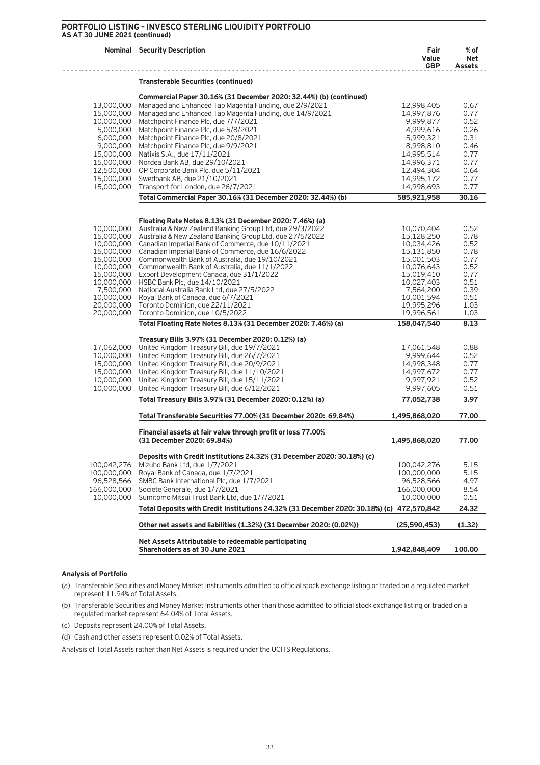## PORTFOLIO LISTING – INVESCO STERLING LIQUIDITY PORTFOLIO
**AS AT 30 JUNE 2021 (continued)**

| Nominal | Security Description | Fair Value GBP | % of Net Assets |
|---|---|---|---|
| | **Transferable Securities (continued)** | | |
| | **Commercial Paper 30.16% (31 December 2020: 32.44%) (b) (continued)** | | |
| 13,000,000 | Managed and Enhanced Tap Magenta Funding, due 2/9/2021 | 12,998,405 | 0.67 |
| 15,000,000 | Managed and Enhanced Tap Magenta Funding, due 14/9/2021 | 14,997,876 | 0.77 |
| 10,000,000 | Matchpoint Finance Plc, due 7/7/2021 | 9,999,877 | 0.52 |
| 5,000,000 | Matchpoint Finance Plc, due 5/8/2021 | 4,999,616 | 0.26 |
| 6,000,000 | Matchpoint Finance Plc, due 20/8/2021 | 5,999,321 | 0.31 |
| 9,000,000 | Matchpoint Finance Plc, due 9/9/2021 | 8,998,810 | 0.46 |
| 15,000,000 | Natixis S.A., due 17/11/2021 | 14,995,514 | 0.77 |
| 15,000,000 | Nordea Bank AB, due 29/10/2021 | 14,996,371 | 0.77 |
| 12,500,000 | OP Corporate Bank Plc, due 5/11/2021 | 12,494,304 | 0.64 |
| 15,000,000 | Swedbank AB, due 21/10/2021 | 14,995,172 | 0.77 |
| 15,000,000 | Transport for London, due 26/7/2021 | 14,998,693 | 0.77 |
| | **Total Commercial Paper 30.16% (31 December 2020: 32.44%) (b)** | **585,921,958** | **30.16** |
| | **Floating Rate Notes 8.13% (31 December 2020: 7.46%) (a)** | | |
| 10,000,000 | Australia & New Zealand Banking Group Ltd, due 29/3/2022 | 10,070,404 | 0.52 |
| 15,000,000 | Australia & New Zealand Banking Group Ltd, due 27/5/2022 | 15,128,250 | 0.78 |
| 10,000,000 | Canadian Imperial Bank of Commerce, due 10/11/2021 | 10,034,426 | 0.52 |
| 15,000,000 | Canadian Imperial Bank of Commerce, due 16/6/2022 | 15,131,850 | 0.78 |
| 15,000,000 | Commonwealth Bank of Australia, due 19/10/2021 | 15,001,503 | 0.77 |
| 10,000,000 | Commonwealth Bank of Australia, due 11/1/2022 | 10,076,643 | 0.52 |
| 15,000,000 | Export Development Canada, due 31/1/2022 | 15,019,410 | 0.77 |
| 10,000,000 | HSBC Bank Plc, due 14/10/2021 | 10,027,403 | 0.51 |
| 7,500,000 | National Australia Bank Ltd, due 27/5/2022 | 7,564,200 | 0.39 |
| 10,000,000 | Royal Bank of Canada, due 6/7/2021 | 10,001,594 | 0.51 |
| 20,000,000 | Toronto Dominion, due 22/11/2021 | 19,995,296 | 1.03 |
| 20,000,000 | Toronto Dominion, due 10/5/2022 | 19,996,561 | 1.03 |
| | **Total Floating Rate Notes 8.13% (31 December 2020: 7.46%) (a)** | **158,047,540** | **8.13** |
| | **Treasury Bills 3.97% (31 December 2020: 0.12%) (a)** | | |
| 17,062,000 | United Kingdom Treasury Bill, due 19/7/2021 | 17,061,548 | 0.88 |
| 10,000,000 | United Kingdom Treasury Bill, due 26/7/2021 | 9,999,644 | 0.52 |
| 15,000,000 | United Kingdom Treasury Bill, due 20/9/2021 | 14,998,348 | 0.77 |
| 15,000,000 | United Kingdom Treasury Bill, due 11/10/2021 | 14,997,672 | 0.77 |
| 10,000,000 | United Kingdom Treasury Bill, due 15/11/2021 | 9,997,921 | 0.52 |
| 10,000,000 | United Kingdom Treasury Bill, due 6/12/2021 | 9,997,605 | 0.51 |
| | **Total Treasury Bills 3.97% (31 December 2020: 0.12%) (a)** | **77,052,738** | **3.97** |
| | **Total Transferable Securities 77.00% (31 December 2020: 69.84%)** | **1,495,868,020** | **77.00** |
| | **Financial assets at fair value through profit or loss 77.00% (31 December 2020: 69.84%)** | **1,495,868,020** | **77.00** |
| | **Deposits with Credit Institutions 24.32% (31 December 2020: 30.18%) (c)** | | |
| 100,042,276 | Mizuho Bank Ltd, due 1/7/2021 | 100,042,276 | 5.15 |
| 100,000,000 | Royal Bank of Canada, due 1/7/2021 | 100,000,000 | 5.15 |
| 96,528,566 | SMBC Bank International Plc, due 1/7/2021 | 96,528,566 | 4.97 |
| 166,000,000 | Societe Generale, due 1/7/2021 | 166,000,000 | 8.54 |
| 10,000,000 | Sumitomo Mitsui Trust Bank Ltd, due 1/7/2021 | 10,000,000 | 0.51 |
| | **Total Deposits with Credit Institutions 24.32% (31 December 2020: 30.18%) (c)** | **472,570,842** | **24.32** |
| | **Other net assets and liabilities (1.32%) (31 December 2020: (0.02%))** | **(25,590,453)** | **(1.32)** |
| | **Net Assets Attributable to redeemable participating Shareholders as at 30 June 2021** | **1,942,848,409** | **100.00** |

**Analysis of Portfolio**

(a) Transferable Securities and Money Market Instruments admitted to official stock exchange listing or traded on a regulated market represent 11.94% of Total Assets.

(b) Transferable Securities and Money Market Instruments other than those admitted to official stock exchange listing or traded on a regulated market represent 64.04% of Total Assets.

(c) Deposits represent 24.00% of Total Assets.

(d) Cash and other assets represent 0.02% of Total Assets.

Analysis of Total Assets rather than Net Assets is required under the UCITS Regulations.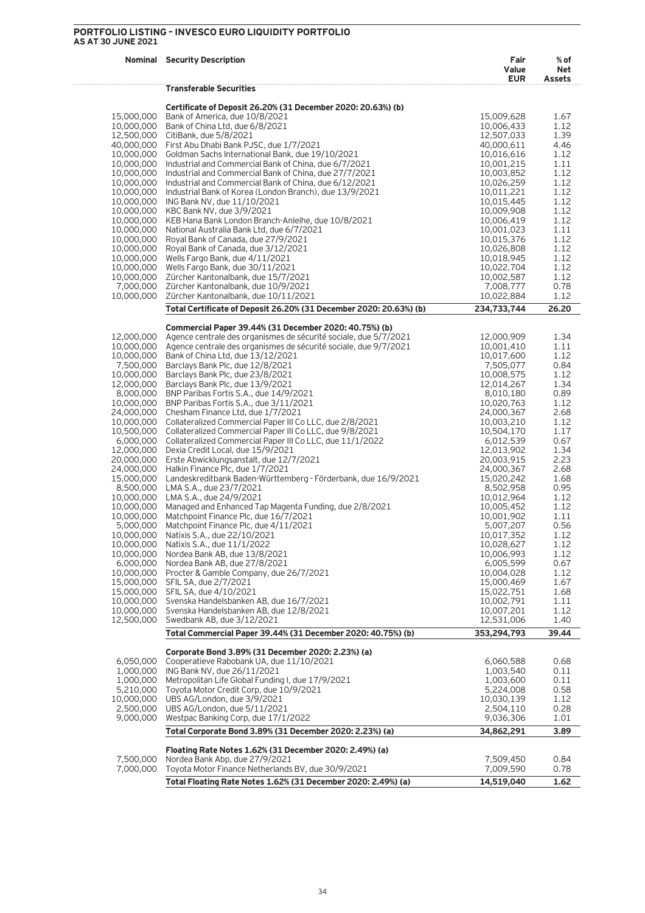## PORTFOLIO LISTING – INVESCO EURO LIQUIDITY PORTFOLIO
### AS AT 30 JUNE 2021

| Nominal | Security Description | Fair Value EUR | % of Net Assets |
|---|---|---|---|
| | **Transferable Securities** | | |
| | **Certificate of Deposit 26.20% (31 December 2020: 20.63%) (b)** | | |
| 15,000,000 | Bank of America, due 10/8/2021 | 15,009,628 | 1.67 |
| 10,000,000 | Bank of China Ltd, due 6/8/2021 | 10,006,433 | 1.12 |
| 12,500,000 | CitiBank, due 5/8/2021 | 12,507,033 | 1.39 |
| 40,000,000 | First Abu Dhabi Bank PJSC, due 1/7/2021 | 40,000,611 | 4.46 |
| 10,000,000 | Goldman Sachs International Bank, due 19/10/2021 | 10,016,616 | 1.12 |
| 10,000,000 | Industrial and Commercial Bank of China, due 6/7/2021 | 10,001,215 | 1.11 |
| 10,000,000 | Industrial and Commercial Bank of China, due 27/7/2021 | 10,003,852 | 1.12 |
| 10,000,000 | Industrial and Commercial Bank of China, due 6/12/2021 | 10,026,259 | 1.12 |
| 10,000,000 | Industrial Bank of Korea (London Branch), due 13/9/2021 | 10,011,221 | 1.12 |
| 10,000,000 | ING Bank NV, due 11/10/2021 | 10,015,445 | 1.12 |
| 10,000,000 | KBC Bank NV, due 3/9/2021 | 10,009,908 | 1.12 |
| 10,000,000 | KEB Hana Bank London Branch-Anleihe, due 10/8/2021 | 10,006,419 | 1.12 |
| 10,000,000 | National Australia Bank Ltd, due 6/7/2021 | 10,001,023 | 1.11 |
| 10,000,000 | Royal Bank of Canada, due 27/9/2021 | 10,015,376 | 1.12 |
| 10,000,000 | Royal Bank of Canada, due 3/12/2021 | 10,026,808 | 1.12 |
| 10,000,000 | Wells Fargo Bank, due 4/11/2021 | 10,018,945 | 1.12 |
| 10,000,000 | Wells Fargo Bank, due 30/11/2021 | 10,022,704 | 1.12 |
| 10,000,000 | Zürcher Kantonalbank, due 15/7/2021 | 10,002,587 | 1.12 |
| 7,000,000 | Zürcher Kantonalbank, due 10/9/2021 | 7,008,777 | 0.78 |
| 10,000,000 | Zürcher Kantonalbank, due 10/11/2021 | 10,022,884 | 1.12 |
| | **Total Certificate of Deposit 26.20% (31 December 2020: 20.63%) (b)** | **234,733,744** | **26.20** |
| | **Commercial Paper 39.44% (31 December 2020: 40.75%) (b)** | | |
| 12,000,000 | Agence centrale des organismes de sécurité sociale, due 5/7/2021 | 12,000,909 | 1.34 |
| 10,000,000 | Agence centrale des organismes de sécurité sociale, due 9/7/2021 | 10,001,410 | 1.11 |
| 10,000,000 | Bank of China Ltd, due 13/12/2021 | 10,017,600 | 1.12 |
| 7,500,000 | Barclays Bank Plc, due 12/8/2021 | 7,505,077 | 0.84 |
| 10,000,000 | Barclays Bank Plc, due 23/8/2021 | 10,008,575 | 1.12 |
| 12,000,000 | Barclays Bank Plc, due 13/9/2021 | 12,014,267 | 1.34 |
| 8,000,000 | BNP Paribas Fortis S.A., due 14/9/2021 | 8,010,180 | 0.89 |
| 10,000,000 | BNP Paribas Fortis S.A., due 3/11/2021 | 10,020,763 | 1.12 |
| 24,000,000 | Chesham Finance Ltd, due 1/7/2021 | 24,000,367 | 2.68 |
| 10,000,000 | Collateralized Commercial Paper III Co LLC, due 2/8/2021 | 10,003,210 | 1.12 |
| 10,500,000 | Collateralized Commercial Paper III Co LLC, due 9/8/2021 | 10,504,170 | 1.17 |
| 6,000,000 | Collateralized Commercial Paper III Co LLC, due 11/1/2022 | 6,012,539 | 0.67 |
| 12,000,000 | Dexia Credit Local, due 15/9/2021 | 12,013,902 | 1.34 |
| 20,000,000 | Erste Abwicklungsanstalt, due 12/7/2021 | 20,003,915 | 2.23 |
| 24,000,000 | Halkin Finance Plc, due 1/7/2021 | 24,000,367 | 2.68 |
| 15,000,000 | Landeskreditbank Baden-Württemberg - Förderbank, due 16/9/2021 | 15,020,242 | 1.68 |
| 8,500,000 | LMA S.A., due 23/7/2021 | 8,502,958 | 0.95 |
| 10,000,000 | LMA S.A., due 24/9/2021 | 10,012,964 | 1.12 |
| 10,000,000 | Managed and Enhanced Tap Magenta Funding, due 2/8/2021 | 10,005,452 | 1.12 |
| 10,000,000 | Matchpoint Finance Plc, due 16/7/2021 | 10,001,902 | 1.11 |
| 5,000,000 | Matchpoint Finance Plc, due 4/11/2021 | 5,007,207 | 0.56 |
| 10,000,000 | Natixis S.A., due 22/10/2021 | 10,017,352 | 1.12 |
| 10,000,000 | Natixis S.A., due 11/1/2022 | 10,028,627 | 1.12 |
| 10,000,000 | Nordea Bank AB, due 13/8/2021 | 10,006,993 | 1.12 |
| 6,000,000 | Nordea Bank AB, due 27/8/2021 | 6,005,599 | 0.67 |
| 10,000,000 | Procter & Gamble Company, due 26/7/2021 | 10,004,028 | 1.12 |
| 15,000,000 | SFIL SA, due 2/7/2021 | 15,000,469 | 1.67 |
| 15,000,000 | SFIL SA, due 4/10/2021 | 15,022,751 | 1.68 |
| 10,000,000 | Svenska Handelsbanken AB, due 16/7/2021 | 10,002,791 | 1.11 |
| 10,000,000 | Svenska Handelsbanken AB, due 12/8/2021 | 10,007,201 | 1.12 |
| 12,500,000 | Swedbank AB, due 3/12/2021 | 12,531,006 | 1.40 |
| | **Total Commercial Paper 39.44% (31 December 2020: 40.75%) (b)** | **353,294,793** | **39.44** |
| | **Corporate Bond 3.89% (31 December 2020: 2.23%) (a)** | | |
| 6,050,000 | Cooperatieve Rabobank UA, due 11/10/2021 | 6,060,588 | 0.68 |
| 1,000,000 | ING Bank NV, due 26/11/2021 | 1,003,540 | 0.11 |
| 1,000,000 | Metropolitan Life Global Funding I, due 17/9/2021 | 1,003,600 | 0.11 |
| 5,210,000 | Toyota Motor Credit Corp, due 10/9/2021 | 5,224,008 | 0.58 |
| 10,000,000 | UBS AG/London, due 3/9/2021 | 10,030,139 | 1.12 |
| 2,500,000 | UBS AG/London, due 5/11/2021 | 2,504,110 | 0.28 |
| 9,000,000 | Westpac Banking Corp, due 17/1/2022 | 9,036,306 | 1.01 |
| | **Total Corporate Bond 3.89% (31 December 2020: 2.23%) (a)** | **34,862,291** | **3.89** |
| | **Floating Rate Notes 1.62% (31 December 2020: 2.49%) (a)** | | |
| 7,500,000 | Nordea Bank Abp, due 27/9/2021 | 7,509,450 | 0.84 |
| 7,000,000 | Toyota Motor Finance Netherlands BV, due 30/9/2021 | 7,009,590 | 0.78 |
| | **Total Floating Rate Notes 1.62% (31 December 2020: 2.49%) (a)** | **14,519,040** | **1.62** |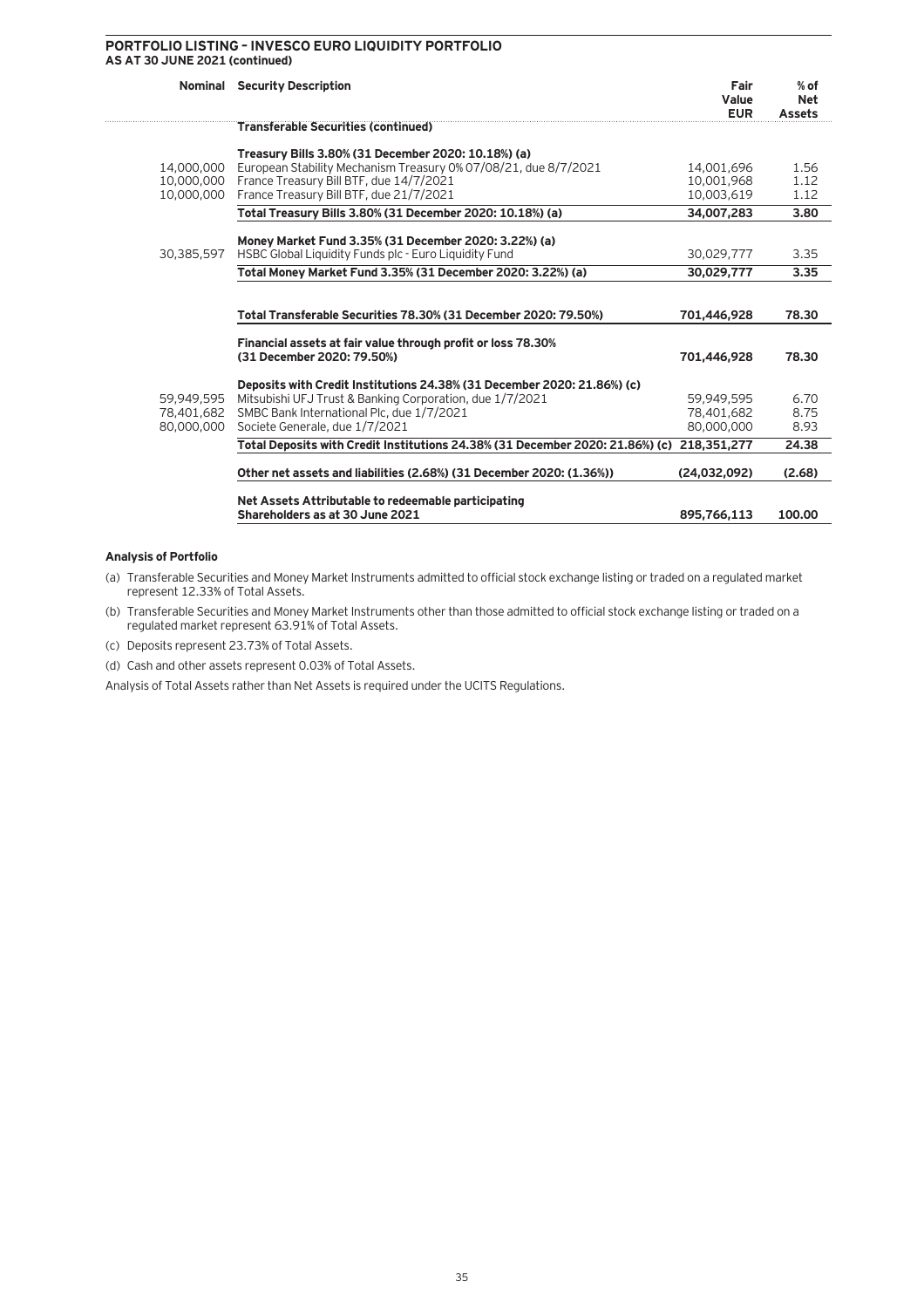## PORTFOLIO LISTING – INVESCO EURO LIQUIDITY PORTFOLIO
**AS AT 30 JUNE 2021 (continued)**

| Nominal | Security Description | Fair Value EUR | % of Net Assets |
|---|---|---|---|
| | **Transferable Securities (continued)** | | |
| | **Treasury Bills 3.80% (31 December 2020: 10.18%) (a)** | | |
| 14,000,000 | European Stability Mechanism Treasury 0% 07/08/21, due 8/7/2021 | 14,001,696 | 1.56 |
| 10,000,000 | France Treasury Bill BTF, due 14/7/2021 | 10,001,968 | 1.12 |
| 10,000,000 | France Treasury Bill BTF, due 21/7/2021 | 10,003,619 | 1.12 |
| | **Total Treasury Bills 3.80% (31 December 2020: 10.18%) (a)** | **34,007,283** | **3.80** |
| | **Money Market Fund 3.35% (31 December 2020: 3.22%) (a)** | | |
| 30,385,597 | HSBC Global Liquidity Funds plc - Euro Liquidity Fund | 30,029,777 | 3.35 |
| | **Total Money Market Fund 3.35% (31 December 2020: 3.22%) (a)** | **30,029,777** | **3.35** |
| | **Total Transferable Securities 78.30% (31 December 2020: 79.50%)** | **701,446,928** | **78.30** |
| | **Financial assets at fair value through profit or loss 78.30% (31 December 2020: 79.50%)** | **701,446,928** | **78.30** |
| | **Deposits with Credit Institutions 24.38% (31 December 2020: 21.86%) (c)** | | |
| 59,949,595 | Mitsubishi UFJ Trust & Banking Corporation, due 1/7/2021 | 59,949,595 | 6.70 |
| 78,401,682 | SMBC Bank International Plc, due 1/7/2021 | 78,401,682 | 8.75 |
| 80,000,000 | Societe Generale, due 1/7/2021 | 80,000,000 | 8.93 |
| | **Total Deposits with Credit Institutions 24.38% (31 December 2020: 21.86%) (c)** | **218,351,277** | **24.38** |
| | **Other net assets and liabilities (2.68%) (31 December 2020: (1.36%))** | **(24,032,092)** | **(2.68)** |
| | **Net Assets Attributable to redeemable participating Shareholders as at 30 June 2021** | **895,766,113** | **100.00** |

**Analysis of Portfolio**

(a) Transferable Securities and Money Market Instruments admitted to official stock exchange listing or traded on a regulated market represent 12.33% of Total Assets.

(b) Transferable Securities and Money Market Instruments other than those admitted to official stock exchange listing or traded on a regulated market represent 63.91% of Total Assets.

(c) Deposits represent 23.73% of Total Assets.

(d) Cash and other assets represent 0.03% of Total Assets.

Analysis of Total Assets rather than Net Assets is required under the UCITS Regulations.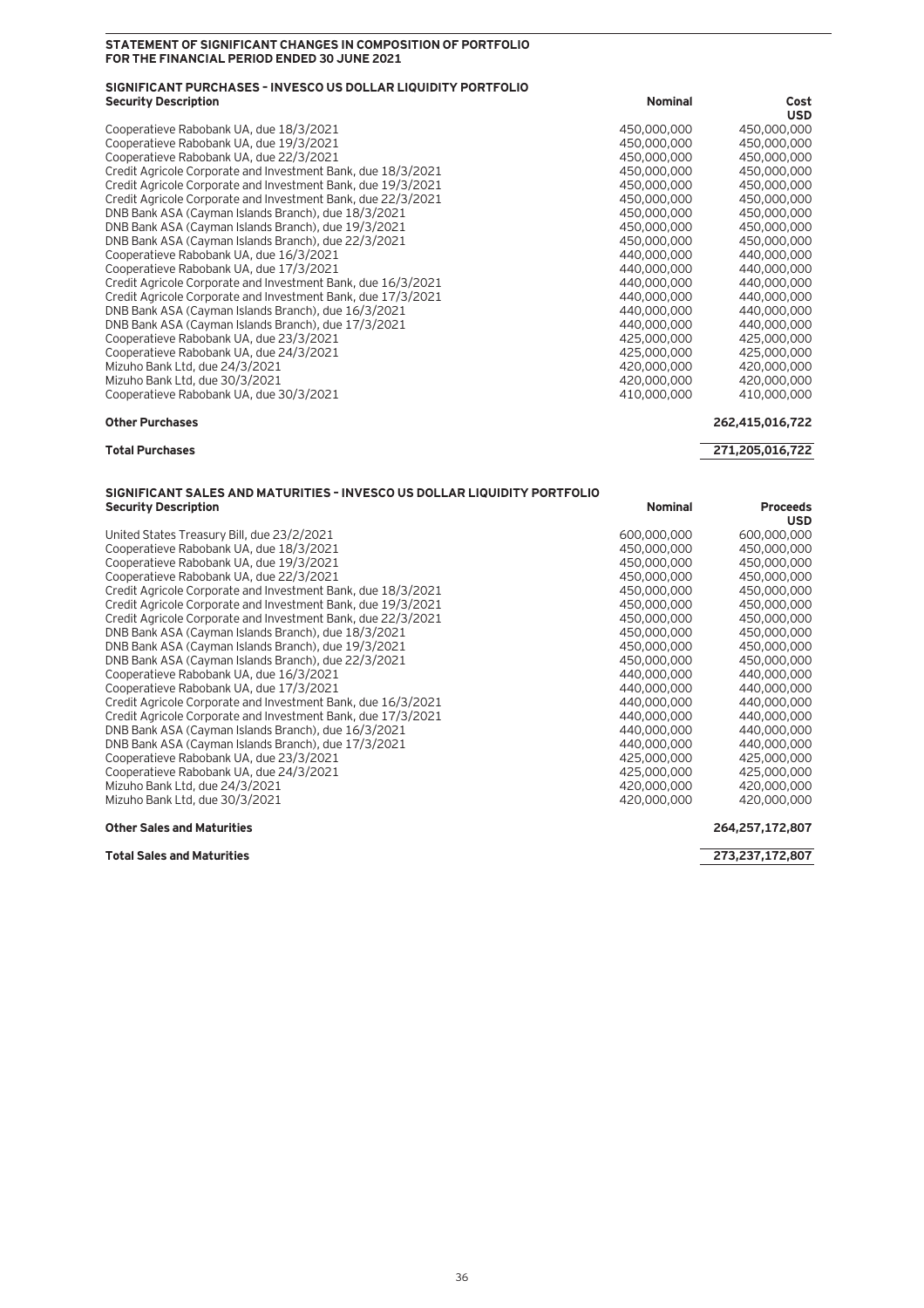## STATEMENT OF SIGNIFICANT CHANGES IN COMPOSITION OF PORTFOLIO
## FOR THE FINANCIAL PERIOD ENDED 30 JUNE 2021

### SIGNIFICANT PURCHASES – INVESCO US DOLLAR LIQUIDITY PORTFOLIO

| Security Description | Nominal | Cost USD |
|---|---|---|
| Cooperatieve Rabobank UA, due 18/3/2021 | 450,000,000 | 450,000,000 |
| Cooperatieve Rabobank UA, due 19/3/2021 | 450,000,000 | 450,000,000 |
| Cooperatieve Rabobank UA, due 22/3/2021 | 450,000,000 | 450,000,000 |
| Credit Agricole Corporate and Investment Bank, due 18/3/2021 | 450,000,000 | 450,000,000 |
| Credit Agricole Corporate and Investment Bank, due 19/3/2021 | 450,000,000 | 450,000,000 |
| Credit Agricole Corporate and Investment Bank, due 22/3/2021 | 450,000,000 | 450,000,000 |
| DNB Bank ASA (Cayman Islands Branch), due 18/3/2021 | 450,000,000 | 450,000,000 |
| DNB Bank ASA (Cayman Islands Branch), due 19/3/2021 | 450,000,000 | 450,000,000 |
| DNB Bank ASA (Cayman Islands Branch), due 22/3/2021 | 450,000,000 | 450,000,000 |
| Cooperatieve Rabobank UA, due 16/3/2021 | 440,000,000 | 440,000,000 |
| Cooperatieve Rabobank UA, due 17/3/2021 | 440,000,000 | 440,000,000 |
| Credit Agricole Corporate and Investment Bank, due 16/3/2021 | 440,000,000 | 440,000,000 |
| Credit Agricole Corporate and Investment Bank, due 17/3/2021 | 440,000,000 | 440,000,000 |
| DNB Bank ASA (Cayman Islands Branch), due 16/3/2021 | 440,000,000 | 440,000,000 |
| DNB Bank ASA (Cayman Islands Branch), due 17/3/2021 | 440,000,000 | 440,000,000 |
| Cooperatieve Rabobank UA, due 23/3/2021 | 425,000,000 | 425,000,000 |
| Cooperatieve Rabobank UA, due 24/3/2021 | 425,000,000 | 425,000,000 |
| Mizuho Bank Ltd, due 24/3/2021 | 420,000,000 | 420,000,000 |
| Mizuho Bank Ltd, due 30/3/2021 | 420,000,000 | 420,000,000 |
| Cooperatieve Rabobank UA, due 30/3/2021 | 410,000,000 | 410,000,000 |
| **Other Purchases** | | **262,415,016,722** |
| **Total Purchases** | | **271,205,016,722** |

### SIGNIFICANT SALES AND MATURITIES – INVESCO US DOLLAR LIQUIDITY PORTFOLIO

| Security Description | Nominal | Proceeds USD |
|---|---|---|
| United States Treasury Bill, due 23/2/2021 | 600,000,000 | 600,000,000 |
| Cooperatieve Rabobank UA, due 18/3/2021 | 450,000,000 | 450,000,000 |
| Cooperatieve Rabobank UA, due 19/3/2021 | 450,000,000 | 450,000,000 |
| Cooperatieve Rabobank UA, due 22/3/2021 | 450,000,000 | 450,000,000 |
| Credit Agricole Corporate and Investment Bank, due 18/3/2021 | 450,000,000 | 450,000,000 |
| Credit Agricole Corporate and Investment Bank, due 19/3/2021 | 450,000,000 | 450,000,000 |
| Credit Agricole Corporate and Investment Bank, due 22/3/2021 | 450,000,000 | 450,000,000 |
| DNB Bank ASA (Cayman Islands Branch), due 18/3/2021 | 450,000,000 | 450,000,000 |
| DNB Bank ASA (Cayman Islands Branch), due 19/3/2021 | 450,000,000 | 450,000,000 |
| DNB Bank ASA (Cayman Islands Branch), due 22/3/2021 | 450,000,000 | 450,000,000 |
| Cooperatieve Rabobank UA, due 16/3/2021 | 440,000,000 | 440,000,000 |
| Cooperatieve Rabobank UA, due 17/3/2021 | 440,000,000 | 440,000,000 |
| Credit Agricole Corporate and Investment Bank, due 16/3/2021 | 440,000,000 | 440,000,000 |
| Credit Agricole Corporate and Investment Bank, due 17/3/2021 | 440,000,000 | 440,000,000 |
| DNB Bank ASA (Cayman Islands Branch), due 16/3/2021 | 440,000,000 | 440,000,000 |
| DNB Bank ASA (Cayman Islands Branch), due 17/3/2021 | 440,000,000 | 440,000,000 |
| Cooperatieve Rabobank UA, due 23/3/2021 | 425,000,000 | 425,000,000 |
| Cooperatieve Rabobank UA, due 24/3/2021 | 425,000,000 | 425,000,000 |
| Mizuho Bank Ltd, due 24/3/2021 | 420,000,000 | 420,000,000 |
| Mizuho Bank Ltd, due 30/3/2021 | 420,000,000 | 420,000,000 |
| **Other Sales and Maturities** | | **264,257,172,807** |
| **Total Sales and Maturities** | | **273,237,172,807** |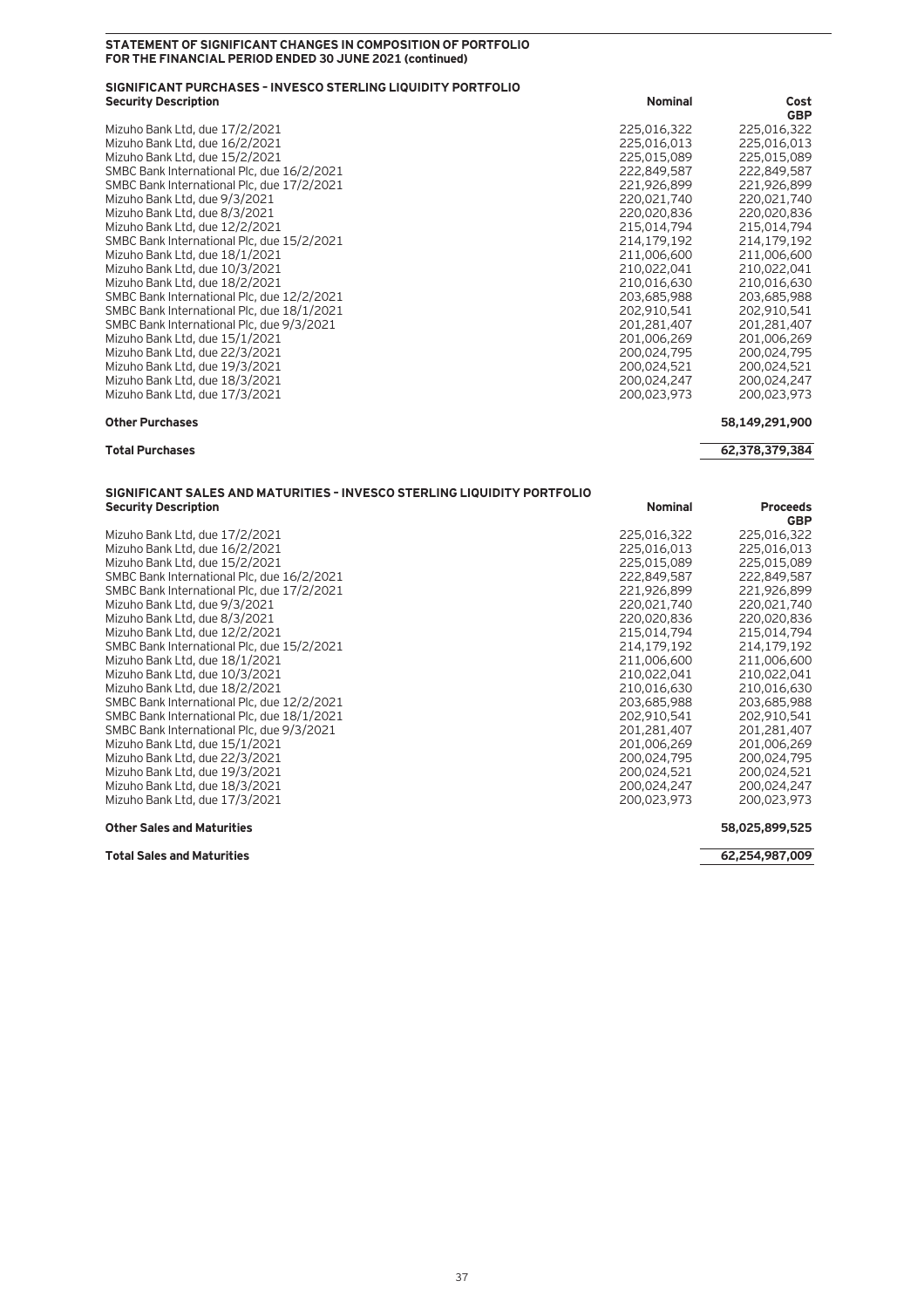**STATEMENT OF SIGNIFICANT CHANGES IN COMPOSITION OF PORTFOLIO**
**FOR THE FINANCIAL PERIOD ENDED 30 JUNE 2021 (continued)**

**SIGNIFICANT PURCHASES – INVESCO STERLING LIQUIDITY PORTFOLIO**

| Security Description | Nominal | Cost GBP |
|---|---|---|
| Mizuho Bank Ltd, due 17/2/2021 | 225,016,322 | 225,016,322 |
| Mizuho Bank Ltd, due 16/2/2021 | 225,016,013 | 225,016,013 |
| Mizuho Bank Ltd, due 15/2/2021 | 225,015,089 | 225,015,089 |
| SMBC Bank International Plc, due 16/2/2021 | 222,849,587 | 222,849,587 |
| SMBC Bank International Plc, due 17/2/2021 | 221,926,899 | 221,926,899 |
| Mizuho Bank Ltd, due 9/3/2021 | 220,021,740 | 220,021,740 |
| Mizuho Bank Ltd, due 8/3/2021 | 220,020,836 | 220,020,836 |
| Mizuho Bank Ltd, due 12/2/2021 | 215,014,794 | 215,014,794 |
| SMBC Bank International Plc, due 15/2/2021 | 214,179,192 | 214,179,192 |
| Mizuho Bank Ltd, due 18/1/2021 | 211,006,600 | 211,006,600 |
| Mizuho Bank Ltd, due 10/3/2021 | 210,022,041 | 210,022,041 |
| Mizuho Bank Ltd, due 18/2/2021 | 210,016,630 | 210,016,630 |
| SMBC Bank International Plc, due 12/2/2021 | 203,685,988 | 203,685,988 |
| SMBC Bank International Plc, due 18/1/2021 | 202,910,541 | 202,910,541 |
| SMBC Bank International Plc, due 9/3/2021 | 201,281,407 | 201,281,407 |
| Mizuho Bank Ltd, due 15/1/2021 | 201,006,269 | 201,006,269 |
| Mizuho Bank Ltd, due 22/3/2021 | 200,024,795 | 200,024,795 |
| Mizuho Bank Ltd, due 19/3/2021 | 200,024,521 | 200,024,521 |
| Mizuho Bank Ltd, due 18/3/2021 | 200,024,247 | 200,024,247 |
| Mizuho Bank Ltd, due 17/3/2021 | 200,023,973 | 200,023,973 |
| **Other Purchases** | | **58,149,291,900** |
| **Total Purchases** | | **62,378,379,384** |

**SIGNIFICANT SALES AND MATURITIES – INVESCO STERLING LIQUIDITY PORTFOLIO**

| Security Description | Nominal | Proceeds GBP |
|---|---|---|
| Mizuho Bank Ltd, due 17/2/2021 | 225,016,322 | 225,016,322 |
| Mizuho Bank Ltd, due 16/2/2021 | 225,016,013 | 225,016,013 |
| Mizuho Bank Ltd, due 15/2/2021 | 225,015,089 | 225,015,089 |
| SMBC Bank International Plc, due 16/2/2021 | 222,849,587 | 222,849,587 |
| SMBC Bank International Plc, due 17/2/2021 | 221,926,899 | 221,926,899 |
| Mizuho Bank Ltd, due 9/3/2021 | 220,021,740 | 220,021,740 |
| Mizuho Bank Ltd, due 8/3/2021 | 220,020,836 | 220,020,836 |
| Mizuho Bank Ltd, due 12/2/2021 | 215,014,794 | 215,014,794 |
| SMBC Bank International Plc, due 15/2/2021 | 214,179,192 | 214,179,192 |
| Mizuho Bank Ltd, due 18/1/2021 | 211,006,600 | 211,006,600 |
| Mizuho Bank Ltd, due 10/3/2021 | 210,022,041 | 210,022,041 |
| Mizuho Bank Ltd, due 18/2/2021 | 210,016,630 | 210,016,630 |
| SMBC Bank International Plc, due 12/2/2021 | 203,685,988 | 203,685,988 |
| SMBC Bank International Plc, due 18/1/2021 | 202,910,541 | 202,910,541 |
| SMBC Bank International Plc, due 9/3/2021 | 201,281,407 | 201,281,407 |
| Mizuho Bank Ltd, due 15/1/2021 | 201,006,269 | 201,006,269 |
| Mizuho Bank Ltd, due 22/3/2021 | 200,024,795 | 200,024,795 |
| Mizuho Bank Ltd, due 19/3/2021 | 200,024,521 | 200,024,521 |
| Mizuho Bank Ltd, due 18/3/2021 | 200,024,247 | 200,024,247 |
| Mizuho Bank Ltd, due 17/3/2021 | 200,023,973 | 200,023,973 |
| **Other Sales and Maturities** | | **58,025,899,525** |
| **Total Sales and Maturities** | | **62,254,987,009** |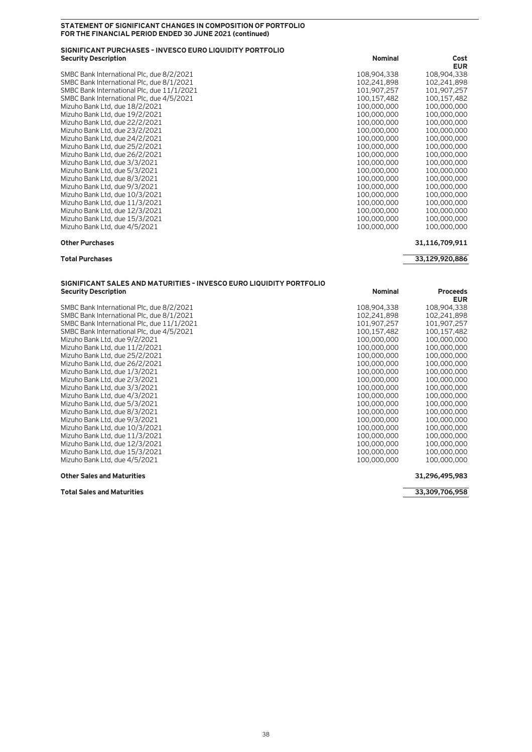**STATEMENT OF SIGNIFICANT CHANGES IN COMPOSITION OF PORTFOLIO**
**FOR THE FINANCIAL PERIOD ENDED 30 JUNE 2021 (continued)**

**SIGNIFICANT PURCHASES – INVESCO EURO LIQUIDITY PORTFOLIO**

| Security Description | Nominal | Cost EUR |
|---|---|---|
| SMBC Bank International Plc, due 8/2/2021 | 108,904,338 | 108,904,338 |
| SMBC Bank International Plc, due 8/1/2021 | 102,241,898 | 102,241,898 |
| SMBC Bank International Plc, due 11/1/2021 | 101,907,257 | 101,907,257 |
| SMBC Bank International Plc, due 4/5/2021 | 100,157,482 | 100,157,482 |
| Mizuho Bank Ltd, due 18/2/2021 | 100,000,000 | 100,000,000 |
| Mizuho Bank Ltd, due 19/2/2021 | 100,000,000 | 100,000,000 |
| Mizuho Bank Ltd, due 22/2/2021 | 100,000,000 | 100,000,000 |
| Mizuho Bank Ltd, due 23/2/2021 | 100,000,000 | 100,000,000 |
| Mizuho Bank Ltd, due 24/2/2021 | 100,000,000 | 100,000,000 |
| Mizuho Bank Ltd, due 25/2/2021 | 100,000,000 | 100,000,000 |
| Mizuho Bank Ltd, due 26/2/2021 | 100,000,000 | 100,000,000 |
| Mizuho Bank Ltd, due 3/3/2021 | 100,000,000 | 100,000,000 |
| Mizuho Bank Ltd, due 5/3/2021 | 100,000,000 | 100,000,000 |
| Mizuho Bank Ltd, due 8/3/2021 | 100,000,000 | 100,000,000 |
| Mizuho Bank Ltd, due 9/3/2021 | 100,000,000 | 100,000,000 |
| Mizuho Bank Ltd, due 10/3/2021 | 100,000,000 | 100,000,000 |
| Mizuho Bank Ltd, due 11/3/2021 | 100,000,000 | 100,000,000 |
| Mizuho Bank Ltd, due 12/3/2021 | 100,000,000 | 100,000,000 |
| Mizuho Bank Ltd, due 15/3/2021 | 100,000,000 | 100,000,000 |
| Mizuho Bank Ltd, due 4/5/2021 | 100,000,000 | 100,000,000 |
| **Other Purchases** | | **31,116,709,911** |
| **Total Purchases** | | **33,129,920,886** |

**SIGNIFICANT SALES AND MATURITIES – INVESCO EURO LIQUIDITY PORTFOLIO**

| Security Description | Nominal | Proceeds EUR |
|---|---|---|
| SMBC Bank International Plc, due 8/2/2021 | 108,904,338 | 108,904,338 |
| SMBC Bank International Plc, due 8/1/2021 | 102,241,898 | 102,241,898 |
| SMBC Bank International Plc, due 11/1/2021 | 101,907,257 | 101,907,257 |
| SMBC Bank International Plc, due 4/5/2021 | 100,157,482 | 100,157,482 |
| Mizuho Bank Ltd, due 9/2/2021 | 100,000,000 | 100,000,000 |
| Mizuho Bank Ltd, due 11/2/2021 | 100,000,000 | 100,000,000 |
| Mizuho Bank Ltd, due 25/2/2021 | 100,000,000 | 100,000,000 |
| Mizuho Bank Ltd, due 26/2/2021 | 100,000,000 | 100,000,000 |
| Mizuho Bank Ltd, due 1/3/2021 | 100,000,000 | 100,000,000 |
| Mizuho Bank Ltd, due 2/3/2021 | 100,000,000 | 100,000,000 |
| Mizuho Bank Ltd, due 3/3/2021 | 100,000,000 | 100,000,000 |
| Mizuho Bank Ltd, due 4/3/2021 | 100,000,000 | 100,000,000 |
| Mizuho Bank Ltd, due 5/3/2021 | 100,000,000 | 100,000,000 |
| Mizuho Bank Ltd, due 8/3/2021 | 100,000,000 | 100,000,000 |
| Mizuho Bank Ltd, due 9/3/2021 | 100,000,000 | 100,000,000 |
| Mizuho Bank Ltd, due 10/3/2021 | 100,000,000 | 100,000,000 |
| Mizuho Bank Ltd, due 11/3/2021 | 100,000,000 | 100,000,000 |
| Mizuho Bank Ltd, due 12/3/2021 | 100,000,000 | 100,000,000 |
| Mizuho Bank Ltd, due 15/3/2021 | 100,000,000 | 100,000,000 |
| Mizuho Bank Ltd, due 4/5/2021 | 100,000,000 | 100,000,000 |
| **Other Sales and Maturities** | | **31,296,495,983** |
| **Total Sales and Maturities** | | **33,309,706,958** |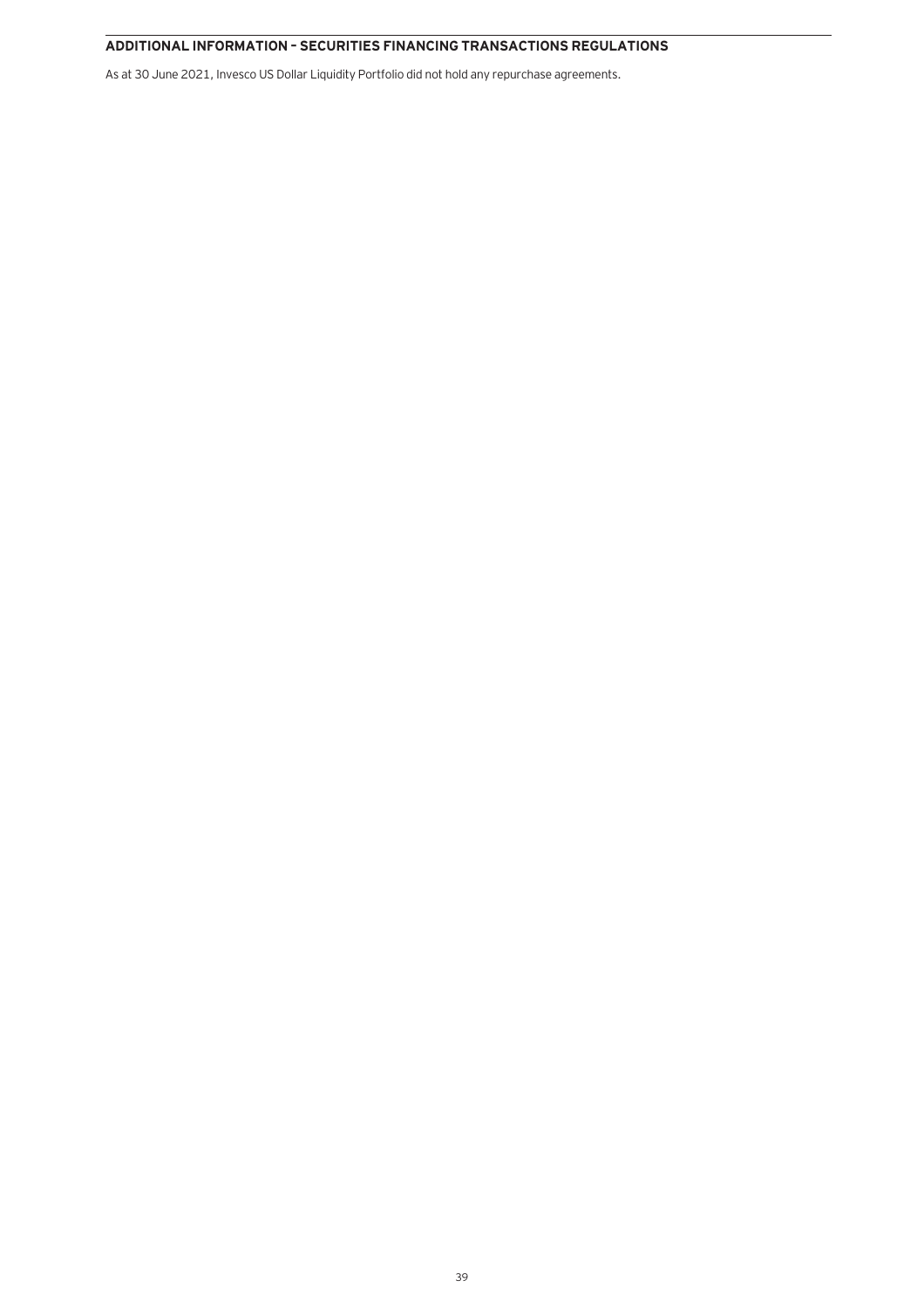## ADDITIONAL INFORMATION – SECURITIES FINANCING TRANSACTIONS REGULATIONS

As at 30 June 2021, Invesco US Dollar Liquidity Portfolio did not hold any repurchase agreements.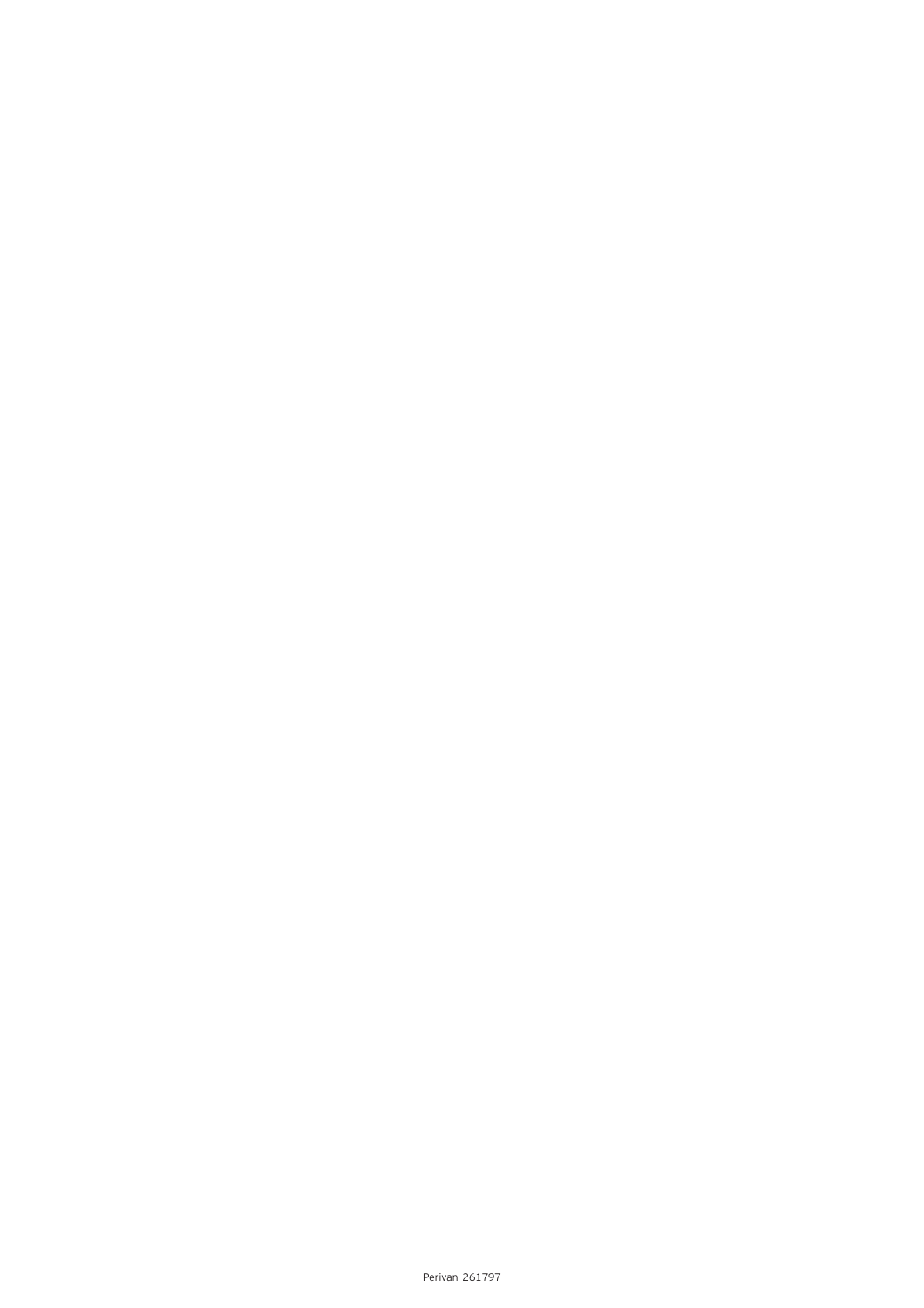Perivan 261797